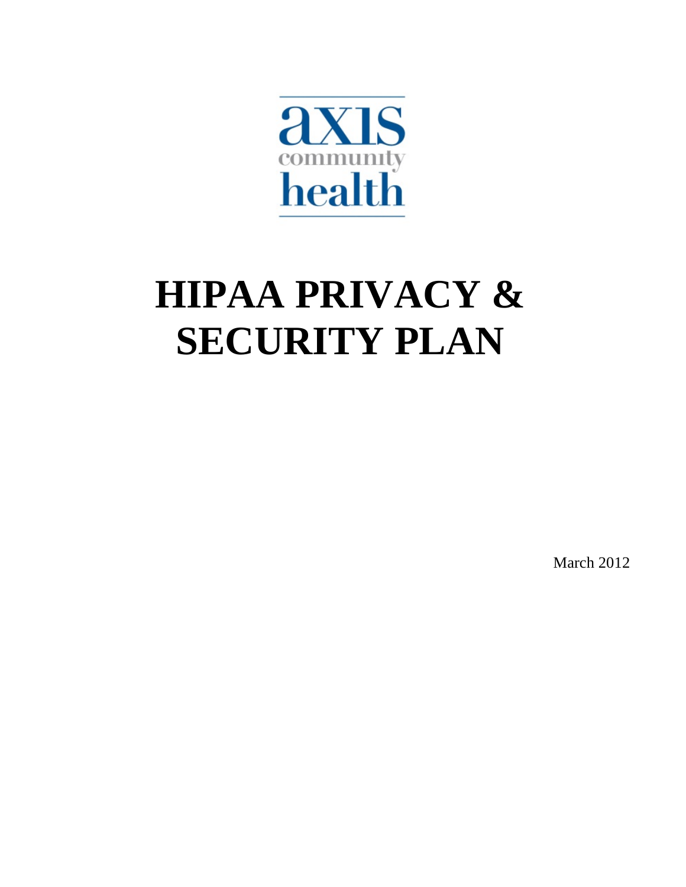axis
community
health

# HIPAA PRIVACY & SECURITY PLAN

March 2012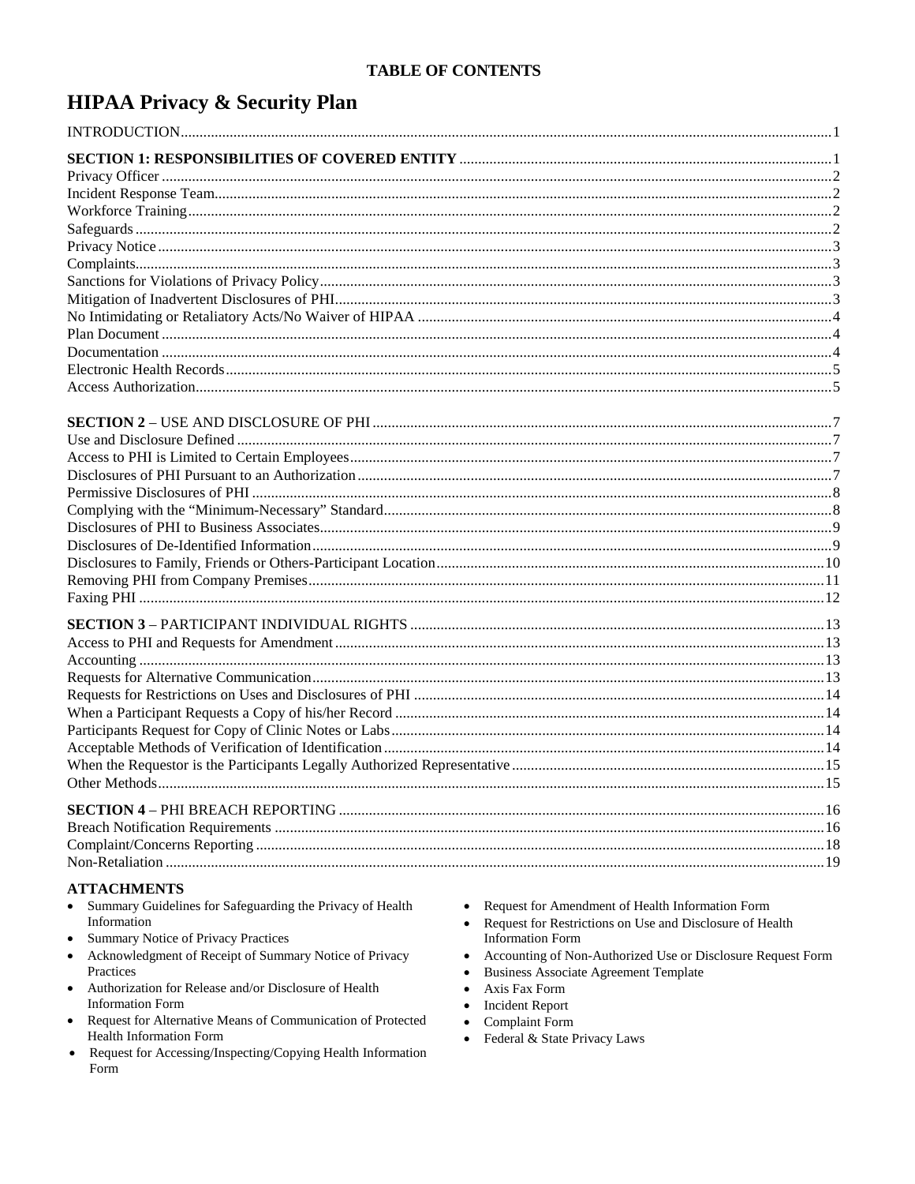**TABLE OF CONTENTS**

# HIPAA Privacy & Security Plan

INTRODUCTION....1

**SECTION 1: RESPONSIBILITIES OF COVERED ENTITY**....1
Privacy Officer....2
Incident Response Team....2
Workforce Training....2
Safeguards....2
Privacy Notice....3
Complaints....3
Sanctions for Violations of Privacy Policy....3
Mitigation of Inadvertent Disclosures of PHI....3
No Intimidating or Retaliatory Acts/No Waiver of HIPAA....4
Plan Document....4
Documentation....4
Electronic Health Records....5
Access Authorization....5

**SECTION 2** – USE AND DISCLOSURE OF PHI....7
Use and Disclosure Defined....7
Access to PHI is Limited to Certain Employees....7
Disclosures of PHI Pursuant to an Authorization....7
Permissive Disclosures of PHI....8
Complying with the "Minimum-Necessary" Standard....8
Disclosures of PHI to Business Associates....9
Disclosures of De-Identified Information....9
Disclosures to Family, Friends or Others-Participant Location....10
Removing PHI from Company Premises....11
Faxing PHI....12

**SECTION 3** – PARTICIPANT INDIVIDUAL RIGHTS....13
Access to PHI and Requests for Amendment....13
Accounting....13
Requests for Alternative Communication....13
Requests for Restrictions on Uses and Disclosures of PHI....14
When a Participant Requests a Copy of his/her Record....14
Participants Request for Copy of Clinic Notes or Labs....14
Acceptable Methods of Verification of Identification....14
When the Requestor is the Participants Legally Authorized Representative....15
Other Methods....15

**SECTION 4** – PHI BREACH REPORTING....16
Breach Notification Requirements....16
Complaint/Concerns Reporting....18
Non-Retaliation....19

**ATTACHMENTS**

- Summary Guidelines for Safeguarding the Privacy of Health Information
- Summary Notice of Privacy Practices
- Acknowledgment of Receipt of Summary Notice of Privacy Practices
- Authorization for Release and/or Disclosure of Health Information Form
- Request for Alternative Means of Communication of Protected Health Information Form
- Request for Accessing/Inspecting/Copying Health Information Form
- Request for Amendment of Health Information Form
- Request for Restrictions on Use and Disclosure of Health Information Form
- Accounting of Non-Authorized Use or Disclosure Request Form
- Business Associate Agreement Template
- Axis Fax Form
- Incident Report
- Complaint Form
- Federal & State Privacy Laws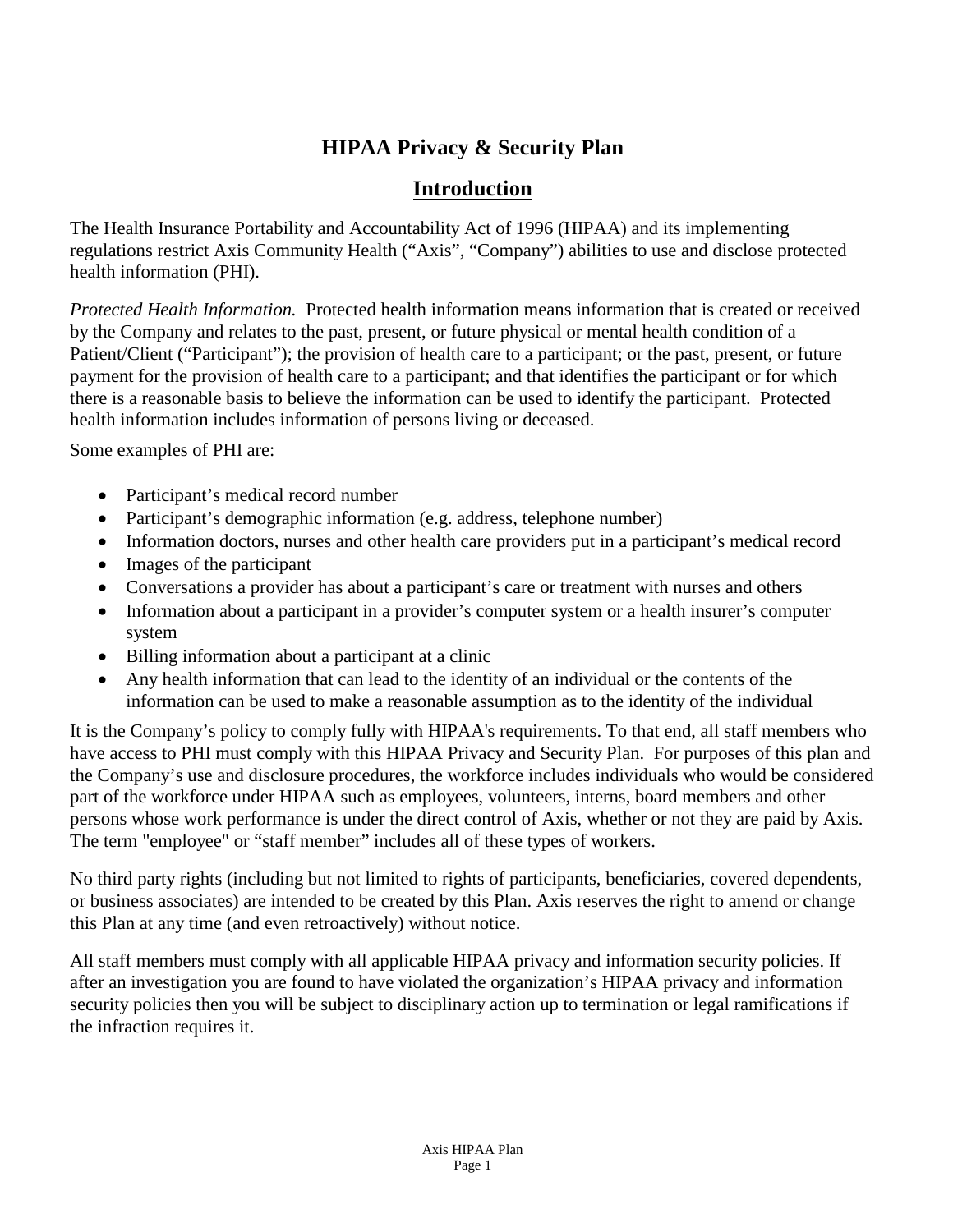# HIPAA Privacy & Security Plan

## Introduction

The Health Insurance Portability and Accountability Act of 1996 (HIPAA) and its implementing regulations restrict Axis Community Health ("Axis", "Company") abilities to use and disclose protected health information (PHI).

*Protected Health Information.* Protected health information means information that is created or received by the Company and relates to the past, present, or future physical or mental health condition of a Patient/Client ("Participant"); the provision of health care to a participant; or the past, present, or future payment for the provision of health care to a participant; and that identifies the participant or for which there is a reasonable basis to believe the information can be used to identify the participant. Protected health information includes information of persons living or deceased.

Some examples of PHI are:

- Participant's medical record number
- Participant's demographic information (e.g. address, telephone number)
- Information doctors, nurses and other health care providers put in a participant's medical record
- Images of the participant
- Conversations a provider has about a participant's care or treatment with nurses and others
- Information about a participant in a provider's computer system or a health insurer's computer system
- Billing information about a participant at a clinic
- Any health information that can lead to the identity of an individual or the contents of the information can be used to make a reasonable assumption as to the identity of the individual

It is the Company's policy to comply fully with HIPAA's requirements. To that end, all staff members who have access to PHI must comply with this HIPAA Privacy and Security Plan. For purposes of this plan and the Company's use and disclosure procedures, the workforce includes individuals who would be considered part of the workforce under HIPAA such as employees, volunteers, interns, board members and other persons whose work performance is under the direct control of Axis, whether or not they are paid by Axis. The term "employee" or "staff member" includes all of these types of workers.

No third party rights (including but not limited to rights of participants, beneficiaries, covered dependents, or business associates) are intended to be created by this Plan. Axis reserves the right to amend or change this Plan at any time (and even retroactively) without notice.

All staff members must comply with all applicable HIPAA privacy and information security policies. If after an investigation you are found to have violated the organization's HIPAA privacy and information security policies then you will be subject to disciplinary action up to termination or legal ramifications if the infraction requires it.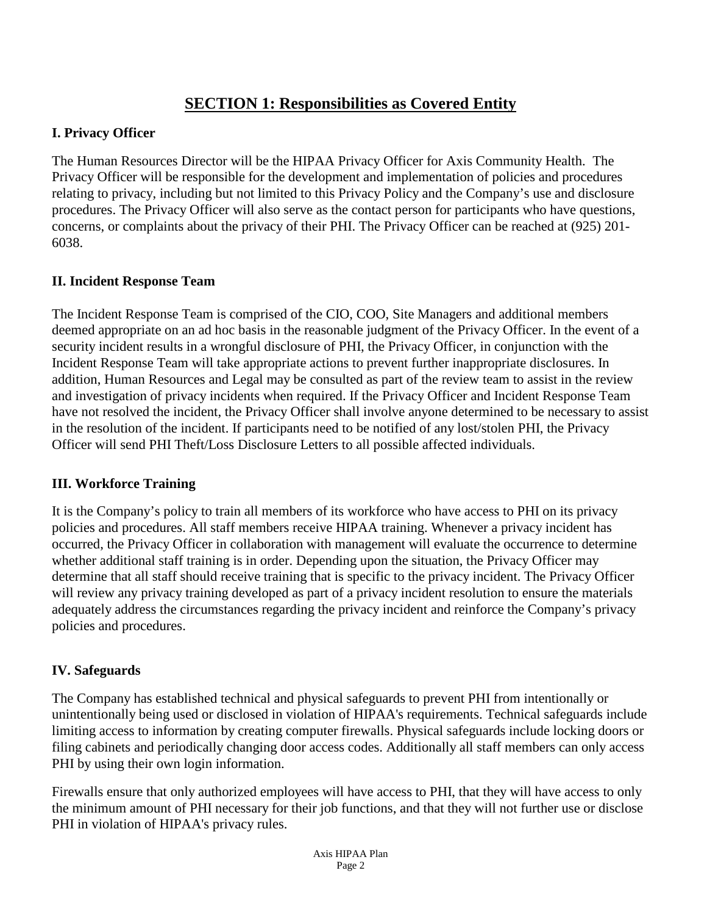# SECTION 1: Responsibilities as Covered Entity

## I. Privacy Officer

The Human Resources Director will be the HIPAA Privacy Officer for Axis Community Health. The Privacy Officer will be responsible for the development and implementation of policies and procedures relating to privacy, including but not limited to this Privacy Policy and the Company's use and disclosure procedures. The Privacy Officer will also serve as the contact person for participants who have questions, concerns, or complaints about the privacy of their PHI. The Privacy Officer can be reached at (925) 201-6038.

## II. Incident Response Team

The Incident Response Team is comprised of the CIO, COO, Site Managers and additional members deemed appropriate on an ad hoc basis in the reasonable judgment of the Privacy Officer. In the event of a security incident results in a wrongful disclosure of PHI, the Privacy Officer, in conjunction with the Incident Response Team will take appropriate actions to prevent further inappropriate disclosures. In addition, Human Resources and Legal may be consulted as part of the review team to assist in the review and investigation of privacy incidents when required. If the Privacy Officer and Incident Response Team have not resolved the incident, the Privacy Officer shall involve anyone determined to be necessary to assist in the resolution of the incident. If participants need to be notified of any lost/stolen PHI, the Privacy Officer will send PHI Theft/Loss Disclosure Letters to all possible affected individuals.

## III. Workforce Training

It is the Company's policy to train all members of its workforce who have access to PHI on its privacy policies and procedures. All staff members receive HIPAA training. Whenever a privacy incident has occurred, the Privacy Officer in collaboration with management will evaluate the occurrence to determine whether additional staff training is in order. Depending upon the situation, the Privacy Officer may determine that all staff should receive training that is specific to the privacy incident. The Privacy Officer will review any privacy training developed as part of a privacy incident resolution to ensure the materials adequately address the circumstances regarding the privacy incident and reinforce the Company's privacy policies and procedures.

## IV. Safeguards

The Company has established technical and physical safeguards to prevent PHI from intentionally or unintentionally being used or disclosed in violation of HIPAA's requirements. Technical safeguards include limiting access to information by creating computer firewalls. Physical safeguards include locking doors or filing cabinets and periodically changing door access codes. Additionally all staff members can only access PHI by using their own login information.

Firewalls ensure that only authorized employees will have access to PHI, that they will have access to only the minimum amount of PHI necessary for their job functions, and that they will not further use or disclose PHI in violation of HIPAA's privacy rules.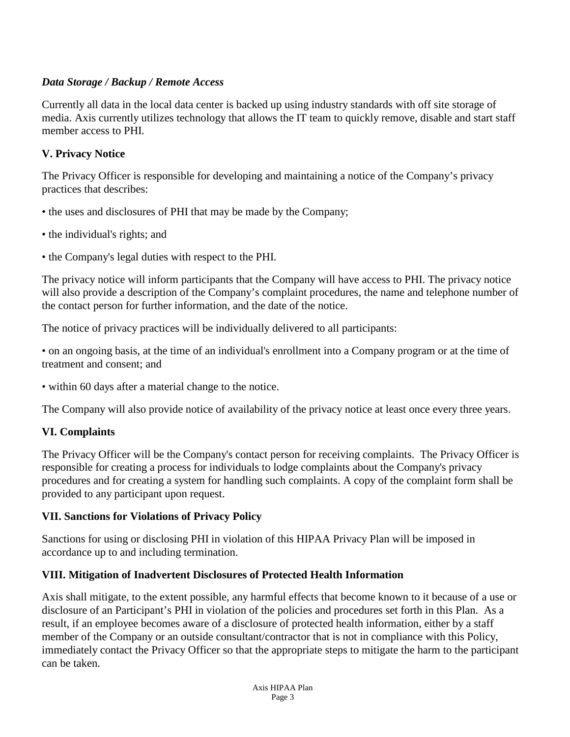***Data Storage / Backup / Remote Access***

Currently all data in the local data center is backed up using industry standards with off site storage of media. Axis currently utilizes technology that allows the IT team to quickly remove, disable and start staff member access to PHI.

## V. Privacy Notice

The Privacy Officer is responsible for developing and maintaining a notice of the Company's privacy practices that describes:

• the uses and disclosures of PHI that may be made by the Company;

• the individual's rights; and

• the Company's legal duties with respect to the PHI.

The privacy notice will inform participants that the Company will have access to PHI. The privacy notice will also provide a description of the Company's complaint procedures, the name and telephone number of the contact person for further information, and the date of the notice.

The notice of privacy practices will be individually delivered to all participants:

• on an ongoing basis, at the time of an individual's enrollment into a Company program or at the time of treatment and consent; and

• within 60 days after a material change to the notice.

The Company will also provide notice of availability of the privacy notice at least once every three years.

## VI. Complaints

The Privacy Officer will be the Company's contact person for receiving complaints. The Privacy Officer is responsible for creating a process for individuals to lodge complaints about the Company's privacy procedures and for creating a system for handling such complaints. A copy of the complaint form shall be provided to any participant upon request.

## VII. Sanctions for Violations of Privacy Policy

Sanctions for using or disclosing PHI in violation of this HIPAA Privacy Plan will be imposed in accordance up to and including termination.

## VIII. Mitigation of Inadvertent Disclosures of Protected Health Information

Axis shall mitigate, to the extent possible, any harmful effects that become known to it because of a use or disclosure of an Participant's PHI in violation of the policies and procedures set forth in this Plan. As a result, if an employee becomes aware of a disclosure of protected health information, either by a staff member of the Company or an outside consultant/contractor that is not in compliance with this Policy, immediately contact the Privacy Officer so that the appropriate steps to mitigate the harm to the participant can be taken.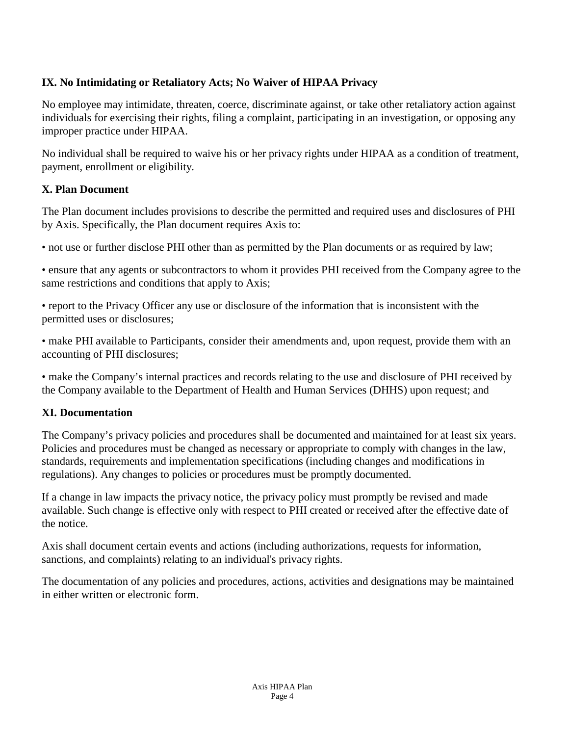### IX. No Intimidating or Retaliatory Acts; No Waiver of HIPAA Privacy

No employee may intimidate, threaten, coerce, discriminate against, or take other retaliatory action against individuals for exercising their rights, filing a complaint, participating in an investigation, or opposing any improper practice under HIPAA.

No individual shall be required to waive his or her privacy rights under HIPAA as a condition of treatment, payment, enrollment or eligibility.

### X. Plan Document

The Plan document includes provisions to describe the permitted and required uses and disclosures of PHI by Axis. Specifically, the Plan document requires Axis to:

- not use or further disclose PHI other than as permitted by the Plan documents or as required by law;
- ensure that any agents or subcontractors to whom it provides PHI received from the Company agree to the same restrictions and conditions that apply to Axis;
- report to the Privacy Officer any use or disclosure of the information that is inconsistent with the permitted uses or disclosures;
- make PHI available to Participants, consider their amendments and, upon request, provide them with an accounting of PHI disclosures;
- make the Company's internal practices and records relating to the use and disclosure of PHI received by the Company available to the Department of Health and Human Services (DHHS) upon request; and

### XI. Documentation

The Company's privacy policies and procedures shall be documented and maintained for at least six years. Policies and procedures must be changed as necessary or appropriate to comply with changes in the law, standards, requirements and implementation specifications (including changes and modifications in regulations). Any changes to policies or procedures must be promptly documented.

If a change in law impacts the privacy notice, the privacy policy must promptly be revised and made available. Such change is effective only with respect to PHI created or received after the effective date of the notice.

Axis shall document certain events and actions (including authorizations, requests for information, sanctions, and complaints) relating to an individual's privacy rights.

The documentation of any policies and procedures, actions, activities and designations may be maintained in either written or electronic form.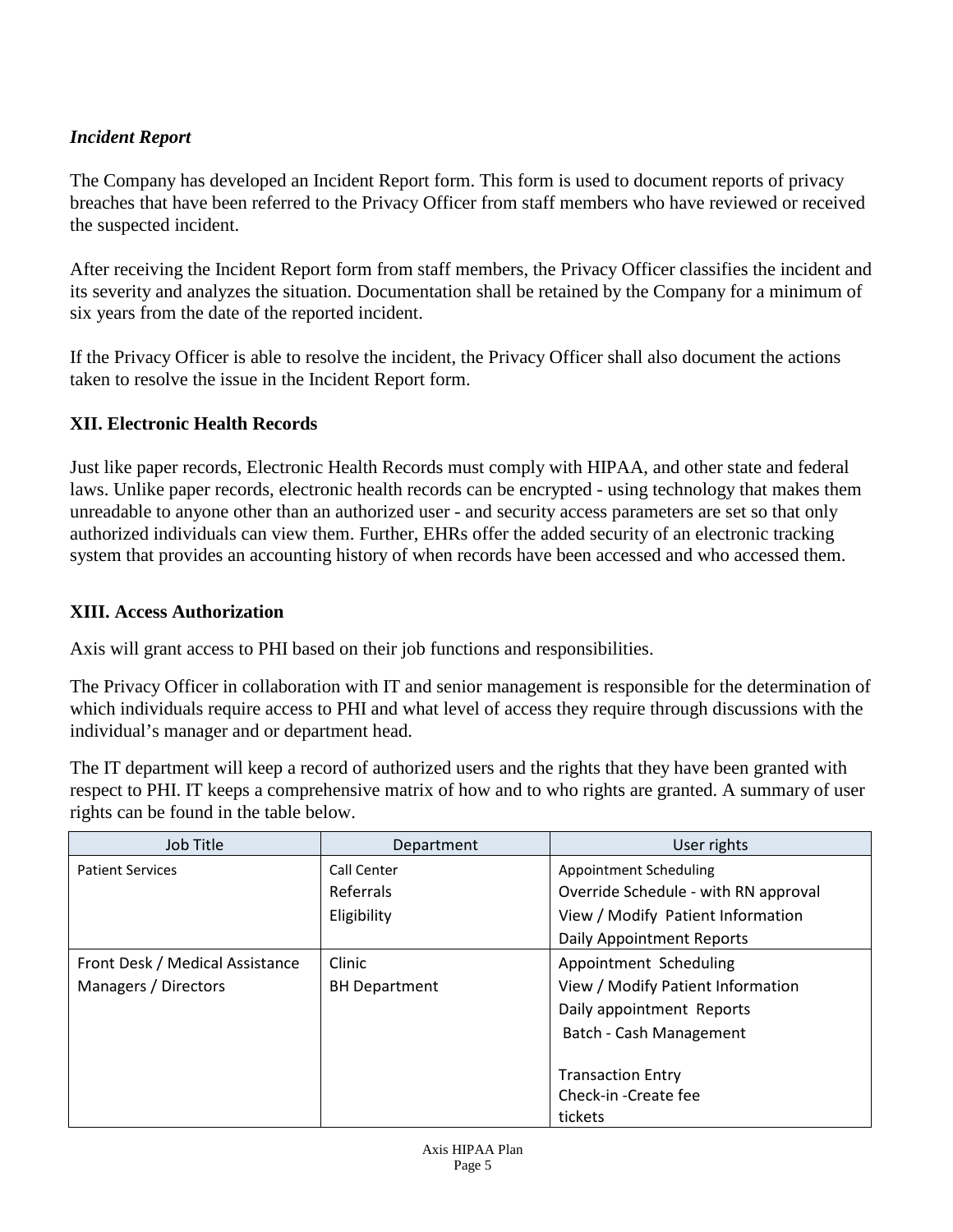### *Incident Report*

The Company has developed an Incident Report form. This form is used to document reports of privacy breaches that have been referred to the Privacy Officer from staff members who have reviewed or received the suspected incident.

After receiving the Incident Report form from staff members, the Privacy Officer classifies the incident and its severity and analyzes the situation. Documentation shall be retained by the Company for a minimum of six years from the date of the reported incident.

If the Privacy Officer is able to resolve the incident, the Privacy Officer shall also document the actions taken to resolve the issue in the Incident Report form.

## XII. Electronic Health Records

Just like paper records, Electronic Health Records must comply with HIPAA, and other state and federal laws. Unlike paper records, electronic health records can be encrypted - using technology that makes them unreadable to anyone other than an authorized user - and security access parameters are set so that only authorized individuals can view them. Further, EHRs offer the added security of an electronic tracking system that provides an accounting history of when records have been accessed and who accessed them.

## XIII. Access Authorization

Axis will grant access to PHI based on their job functions and responsibilities.

The Privacy Officer in collaboration with IT and senior management is responsible for the determination of which individuals require access to PHI and what level of access they require through discussions with the individual's manager and or department head.

The IT department will keep a record of authorized users and the rights that they have been granted with respect to PHI. IT keeps a comprehensive matrix of how and to who rights are granted. A summary of user rights can be found in the table below.

| Job Title | Department | User rights |
|---|---|---|
| Patient Services | Call Center<br>Referrals<br>Eligibility | Appointment Scheduling<br>Override Schedule - with RN approval<br>View / Modify Patient Information<br>Daily Appointment Reports |
| Front Desk / Medical Assistance<br>Managers / Directors | Clinic<br>BH Department | Appointment Scheduling<br>View / Modify Patient Information<br>Daily appointment Reports<br>Batch - Cash Management<br><br>Transaction Entry<br>Check-in -Create fee tickets |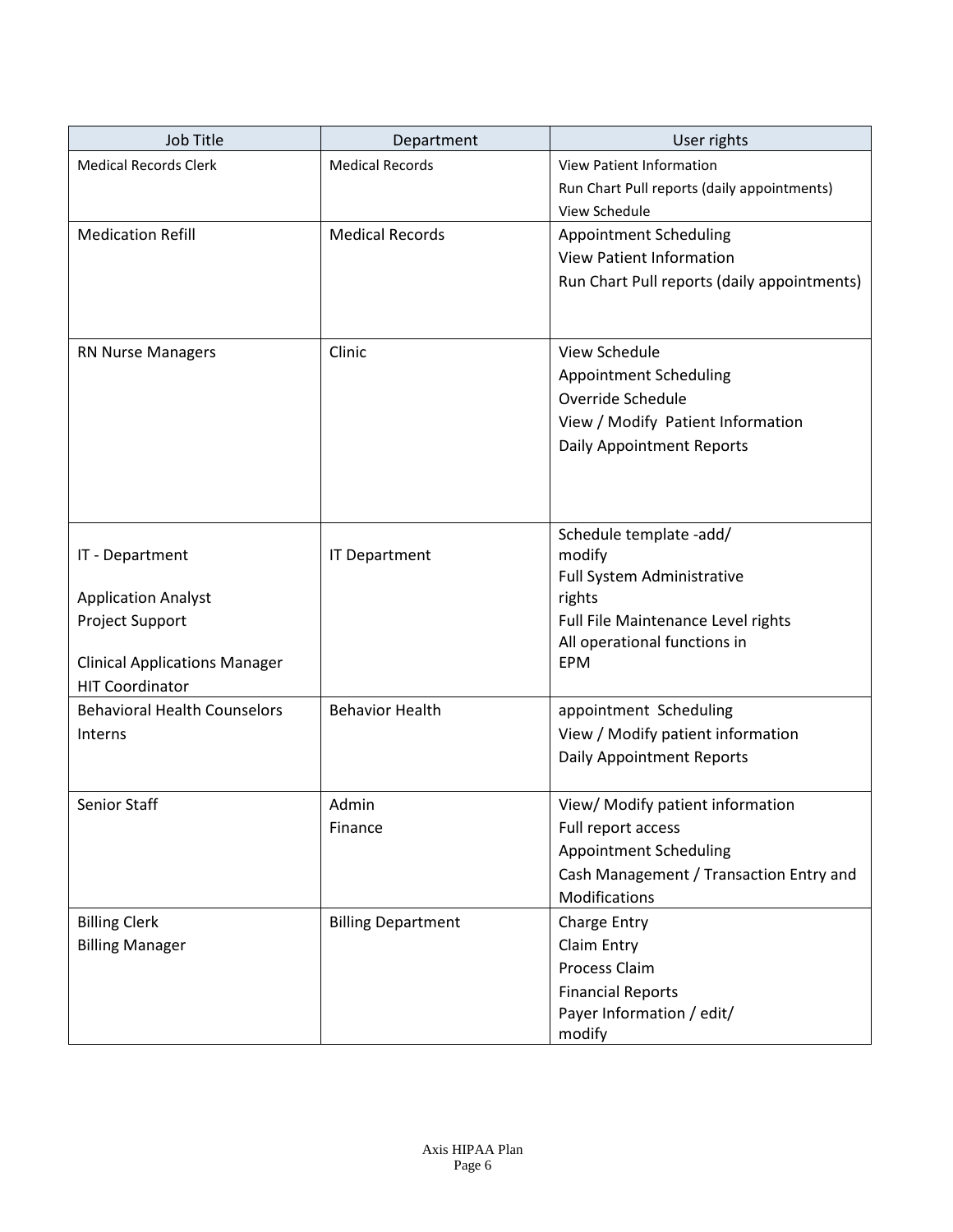| Job Title | Department | User rights |
|---|---|---|
| Medical Records Clerk | Medical Records | View Patient Information<br>Run Chart Pull reports (daily appointments)<br>View Schedule |
| Medication Refill | Medical Records | Appointment Scheduling<br>View Patient Information<br>Run Chart Pull reports (daily appointments) |
| RN Nurse Managers | Clinic | View Schedule<br>Appointment Scheduling<br>Override Schedule<br>View / Modify Patient Information<br>Daily Appointment Reports |
| IT - Department<br>Application Analyst<br>Project Support<br>Clinical Applications Manager<br>HIT Coordinator | IT Department | Schedule template -add/ modify<br>Full System Administrative rights<br>Full File Maintenance Level rights<br>All operational functions in EPM |
| Behavioral Health Counselors<br>Interns | Behavior Health | appointment Scheduling<br>View / Modify patient information<br>Daily Appointment Reports |
| Senior Staff | Admin<br>Finance | View/ Modify patient information<br>Full report access<br>Appointment Scheduling<br>Cash Management / Transaction Entry and Modifications |
| Billing Clerk<br>Billing Manager | Billing Department | Charge Entry<br>Claim Entry<br>Process Claim<br>Financial Reports<br>Payer Information / edit/ modify |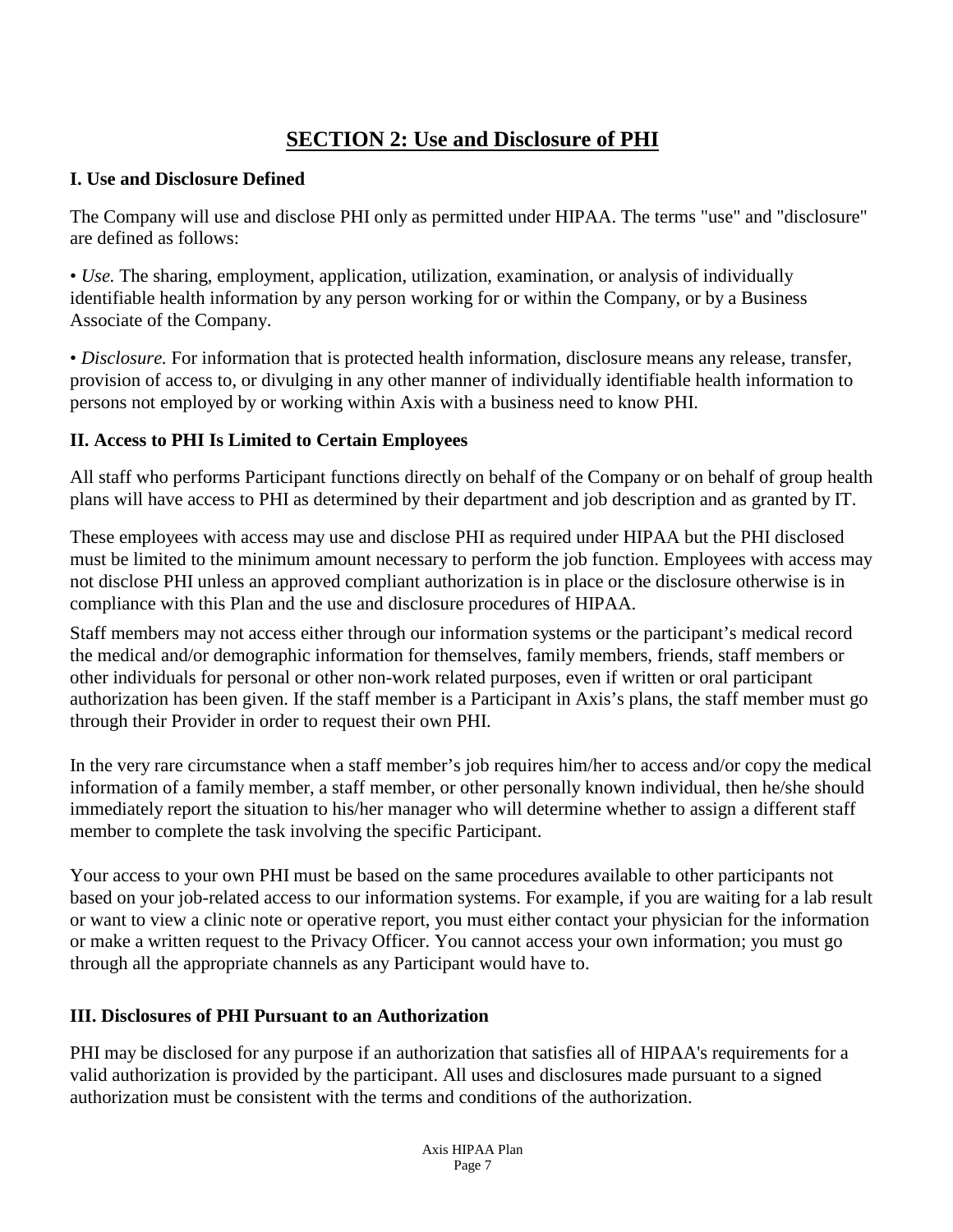# SECTION 2: Use and Disclosure of PHI

### I. Use and Disclosure Defined

The Company will use and disclose PHI only as permitted under HIPAA. The terms "use" and "disclosure" are defined as follows:

• *Use.* The sharing, employment, application, utilization, examination, or analysis of individually identifiable health information by any person working for or within the Company, or by a Business Associate of the Company.

• *Disclosure.* For information that is protected health information, disclosure means any release, transfer, provision of access to, or divulging in any other manner of individually identifiable health information to persons not employed by or working within Axis with a business need to know PHI.

### II. Access to PHI Is Limited to Certain Employees

All staff who performs Participant functions directly on behalf of the Company or on behalf of group health plans will have access to PHI as determined by their department and job description and as granted by IT.

These employees with access may use and disclose PHI as required under HIPAA but the PHI disclosed must be limited to the minimum amount necessary to perform the job function. Employees with access may not disclose PHI unless an approved compliant authorization is in place or the disclosure otherwise is in compliance with this Plan and the use and disclosure procedures of HIPAA.

Staff members may not access either through our information systems or the participant's medical record the medical and/or demographic information for themselves, family members, friends, staff members or other individuals for personal or other non-work related purposes, even if written or oral participant authorization has been given. If the staff member is a Participant in Axis's plans, the staff member must go through their Provider in order to request their own PHI.

In the very rare circumstance when a staff member's job requires him/her to access and/or copy the medical information of a family member, a staff member, or other personally known individual, then he/she should immediately report the situation to his/her manager who will determine whether to assign a different staff member to complete the task involving the specific Participant.

Your access to your own PHI must be based on the same procedures available to other participants not based on your job-related access to our information systems. For example, if you are waiting for a lab result or want to view a clinic note or operative report, you must either contact your physician for the information or make a written request to the Privacy Officer. You cannot access your own information; you must go through all the appropriate channels as any Participant would have to.

### III. Disclosures of PHI Pursuant to an Authorization

PHI may be disclosed for any purpose if an authorization that satisfies all of HIPAA's requirements for a valid authorization is provided by the participant. All uses and disclosures made pursuant to a signed authorization must be consistent with the terms and conditions of the authorization.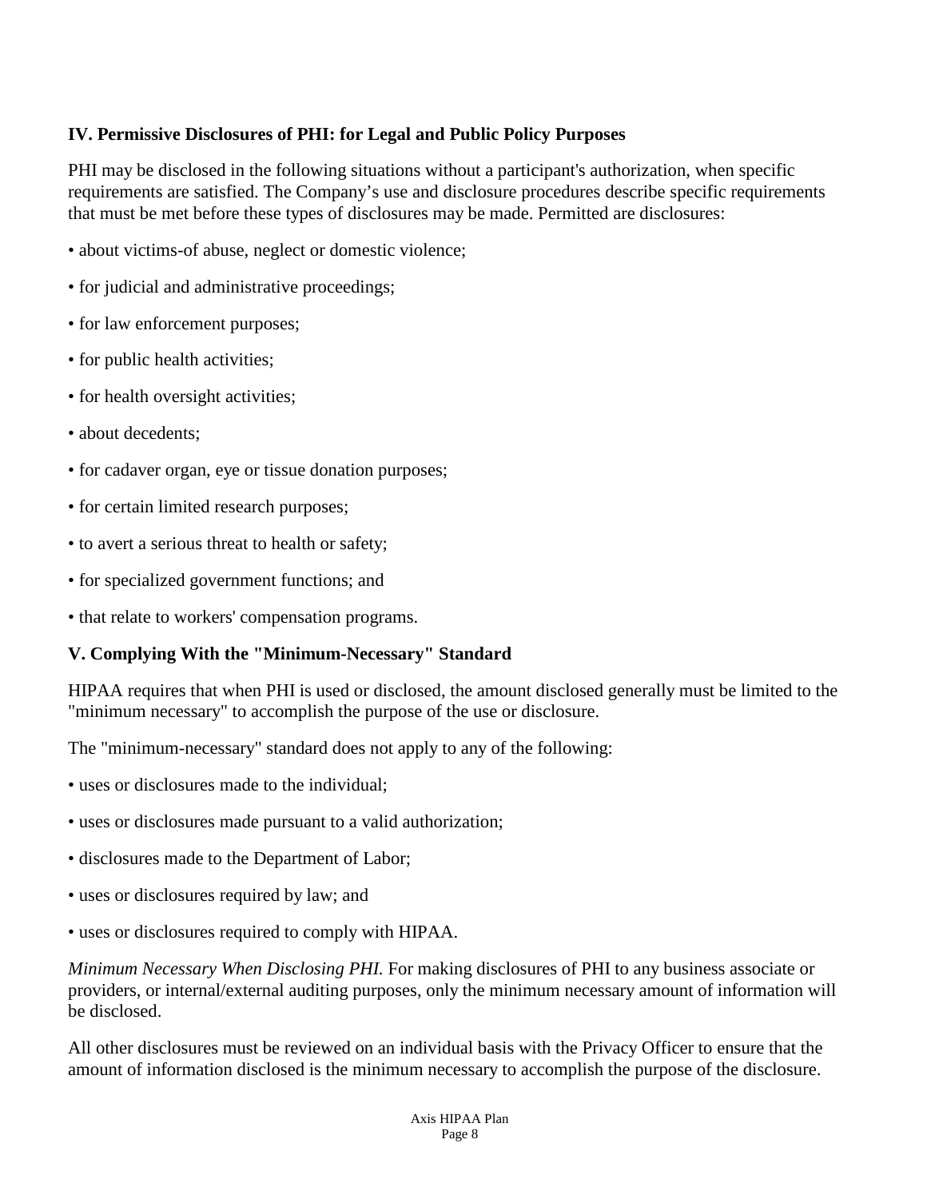### IV. Permissive Disclosures of PHI: for Legal and Public Policy Purposes

PHI may be disclosed in the following situations without a participant's authorization, when specific requirements are satisfied. The Company's use and disclosure procedures describe specific requirements that must be met before these types of disclosures may be made. Permitted are disclosures:

- about victims-of abuse, neglect or domestic violence;
- for judicial and administrative proceedings;
- for law enforcement purposes;
- for public health activities;
- for health oversight activities;
- about decedents;
- for cadaver organ, eye or tissue donation purposes;
- for certain limited research purposes;
- to avert a serious threat to health or safety;
- for specialized government functions; and
- that relate to workers' compensation programs.

### V. Complying With the "Minimum-Necessary" Standard

HIPAA requires that when PHI is used or disclosed, the amount disclosed generally must be limited to the "minimum necessary" to accomplish the purpose of the use or disclosure.

The "minimum-necessary" standard does not apply to any of the following:

- uses or disclosures made to the individual;
- uses or disclosures made pursuant to a valid authorization;
- disclosures made to the Department of Labor;
- uses or disclosures required by law; and
- uses or disclosures required to comply with HIPAA.

*Minimum Necessary When Disclosing PHI.* For making disclosures of PHI to any business associate or providers, or internal/external auditing purposes, only the minimum necessary amount of information will be disclosed.

All other disclosures must be reviewed on an individual basis with the Privacy Officer to ensure that the amount of information disclosed is the minimum necessary to accomplish the purpose of the disclosure.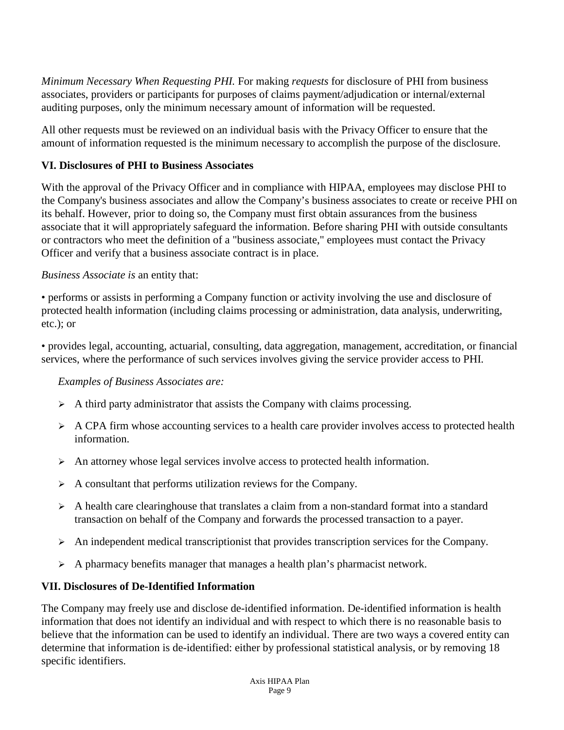*Minimum Necessary When Requesting PHI.* For making *requests* for disclosure of PHI from business associates, providers or participants for purposes of claims payment/adjudication or internal/external auditing purposes, only the minimum necessary amount of information will be requested.

All other requests must be reviewed on an individual basis with the Privacy Officer to ensure that the amount of information requested is the minimum necessary to accomplish the purpose of the disclosure.

**VI. Disclosures of PHI to Business Associates**

With the approval of the Privacy Officer and in compliance with HIPAA, employees may disclose PHI to the Company's business associates and allow the Company's business associates to create or receive PHI on its behalf. However, prior to doing so, the Company must first obtain assurances from the business associate that it will appropriately safeguard the information. Before sharing PHI with outside consultants or contractors who meet the definition of a "business associate," employees must contact the Privacy Officer and verify that a business associate contract is in place.

*Business Associate is* an entity that:

• performs or assists in performing a Company function or activity involving the use and disclosure of protected health information (including claims processing or administration, data analysis, underwriting, etc.); or

• provides legal, accounting, actuarial, consulting, data aggregation, management, accreditation, or financial services, where the performance of such services involves giving the service provider access to PHI.

*Examples of Business Associates are:*

- A third party administrator that assists the Company with claims processing.
- A CPA firm whose accounting services to a health care provider involves access to protected health information.
- An attorney whose legal services involve access to protected health information.
- A consultant that performs utilization reviews for the Company.
- A health care clearinghouse that translates a claim from a non-standard format into a standard transaction on behalf of the Company and forwards the processed transaction to a payer.
- An independent medical transcriptionist that provides transcription services for the Company.
- A pharmacy benefits manager that manages a health plan's pharmacist network.

**VII. Disclosures of De-Identified Information**

The Company may freely use and disclose de-identified information. De-identified information is health information that does not identify an individual and with respect to which there is no reasonable basis to believe that the information can be used to identify an individual. There are two ways a covered entity can determine that information is de-identified: either by professional statistical analysis, or by removing 18 specific identifiers.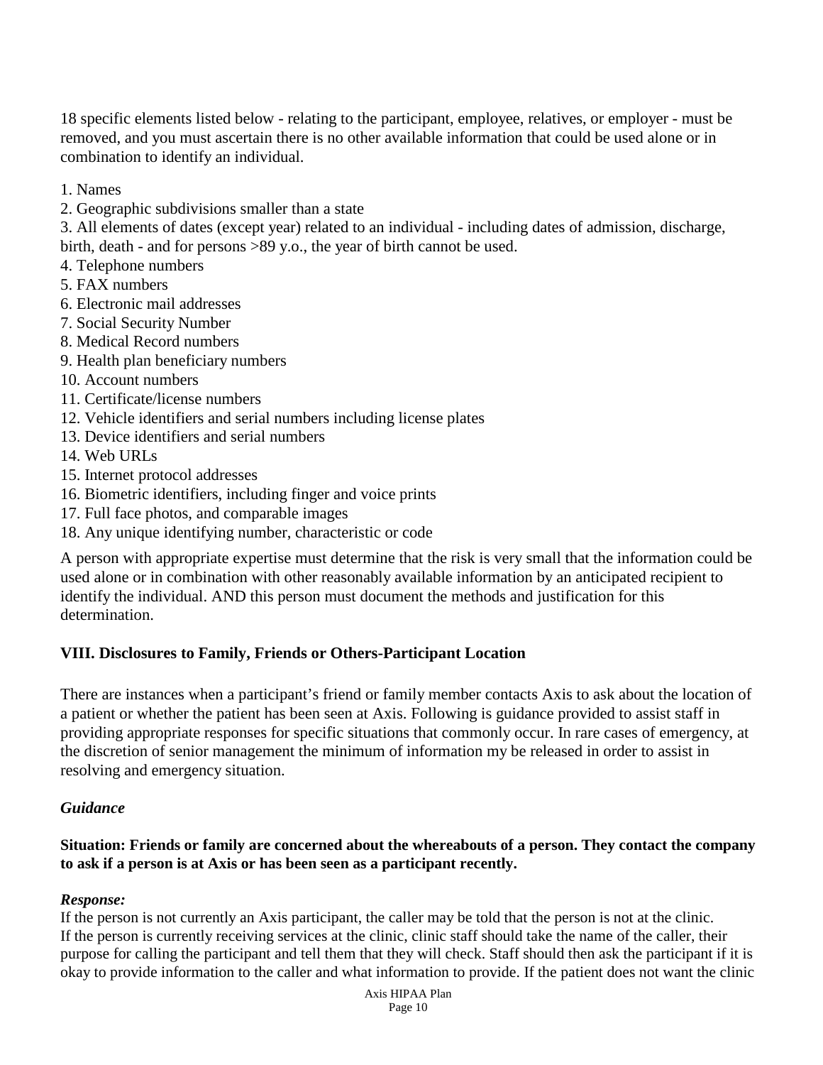18 specific elements listed below - relating to the participant, employee, relatives, or employer - must be removed, and you must ascertain there is no other available information that could be used alone or in combination to identify an individual.

1. Names
2. Geographic subdivisions smaller than a state
3. All elements of dates (except year) related to an individual - including dates of admission, discharge, birth, death - and for persons >89 y.o., the year of birth cannot be used.
4. Telephone numbers
5. FAX numbers
6. Electronic mail addresses
7. Social Security Number
8. Medical Record numbers
9. Health plan beneficiary numbers
10. Account numbers
11. Certificate/license numbers
12. Vehicle identifiers and serial numbers including license plates
13. Device identifiers and serial numbers
14. Web URLs
15. Internet protocol addresses
16. Biometric identifiers, including finger and voice prints
17. Full face photos, and comparable images
18. Any unique identifying number, characteristic or code

A person with appropriate expertise must determine that the risk is very small that the information could be used alone or in combination with other reasonably available information by an anticipated recipient to identify the individual. AND this person must document the methods and justification for this determination.

### VIII. Disclosures to Family, Friends or Others-Participant Location

There are instances when a participant's friend or family member contacts Axis to ask about the location of a patient or whether the patient has been seen at Axis. Following is guidance provided to assist staff in providing appropriate responses for specific situations that commonly occur. In rare cases of emergency, at the discretion of senior management the minimum of information my be released in order to assist in resolving and emergency situation.

***Guidance***

**Situation: Friends or family are concerned about the whereabouts of a person. They contact the company to ask if a person is at Axis or has been seen as a participant recently.**

***Response:***
If the person is not currently an Axis participant, the caller may be told that the person is not at the clinic. If the person is currently receiving services at the clinic, clinic staff should take the name of the caller, their purpose for calling the participant and tell them that they will check. Staff should then ask the participant if it is okay to provide information to the caller and what information to provide. If the patient does not want the clinic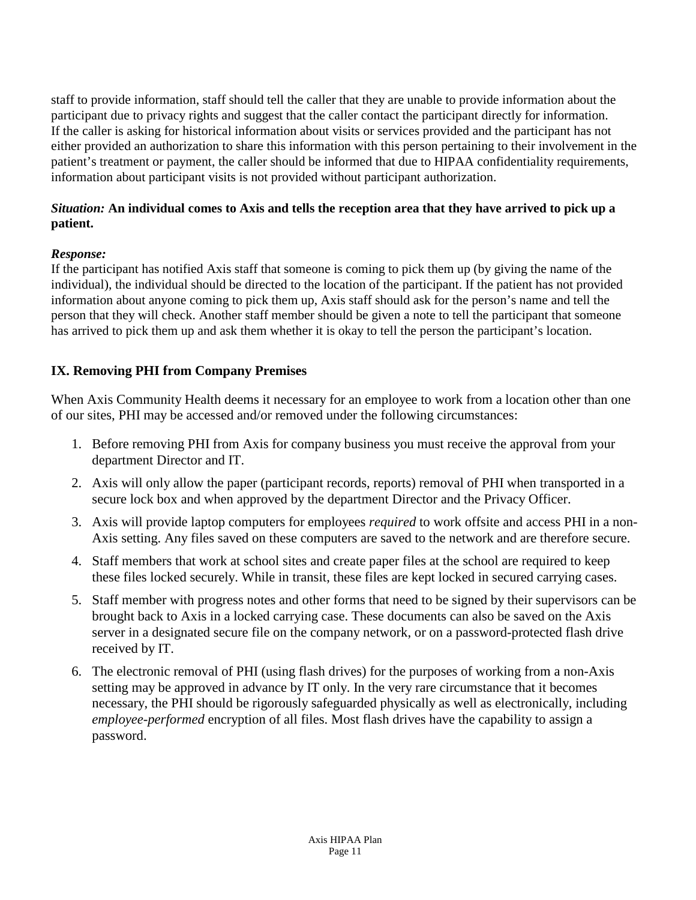staff to provide information, staff should tell the caller that they are unable to provide information about the participant due to privacy rights and suggest that the caller contact the participant directly for information. If the caller is asking for historical information about visits or services provided and the participant has not either provided an authorization to share this information with this person pertaining to their involvement in the patient's treatment or payment, the caller should be informed that due to HIPAA confidentiality requirements, information about participant visits is not provided without participant authorization.

***Situation:* An individual comes to Axis and tells the reception area that they have arrived to pick up a patient.**

***Response:***
If the participant has notified Axis staff that someone is coming to pick them up (by giving the name of the individual), the individual should be directed to the location of the participant. If the patient has not provided information about anyone coming to pick them up, Axis staff should ask for the person's name and tell the person that they will check. Another staff member should be given a note to tell the participant that someone has arrived to pick them up and ask them whether it is okay to tell the person the participant's location.

## IX. Removing PHI from Company Premises

When Axis Community Health deems it necessary for an employee to work from a location other than one of our sites, PHI may be accessed and/or removed under the following circumstances:

1. Before removing PHI from Axis for company business you must receive the approval from your department Director and IT.
2. Axis will only allow the paper (participant records, reports) removal of PHI when transported in a secure lock box and when approved by the department Director and the Privacy Officer.
3. Axis will provide laptop computers for employees *required* to work offsite and access PHI in a non-Axis setting. Any files saved on these computers are saved to the network and are therefore secure.
4. Staff members that work at school sites and create paper files at the school are required to keep these files locked securely. While in transit, these files are kept locked in secured carrying cases.
5. Staff member with progress notes and other forms that need to be signed by their supervisors can be brought back to Axis in a locked carrying case. These documents can also be saved on the Axis server in a designated secure file on the company network, or on a password-protected flash drive received by IT.
6. The electronic removal of PHI (using flash drives) for the purposes of working from a non-Axis setting may be approved in advance by IT only. In the very rare circumstance that it becomes necessary, the PHI should be rigorously safeguarded physically as well as electronically, including *employee-performed* encryption of all files. Most flash drives have the capability to assign a password.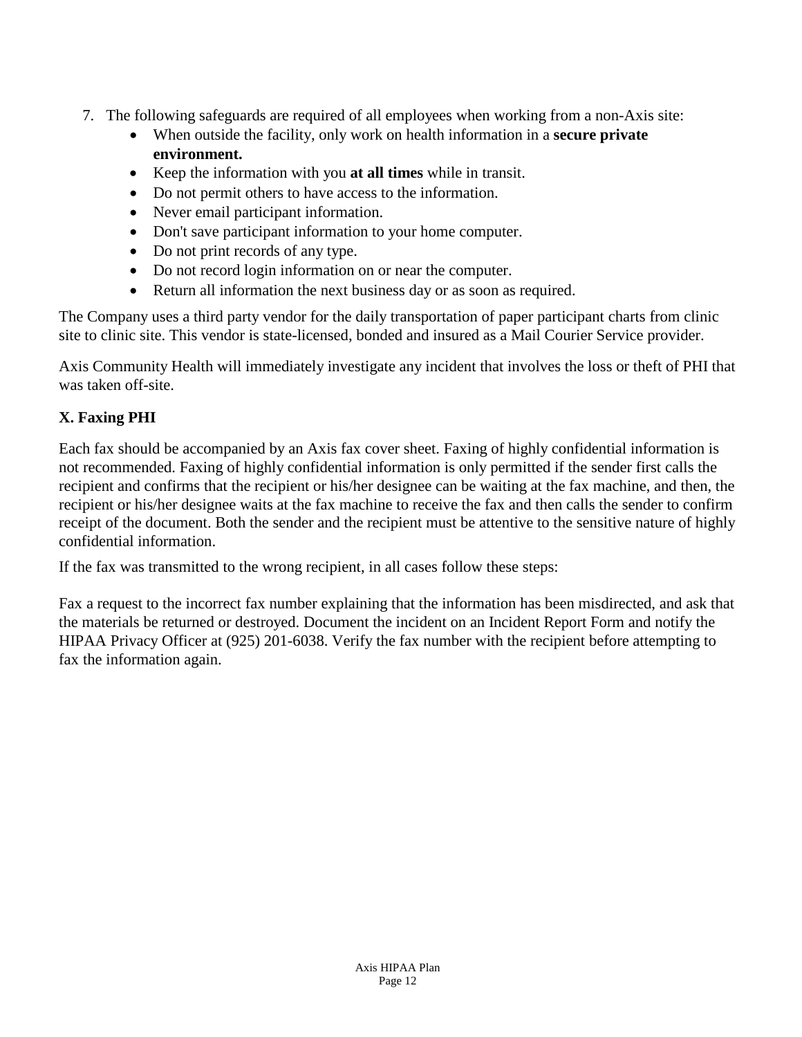7. The following safeguards are required of all employees when working from a non-Axis site:
   - When outside the facility, only work on health information in a **secure private environment.**
   - Keep the information with you **at all times** while in transit.
   - Do not permit others to have access to the information.
   - Never email participant information.
   - Don't save participant information to your home computer.
   - Do not print records of any type.
   - Do not record login information on or near the computer.
   - Return all information the next business day or as soon as required.

The Company uses a third party vendor for the daily transportation of paper participant charts from clinic site to clinic site. This vendor is state-licensed, bonded and insured as a Mail Courier Service provider.

Axis Community Health will immediately investigate any incident that involves the loss or theft of PHI that was taken off-site.

### X. Faxing PHI

Each fax should be accompanied by an Axis fax cover sheet. Faxing of highly confidential information is not recommended. Faxing of highly confidential information is only permitted if the sender first calls the recipient and confirms that the recipient or his/her designee can be waiting at the fax machine, and then, the recipient or his/her designee waits at the fax machine to receive the fax and then calls the sender to confirm receipt of the document. Both the sender and the recipient must be attentive to the sensitive nature of highly confidential information.

If the fax was transmitted to the wrong recipient, in all cases follow these steps:

Fax a request to the incorrect fax number explaining that the information has been misdirected, and ask that the materials be returned or destroyed. Document the incident on an Incident Report Form and notify the HIPAA Privacy Officer at (925) 201-6038. Verify the fax number with the recipient before attempting to fax the information again.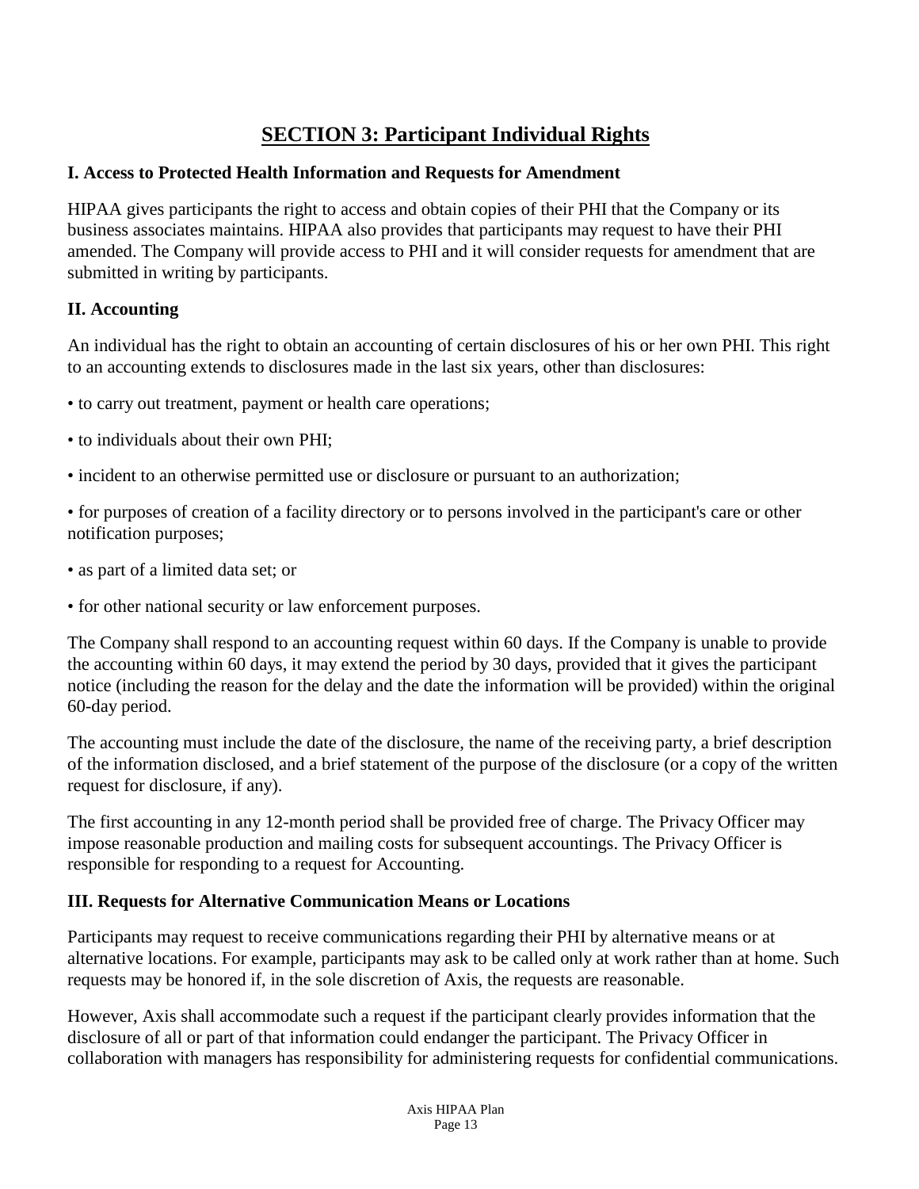# SECTION 3: Participant Individual Rights

### I. Access to Protected Health Information and Requests for Amendment

HIPAA gives participants the right to access and obtain copies of their PHI that the Company or its business associates maintains. HIPAA also provides that participants may request to have their PHI amended. The Company will provide access to PHI and it will consider requests for amendment that are submitted in writing by participants.

### II. Accounting

An individual has the right to obtain an accounting of certain disclosures of his or her own PHI. This right to an accounting extends to disclosures made in the last six years, other than disclosures:

- to carry out treatment, payment or health care operations;
- to individuals about their own PHI;
- incident to an otherwise permitted use or disclosure or pursuant to an authorization;
- for purposes of creation of a facility directory or to persons involved in the participant's care or other notification purposes;
- as part of a limited data set; or
- for other national security or law enforcement purposes.

The Company shall respond to an accounting request within 60 days. If the Company is unable to provide the accounting within 60 days, it may extend the period by 30 days, provided that it gives the participant notice (including the reason for the delay and the date the information will be provided) within the original 60-day period.

The accounting must include the date of the disclosure, the name of the receiving party, a brief description of the information disclosed, and a brief statement of the purpose of the disclosure (or a copy of the written request for disclosure, if any).

The first accounting in any 12-month period shall be provided free of charge. The Privacy Officer may impose reasonable production and mailing costs for subsequent accountings. The Privacy Officer is responsible for responding to a request for Accounting.

### III. Requests for Alternative Communication Means or Locations

Participants may request to receive communications regarding their PHI by alternative means or at alternative locations. For example, participants may ask to be called only at work rather than at home. Such requests may be honored if, in the sole discretion of Axis, the requests are reasonable.

However, Axis shall accommodate such a request if the participant clearly provides information that the disclosure of all or part of that information could endanger the participant. The Privacy Officer in collaboration with managers has responsibility for administering requests for confidential communications.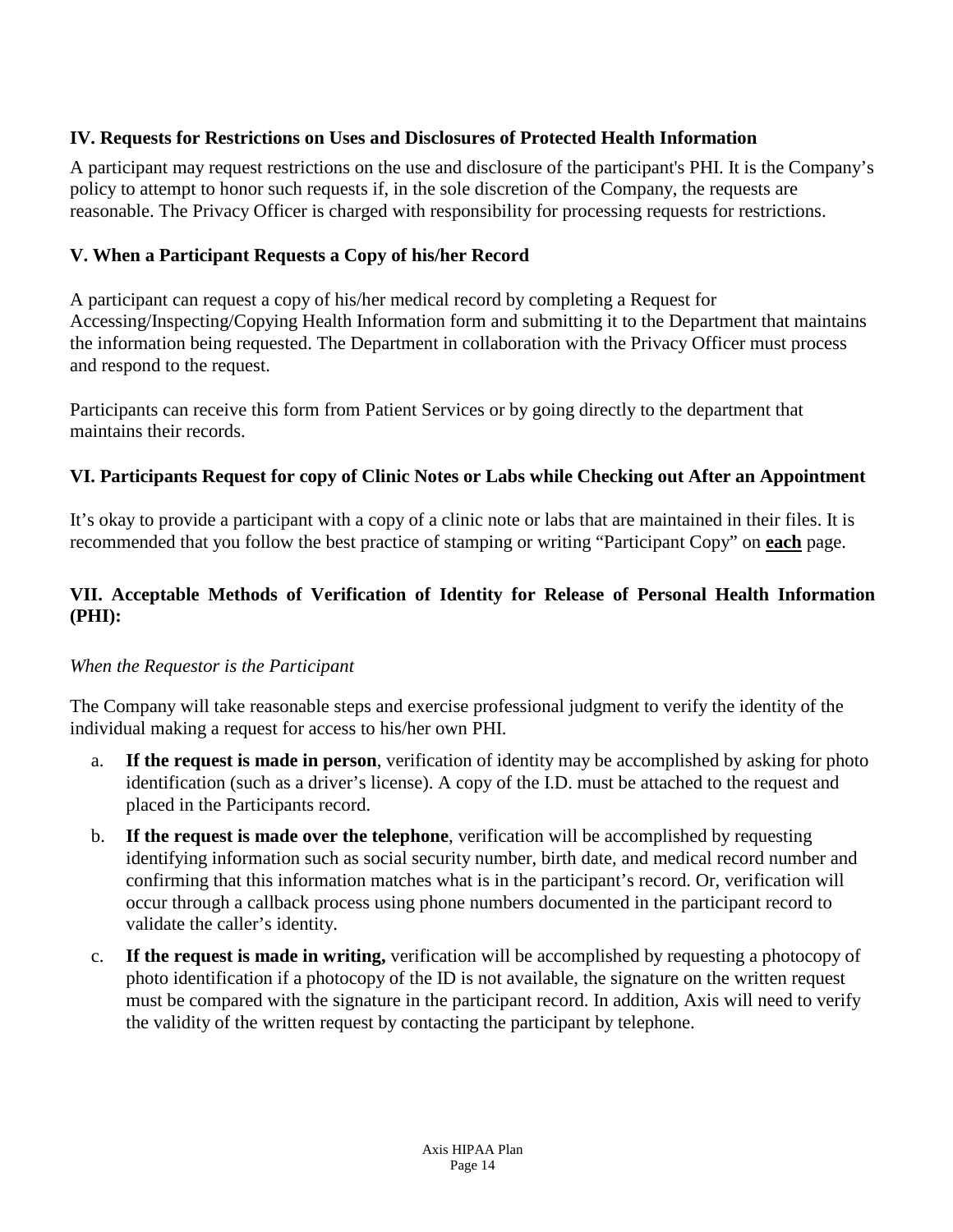### IV. Requests for Restrictions on Uses and Disclosures of Protected Health Information

A participant may request restrictions on the use and disclosure of the participant's PHI. It is the Company's policy to attempt to honor such requests if, in the sole discretion of the Company, the requests are reasonable. The Privacy Officer is charged with responsibility for processing requests for restrictions.

### V. When a Participant Requests a Copy of his/her Record

A participant can request a copy of his/her medical record by completing a Request for Accessing/Inspecting/Copying Health Information form and submitting it to the Department that maintains the information being requested. The Department in collaboration with the Privacy Officer must process and respond to the request.

Participants can receive this form from Patient Services or by going directly to the department that maintains their records.

### VI. Participants Request for copy of Clinic Notes or Labs while Checking out After an Appointment

It's okay to provide a participant with a copy of a clinic note or labs that are maintained in their files. It is recommended that you follow the best practice of stamping or writing "Participant Copy" on **each** page.

### VII. Acceptable Methods of Verification of Identity for Release of Personal Health Information (PHI):

*When the Requestor is the Participant*

The Company will take reasonable steps and exercise professional judgment to verify the identity of the individual making a request for access to his/her own PHI.

a. **If the request is made in person**, verification of identity may be accomplished by asking for photo identification (such as a driver's license). A copy of the I.D. must be attached to the request and placed in the Participants record.

b. **If the request is made over the telephone**, verification will be accomplished by requesting identifying information such as social security number, birth date, and medical record number and confirming that this information matches what is in the participant's record. Or, verification will occur through a callback process using phone numbers documented in the participant record to validate the caller's identity.

c. **If the request is made in writing,** verification will be accomplished by requesting a photocopy of photo identification if a photocopy of the ID is not available, the signature on the written request must be compared with the signature in the participant record. In addition, Axis will need to verify the validity of the written request by contacting the participant by telephone.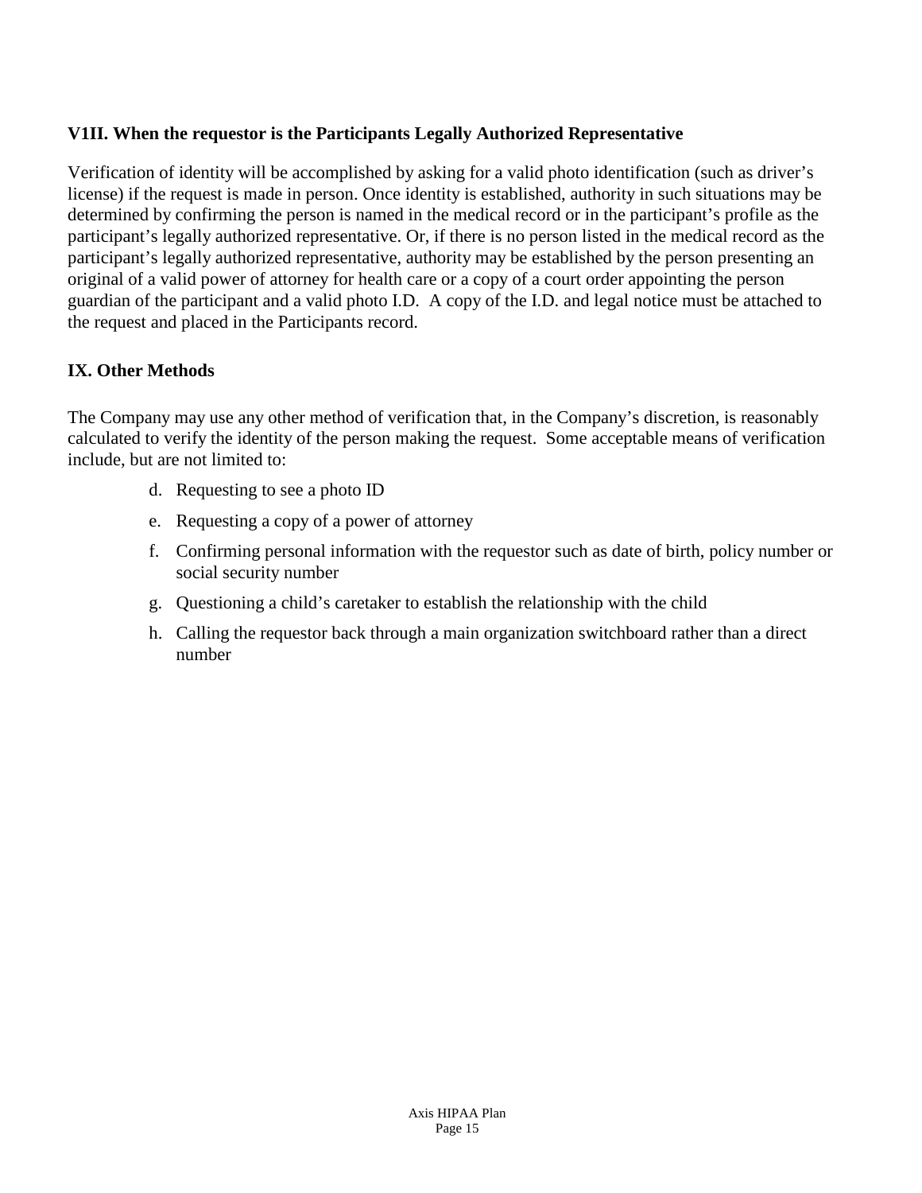### V1II. When the requestor is the Participants Legally Authorized Representative

Verification of identity will be accomplished by asking for a valid photo identification (such as driver's license) if the request is made in person. Once identity is established, authority in such situations may be determined by confirming the person is named in the medical record or in the participant's profile as the participant's legally authorized representative. Or, if there is no person listed in the medical record as the participant's legally authorized representative, authority may be established by the person presenting an original of a valid power of attorney for health care or a copy of a court order appointing the person guardian of the participant and a valid photo I.D. A copy of the I.D. and legal notice must be attached to the request and placed in the Participants record.

### IX. Other Methods

The Company may use any other method of verification that, in the Company's discretion, is reasonably calculated to verify the identity of the person making the request. Some acceptable means of verification include, but are not limited to:

d. Requesting to see a photo ID
e. Requesting a copy of a power of attorney
f. Confirming personal information with the requestor such as date of birth, policy number or social security number
g. Questioning a child's caretaker to establish the relationship with the child
h. Calling the requestor back through a main organization switchboard rather than a direct number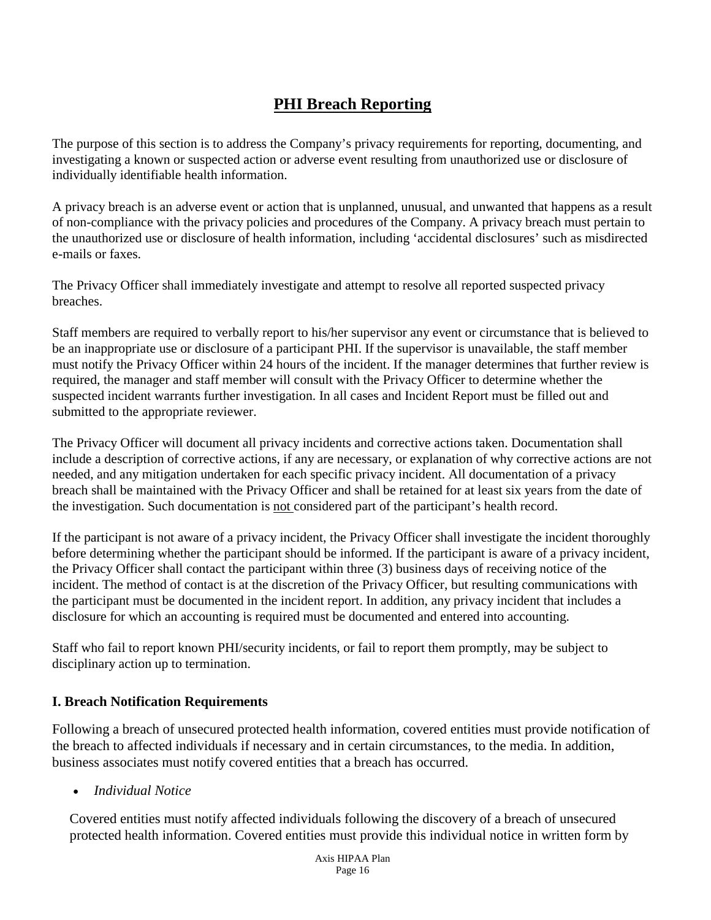## PHI Breach Reporting

The purpose of this section is to address the Company's privacy requirements for reporting, documenting, and investigating a known or suspected action or adverse event resulting from unauthorized use or disclosure of individually identifiable health information.

A privacy breach is an adverse event or action that is unplanned, unusual, and unwanted that happens as a result of non-compliance with the privacy policies and procedures of the Company. A privacy breach must pertain to the unauthorized use or disclosure of health information, including 'accidental disclosures' such as misdirected e-mails or faxes.

The Privacy Officer shall immediately investigate and attempt to resolve all reported suspected privacy breaches.

Staff members are required to verbally report to his/her supervisor any event or circumstance that is believed to be an inappropriate use or disclosure of a participant PHI. If the supervisor is unavailable, the staff member must notify the Privacy Officer within 24 hours of the incident. If the manager determines that further review is required, the manager and staff member will consult with the Privacy Officer to determine whether the suspected incident warrants further investigation. In all cases and Incident Report must be filled out and submitted to the appropriate reviewer.

The Privacy Officer will document all privacy incidents and corrective actions taken. Documentation shall include a description of corrective actions, if any are necessary, or explanation of why corrective actions are not needed, and any mitigation undertaken for each specific privacy incident. All documentation of a privacy breach shall be maintained with the Privacy Officer and shall be retained for at least six years from the date of the investigation. Such documentation is <u>not</u> considered part of the participant's health record.

If the participant is not aware of a privacy incident, the Privacy Officer shall investigate the incident thoroughly before determining whether the participant should be informed. If the participant is aware of a privacy incident, the Privacy Officer shall contact the participant within three (3) business days of receiving notice of the incident. The method of contact is at the discretion of the Privacy Officer, but resulting communications with the participant must be documented in the incident report. In addition, any privacy incident that includes a disclosure for which an accounting is required must be documented and entered into accounting.

Staff who fail to report known PHI/security incidents, or fail to report them promptly, may be subject to disciplinary action up to termination.

### I. Breach Notification Requirements

Following a breach of unsecured protected health information, covered entities must provide notification of the breach to affected individuals if necessary and in certain circumstances, to the media. In addition, business associates must notify covered entities that a breach has occurred.

- *Individual Notice*

Covered entities must notify affected individuals following the discovery of a breach of unsecured protected health information. Covered entities must provide this individual notice in written form by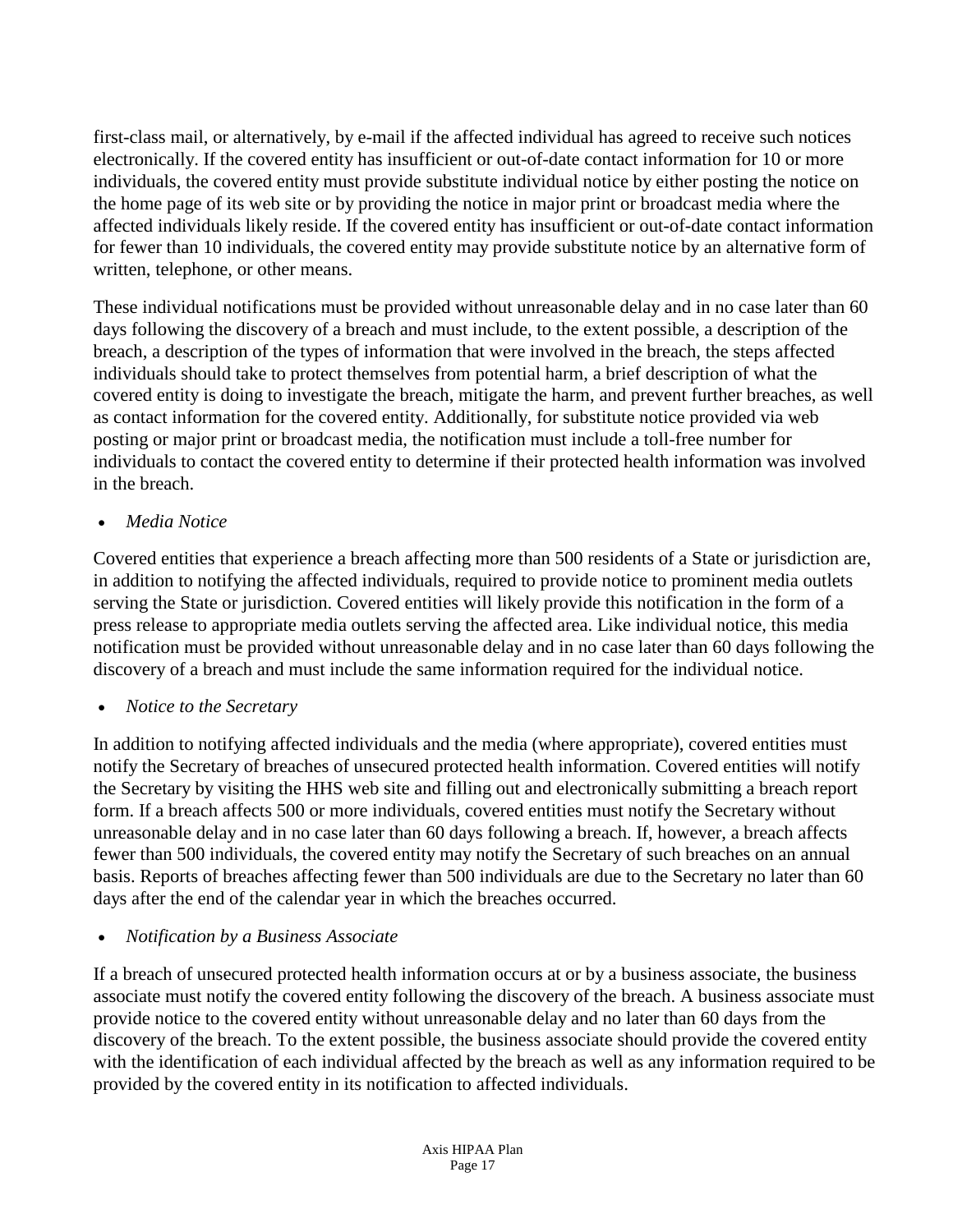first-class mail, or alternatively, by e-mail if the affected individual has agreed to receive such notices electronically. If the covered entity has insufficient or out-of-date contact information for 10 or more individuals, the covered entity must provide substitute individual notice by either posting the notice on the home page of its web site or by providing the notice in major print or broadcast media where the affected individuals likely reside. If the covered entity has insufficient or out-of-date contact information for fewer than 10 individuals, the covered entity may provide substitute notice by an alternative form of written, telephone, or other means.

These individual notifications must be provided without unreasonable delay and in no case later than 60 days following the discovery of a breach and must include, to the extent possible, a description of the breach, a description of the types of information that were involved in the breach, the steps affected individuals should take to protect themselves from potential harm, a brief description of what the covered entity is doing to investigate the breach, mitigate the harm, and prevent further breaches, as well as contact information for the covered entity. Additionally, for substitute notice provided via web posting or major print or broadcast media, the notification must include a toll-free number for individuals to contact the covered entity to determine if their protected health information was involved in the breach.

- *Media Notice*

Covered entities that experience a breach affecting more than 500 residents of a State or jurisdiction are, in addition to notifying the affected individuals, required to provide notice to prominent media outlets serving the State or jurisdiction. Covered entities will likely provide this notification in the form of a press release to appropriate media outlets serving the affected area. Like individual notice, this media notification must be provided without unreasonable delay and in no case later than 60 days following the discovery of a breach and must include the same information required for the individual notice.

- *Notice to the Secretary*

In addition to notifying affected individuals and the media (where appropriate), covered entities must notify the Secretary of breaches of unsecured protected health information. Covered entities will notify the Secretary by visiting the HHS web site and filling out and electronically submitting a breach report form. If a breach affects 500 or more individuals, covered entities must notify the Secretary without unreasonable delay and in no case later than 60 days following a breach. If, however, a breach affects fewer than 500 individuals, the covered entity may notify the Secretary of such breaches on an annual basis. Reports of breaches affecting fewer than 500 individuals are due to the Secretary no later than 60 days after the end of the calendar year in which the breaches occurred.

- *Notification by a Business Associate*

If a breach of unsecured protected health information occurs at or by a business associate, the business associate must notify the covered entity following the discovery of the breach. A business associate must provide notice to the covered entity without unreasonable delay and no later than 60 days from the discovery of the breach. To the extent possible, the business associate should provide the covered entity with the identification of each individual affected by the breach as well as any information required to be provided by the covered entity in its notification to affected individuals.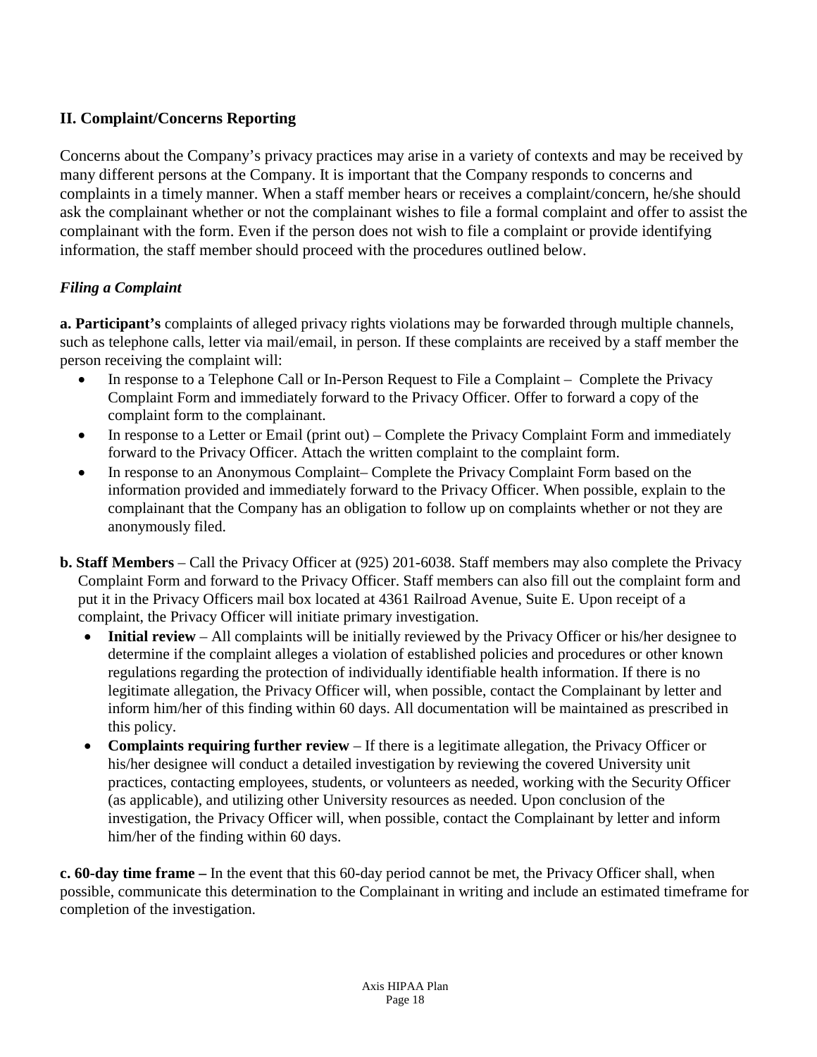## II. Complaint/Concerns Reporting

Concerns about the Company's privacy practices may arise in a variety of contexts and may be received by many different persons at the Company. It is important that the Company responds to concerns and complaints in a timely manner. When a staff member hears or receives a complaint/concern, he/she should ask the complainant whether or not the complainant wishes to file a formal complaint and offer to assist the complainant with the form. Even if the person does not wish to file a complaint or provide identifying information, the staff member should proceed with the procedures outlined below.

### *Filing a Complaint*

**a. Participant's** complaints of alleged privacy rights violations may be forwarded through multiple channels, such as telephone calls, letter via mail/email, in person. If these complaints are received by a staff member the person receiving the complaint will:

- In response to a Telephone Call or In-Person Request to File a Complaint – Complete the Privacy Complaint Form and immediately forward to the Privacy Officer. Offer to forward a copy of the complaint form to the complainant.
- In response to a Letter or Email (print out) – Complete the Privacy Complaint Form and immediately forward to the Privacy Officer. Attach the written complaint to the complaint form.
- In response to an Anonymous Complaint– Complete the Privacy Complaint Form based on the information provided and immediately forward to the Privacy Officer. When possible, explain to the complainant that the Company has an obligation to follow up on complaints whether or not they are anonymously filed.

**b. Staff Members** – Call the Privacy Officer at (925) 201-6038. Staff members may also complete the Privacy Complaint Form and forward to the Privacy Officer. Staff members can also fill out the complaint form and put it in the Privacy Officers mail box located at 4361 Railroad Avenue, Suite E. Upon receipt of a complaint, the Privacy Officer will initiate primary investigation.

- **Initial review** – All complaints will be initially reviewed by the Privacy Officer or his/her designee to determine if the complaint alleges a violation of established policies and procedures or other known regulations regarding the protection of individually identifiable health information. If there is no legitimate allegation, the Privacy Officer will, when possible, contact the Complainant by letter and inform him/her of this finding within 60 days. All documentation will be maintained as prescribed in this policy.
- **Complaints requiring further review** – If there is a legitimate allegation, the Privacy Officer or his/her designee will conduct a detailed investigation by reviewing the covered University unit practices, contacting employees, students, or volunteers as needed, working with the Security Officer (as applicable), and utilizing other University resources as needed. Upon conclusion of the investigation, the Privacy Officer will, when possible, contact the Complainant by letter and inform him/her of the finding within 60 days.

**c. 60-day time frame –** In the event that this 60-day period cannot be met, the Privacy Officer shall, when possible, communicate this determination to the Complainant in writing and include an estimated timeframe for completion of the investigation.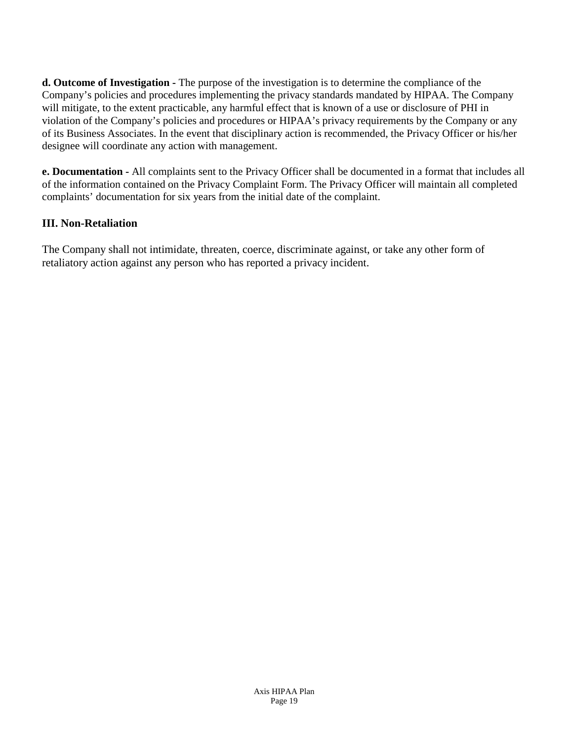**d. Outcome of Investigation -** The purpose of the investigation is to determine the compliance of the Company's policies and procedures implementing the privacy standards mandated by HIPAA. The Company will mitigate, to the extent practicable, any harmful effect that is known of a use or disclosure of PHI in violation of the Company's policies and procedures or HIPAA's privacy requirements by the Company or any of its Business Associates. In the event that disciplinary action is recommended, the Privacy Officer or his/her designee will coordinate any action with management.

**e. Documentation -** All complaints sent to the Privacy Officer shall be documented in a format that includes all of the information contained on the Privacy Complaint Form. The Privacy Officer will maintain all completed complaints' documentation for six years from the initial date of the complaint.

### III. Non-Retaliation

The Company shall not intimidate, threaten, coerce, discriminate against, or take any other form of retaliatory action against any person who has reported a privacy incident.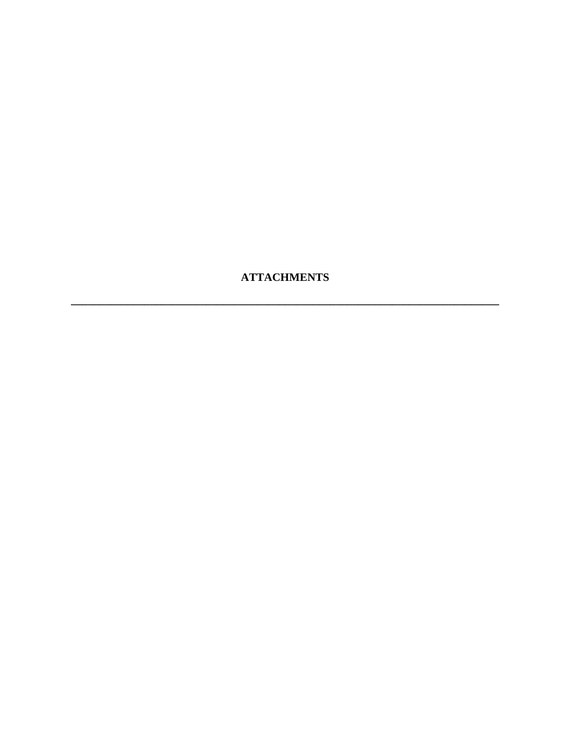**ATTACHMENTS**

---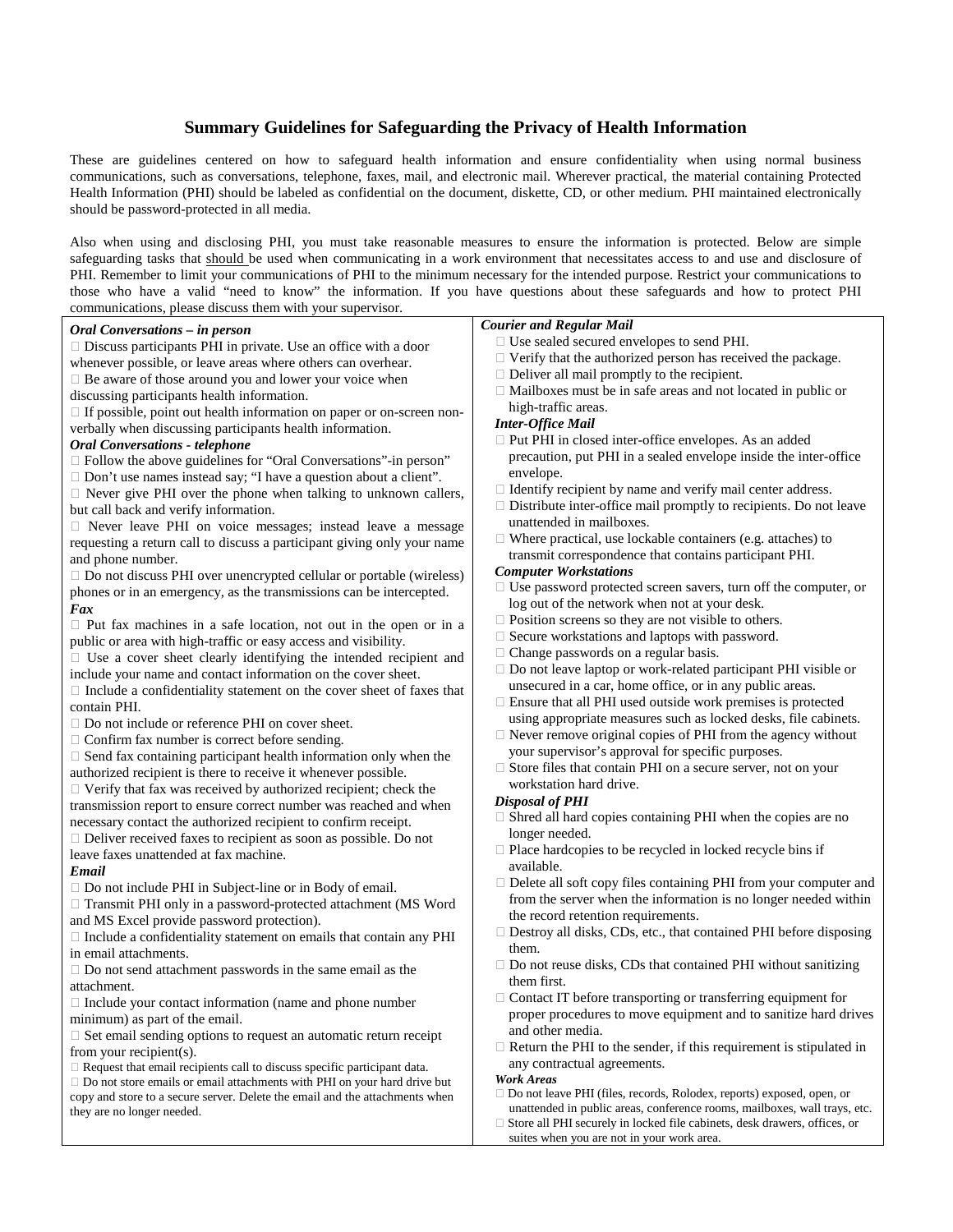## Summary Guidelines for Safeguarding the Privacy of Health Information

These are guidelines centered on how to safeguard health information and ensure confidentiality when using normal business communications, such as conversations, telephone, faxes, mail, and electronic mail. Wherever practical, the material containing Protected Health Information (PHI) should be labeled as confidential on the document, diskette, CD, or other medium. PHI maintained electronically should be password-protected in all media.

Also when using and disclosing PHI, you must take reasonable measures to ensure the information is protected. Below are simple safeguarding tasks that should be used when communicating in a work environment that necessitates access to and use and disclosure of PHI. Remember to limit your communications of PHI to the minimum necessary for the intended purpose. Restrict your communications to those who have a valid "need to know" the information. If you have questions about these safeguards and how to protect PHI communications, please discuss them with your supervisor.

***Oral Conversations – in person***

- Discuss participants PHI in private. Use an office with a door whenever possible, or leave areas where others can overhear.
- Be aware of those around you and lower your voice when discussing participants health information.
- If possible, point out health information on paper or on-screen non-verbally when discussing participants health information.

***Oral Conversations - telephone***

- Follow the above guidelines for "Oral Conversations"-in person"
- Don't use names instead say; "I have a question about a client".
- Never give PHI over the phone when talking to unknown callers, but call back and verify information.
- Never leave PHI on voice messages; instead leave a message requesting a return call to discuss a participant giving only your name and phone number.
- Do not discuss PHI over unencrypted cellular or portable (wireless) phones or in an emergency, as the transmissions can be intercepted.

***Fax***

- Put fax machines in a safe location, not out in the open or in a public or area with high-traffic or easy access and visibility.
- Use a cover sheet clearly identifying the intended recipient and include your name and contact information on the cover sheet.
- Include a confidentiality statement on the cover sheet of faxes that contain PHI.
- Do not include or reference PHI on cover sheet.
- Confirm fax number is correct before sending.
- Send fax containing participant health information only when the authorized recipient is there to receive it whenever possible.
- Verify that fax was received by authorized recipient; check the transmission report to ensure correct number was reached and when necessary contact the authorized recipient to confirm receipt.
- Deliver received faxes to recipient as soon as possible. Do not leave faxes unattended at fax machine.

***Email***

- Do not include PHI in Subject-line or in Body of email.
- Transmit PHI only in a password-protected attachment (MS Word and MS Excel provide password protection).
- Include a confidentiality statement on emails that contain any PHI in email attachments.
- Do not send attachment passwords in the same email as the attachment.
- Include your contact information (name and phone number minimum) as part of the email.
- Set email sending options to request an automatic return receipt from your recipient(s).
- Request that email recipients call to discuss specific participant data.
- Do not store emails or email attachments with PHI on your hard drive but copy and store to a secure server. Delete the email and the attachments when they are no longer needed.

***Courier and Regular Mail***

- Use sealed secured envelopes to send PHI.
- Verify that the authorized person has received the package.
- Deliver all mail promptly to the recipient.
- Mailboxes must be in safe areas and not located in public or high-traffic areas.

***Inter-Office Mail***

- Put PHI in closed inter-office envelopes. As an added precaution, put PHI in a sealed envelope inside the inter-office envelope.
- Identify recipient by name and verify mail center address.
- Distribute inter-office mail promptly to recipients. Do not leave unattended in mailboxes.
- Where practical, use lockable containers (e.g. attaches) to transmit correspondence that contains participant PHI.

***Computer Workstations***

- Use password protected screen savers, turn off the computer, or log out of the network when not at your desk.
- Position screens so they are not visible to others.
- Secure workstations and laptops with password.
- Change passwords on a regular basis.
- Do not leave laptop or work-related participant PHI visible or unsecured in a car, home office, or in any public areas.
- Ensure that all PHI used outside work premises is protected using appropriate measures such as locked desks, file cabinets.
- Never remove original copies of PHI from the agency without your supervisor's approval for specific purposes.
- Store files that contain PHI on a secure server, not on your workstation hard drive.

***Disposal of PHI***

- Shred all hard copies containing PHI when the copies are no longer needed.
- Place hardcopies to be recycled in locked recycle bins if available.
- Delete all soft copy files containing PHI from your computer and from the server when the information is no longer needed within the record retention requirements.
- Destroy all disks, CDs, etc., that contained PHI before disposing them.
- Do not reuse disks, CDs that contained PHI without sanitizing them first.
- Contact IT before transporting or transferring equipment for proper procedures to move equipment and to sanitize hard drives and other media.
- Return the PHI to the sender, if this requirement is stipulated in any contractual agreements.

***Work Areas***

- Do not leave PHI (files, records, Rolodex, reports) exposed, open, or unattended in public areas, conference rooms, mailboxes, wall trays, etc.
- Store all PHI securely in locked file cabinets, desk drawers, offices, or suites when you are not in your work area.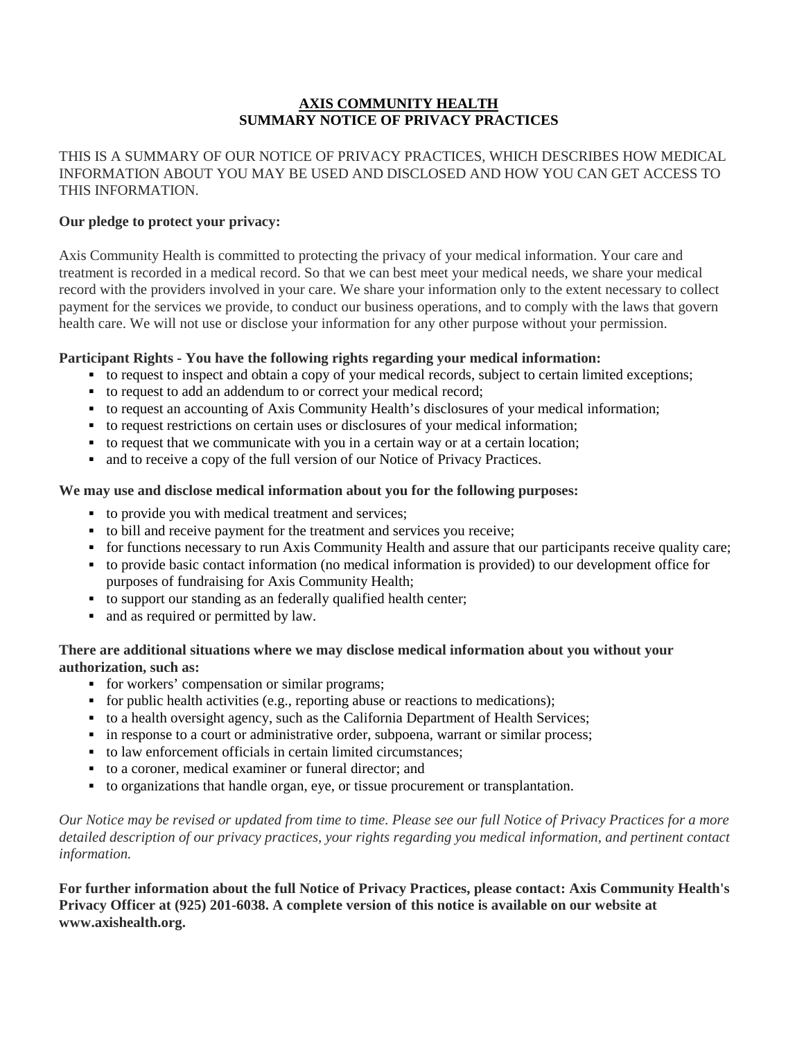# AXIS COMMUNITY HEALTH
## SUMMARY NOTICE OF PRIVACY PRACTICES

THIS IS A SUMMARY OF OUR NOTICE OF PRIVACY PRACTICES, WHICH DESCRIBES HOW MEDICAL INFORMATION ABOUT YOU MAY BE USED AND DISCLOSED AND HOW YOU CAN GET ACCESS TO THIS INFORMATION.

**Our pledge to protect your privacy:**

Axis Community Health is committed to protecting the privacy of your medical information. Your care and treatment is recorded in a medical record. So that we can best meet your medical needs, we share your medical record with the providers involved in your care. We share your information only to the extent necessary to collect payment for the services we provide, to conduct our business operations, and to comply with the laws that govern health care. We will not use or disclose your information for any other purpose without your permission.

**Participant Rights - You have the following rights regarding your medical information:**

- to request to inspect and obtain a copy of your medical records, subject to certain limited exceptions;
- to request to add an addendum to or correct your medical record;
- to request an accounting of Axis Community Health's disclosures of your medical information;
- to request restrictions on certain uses or disclosures of your medical information;
- to request that we communicate with you in a certain way or at a certain location;
- and to receive a copy of the full version of our Notice of Privacy Practices.

**We may use and disclose medical information about you for the following purposes:**

- to provide you with medical treatment and services;
- to bill and receive payment for the treatment and services you receive;
- for functions necessary to run Axis Community Health and assure that our participants receive quality care;
- to provide basic contact information (no medical information is provided) to our development office for purposes of fundraising for Axis Community Health;
- to support our standing as an federally qualified health center;
- and as required or permitted by law.

**There are additional situations where we may disclose medical information about you without your authorization, such as:**

- for workers' compensation or similar programs;
- for public health activities (e.g., reporting abuse or reactions to medications);
- to a health oversight agency, such as the California Department of Health Services;
- in response to a court or administrative order, subpoena, warrant or similar process;
- to law enforcement officials in certain limited circumstances;
- to a coroner, medical examiner or funeral director; and
- to organizations that handle organ, eye, or tissue procurement or transplantation.

*Our Notice may be revised or updated from time to time. Please see our full Notice of Privacy Practices for a more detailed description of our privacy practices, your rights regarding you medical information, and pertinent contact information.*

**For further information about the full Notice of Privacy Practices, please contact: Axis Community Health's Privacy Officer at (925) 201-6038. A complete version of this notice is available on our website at www.axishealth.org.**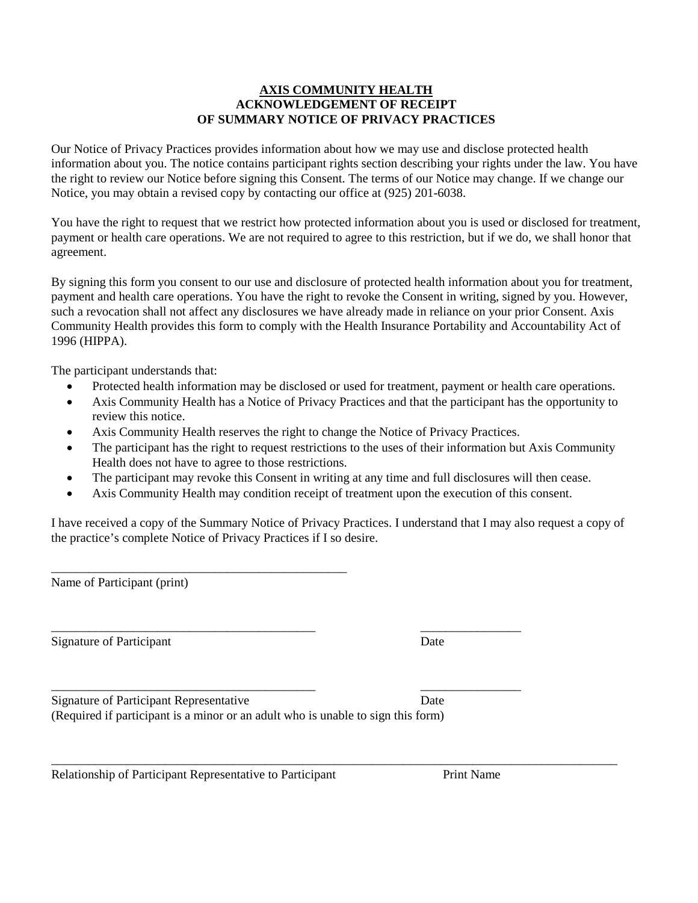# **AXIS COMMUNITY HEALTH**
## ACKNOWLEDGEMENT OF RECEIPT OF SUMMARY NOTICE OF PRIVACY PRACTICES

Our Notice of Privacy Practices provides information about how we may use and disclose protected health information about you. The notice contains participant rights section describing your rights under the law. You have the right to review our Notice before signing this Consent. The terms of our Notice may change. If we change our Notice, you may obtain a revised copy by contacting our office at (925) 201-6038.

You have the right to request that we restrict how protected information about you is used or disclosed for treatment, payment or health care operations. We are not required to agree to this restriction, but if we do, we shall honor that agreement.

By signing this form you consent to our use and disclosure of protected health information about you for treatment, payment and health care operations. You have the right to revoke the Consent in writing, signed by you. However, such a revocation shall not affect any disclosures we have already made in reliance on your prior Consent. Axis Community Health provides this form to comply with the Health Insurance Portability and Accountability Act of 1996 (HIPPA).

The participant understands that:

- Protected health information may be disclosed or used for treatment, payment or health care operations.
- Axis Community Health has a Notice of Privacy Practices and that the participant has the opportunity to review this notice.
- Axis Community Health reserves the right to change the Notice of Privacy Practices.
- The participant has the right to request restrictions to the uses of their information but Axis Community Health does not have to agree to those restrictions.
- The participant may revoke this Consent in writing at any time and full disclosures will then cease.
- Axis Community Health may condition receipt of treatment upon the execution of this consent.

I have received a copy of the Summary Notice of Privacy Practices. I understand that I may also request a copy of the practice's complete Notice of Privacy Practices if I so desire.

_________________________________________________
Name of Participant (print)

___________________________________________ ________________
Signature of Participant Date

___________________________________________ ________________
Signature of Participant Representative Date
(Required if participant is a minor or an adult who is unable to sign this form)

______________________________________________________________________________________________
Relationship of Participant Representative to Participant Print Name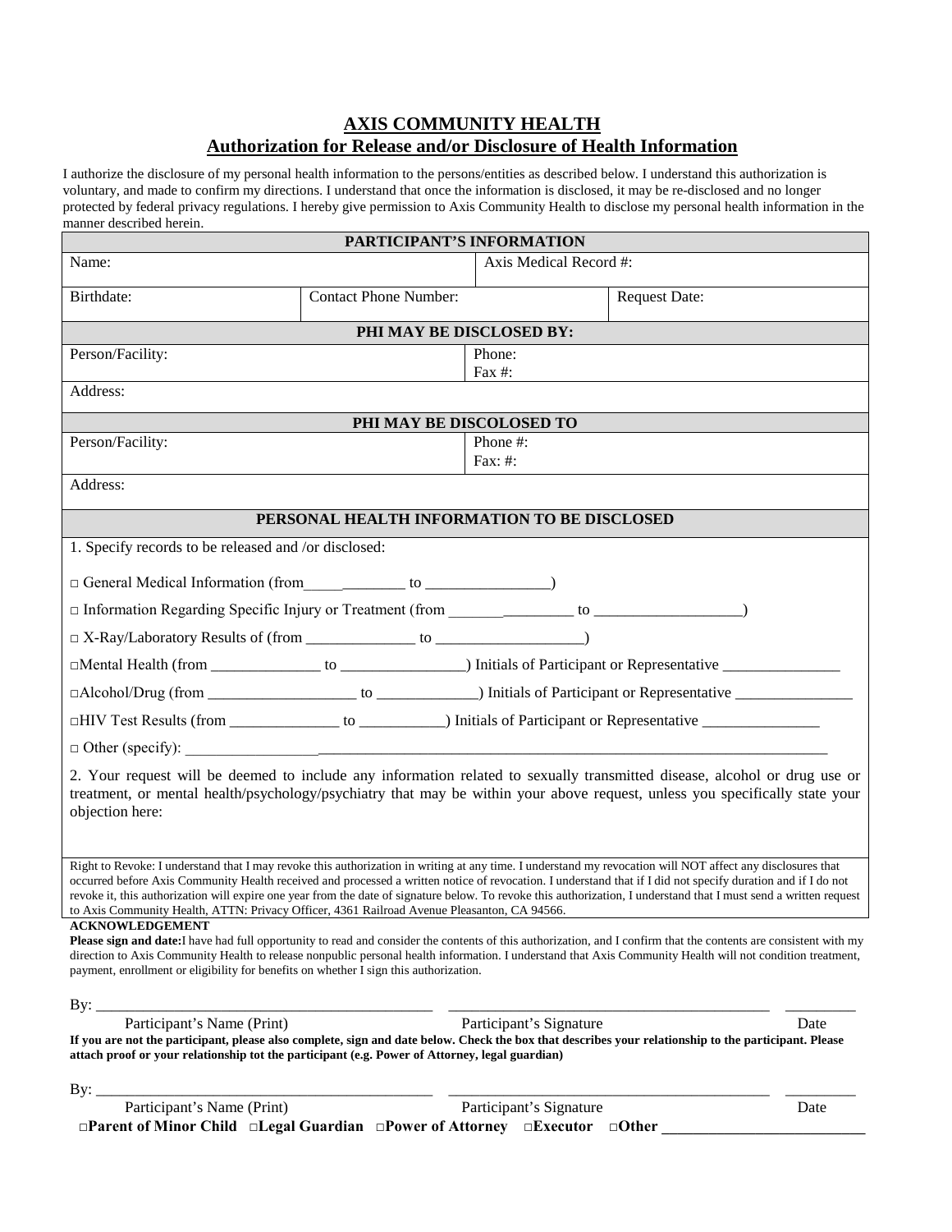# AXIS COMMUNITY HEALTH

## Authorization for Release and/or Disclosure of Health Information

I authorize the disclosure of my personal health information to the persons/entities as described below. I understand this authorization is voluntary, and made to confirm my directions. I understand that once the information is disclosed, it may be re-disclosed and no longer protected by federal privacy regulations. I hereby give permission to Axis Community Health to disclose my personal health information in the manner described herein.

| **PARTICIPANT'S INFORMATION** | | |
|---|---|---|
| Name: | Axis Medical Record #: | |
| Birthdate: | Contact Phone Number: | Request Date: |

| **PHI MAY BE DISCLOSED BY:** | |
|---|---|
| Person/Facility: | Phone:<br>Fax #: |
| Address: | |

| **PHI MAY BE DISCOLOSED TO** | |
|---|---|
| Person/Facility: | Phone #:<br>Fax: #: |
| Address: | |

**PERSONAL HEALTH INFORMATION TO BE DISCLOSED**

1. Specify records to be released and /or disclosed:

□ General Medical Information (from_____________ to ________________)

□ Information Regarding Specific Injury or Treatment (from ________________ to __________________)

□ X-Ray/Laboratory Results of (from ______________ to ___________________)

□Mental Health (from ______________ to ________________) Initials of Participant or Representative _______________

□Alcohol/Drug (from ___________________ to _____________) Initials of Participant or Representative _______________

□HIV Test Results (from ______________ to ___________) Initials of Participant or Representative _______________

□ Other (specify): ________________________________________________________________________________

2. Your request will be deemed to include any information related to sexually transmitted disease, alcohol or drug use or treatment, or mental health/psychology/psychiatry that may be within your above request, unless you specifically state your objection here:

Right to Revoke: I understand that I may revoke this authorization in writing at any time. I understand my revocation will NOT affect any disclosures that occurred before Axis Community Health received and processed a written notice of revocation. I understand that if I did not specify duration and if I do not revoke it, this authorization will expire one year from the date of signature below. To revoke this authorization, I understand that I must send a written request to Axis Community Health, ATTN: Privacy Officer, 4361 Railroad Avenue Pleasanton, CA 94566.

**ACKNOWLEDGEMENT**

**Please sign and date:**I have had full opportunity to read and consider the contents of this authorization, and I confirm that the contents are consistent with my direction to Axis Community Health to release nonpublic personal health information. I understand that Axis Community Health will not condition treatment, payment, enrollment or eligibility for benefits on whether I sign this authorization.

By: _____________________________________________ _________________________________________ _________

Participant's Name (Print) Participant's Signature Date

**If you are not the participant, please also complete, sign and date below. Check the box that describes your relationship to the participant. Please attach proof or your relationship tot the participant (e.g. Power of Attorney, legal guardian)**

By: _____________________________________________ _________________________________________ _________

Participant's Name (Print) Participant's Signature Date

**□Parent of Minor Child □Legal Guardian □Power of Attorney □Executor □Other __________________________**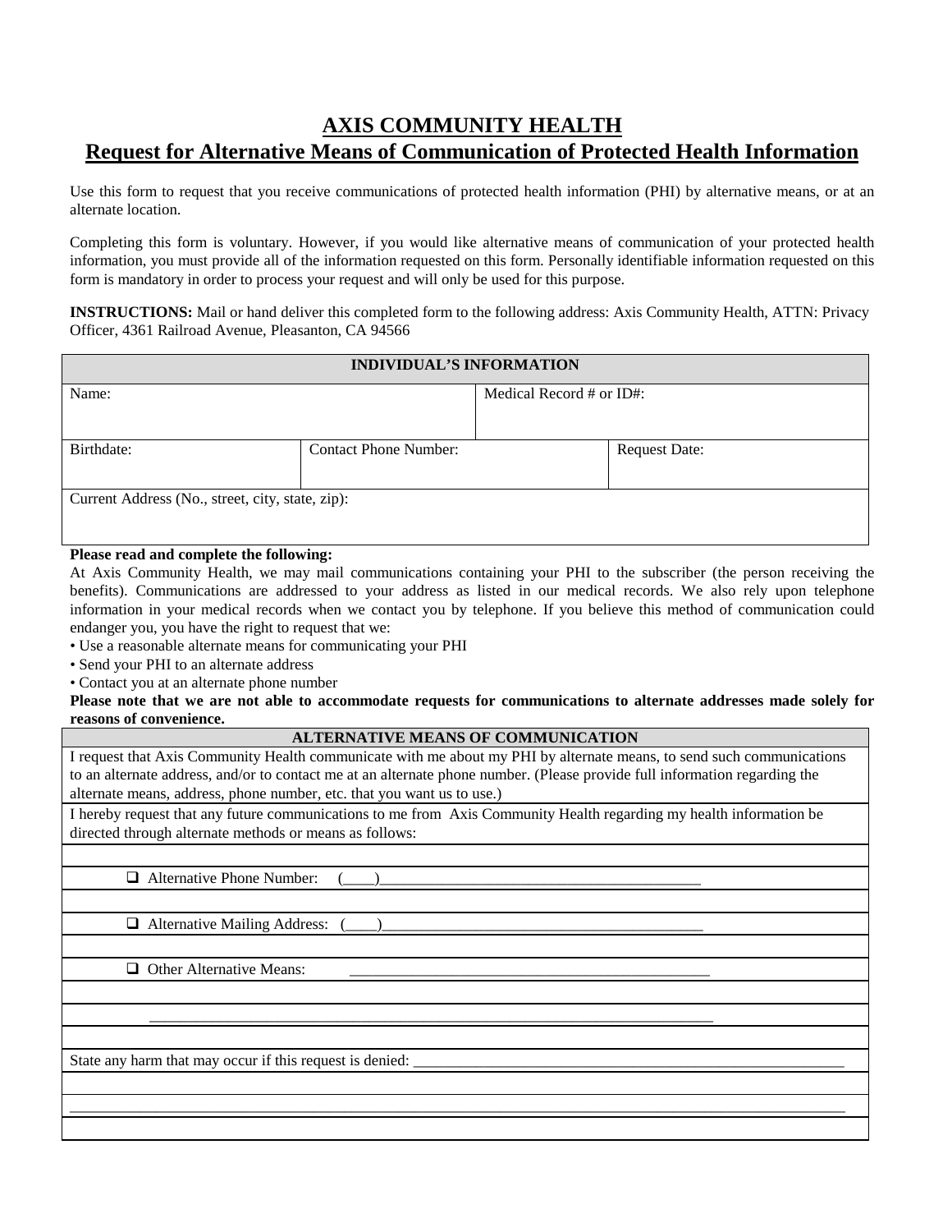# AXIS COMMUNITY HEALTH

## Request for Alternative Means of Communication of Protected Health Information

Use this form to request that you receive communications of protected health information (PHI) by alternative means, or at an alternate location.

Completing this form is voluntary. However, if you would like alternative means of communication of your protected health information, you must provide all of the information requested on this form. Personally identifiable information requested on this form is mandatory in order to process your request and will only be used for this purpose.

**INSTRUCTIONS:** Mail or hand deliver this completed form to the following address: Axis Community Health, ATTN: Privacy Officer, 4361 Railroad Avenue, Pleasanton, CA 94566

| INDIVIDUAL'S INFORMATION | | |
|---|---|---|
| Name: | Medical Record # or ID#: | |
| Birthdate: | Contact Phone Number: | Request Date: |
| Current Address (No., street, city, state, zip): | | |

**Please read and complete the following:**

At Axis Community Health, we may mail communications containing your PHI to the subscriber (the person receiving the benefits). Communications are addressed to your address as listed in our medical records. We also rely upon telephone information in your medical records when we contact you by telephone. If you believe this method of communication could endanger you, you have the right to request that we:

- Use a reasonable alternate means for communicating your PHI
- Send your PHI to an alternate address
- Contact you at an alternate phone number

**Please note that we are not able to accommodate requests for communications to alternate addresses made solely for reasons of convenience.**

| ALTERNATIVE MEANS OF COMMUNICATION |
|---|
| I request that Axis Community Health communicate with me about my PHI by alternate means, to send such communications to an alternate address, and/or to contact me at an alternate phone number. (Please provide full information regarding the alternate means, address, phone number, etc. that you want us to use.) |
| I hereby request that any future communications to me from Axis Community Health regarding my health information be directed through alternate methods or means as follows: |
| |
| ☐ Alternative Phone Number: (____)__________________________________________ |
| |
| ☐ Alternative Mailing Address: (____)__________________________________________ |
| |
| ☐ Other Alternative Means: ________________________________________________ |
| |
| ___________________________________________________________________________ |
| |
| State any harm that may occur if this request is denied: ___________________________________________________________ |
| |
| ___________________________________________________________________________________________________________ |
| |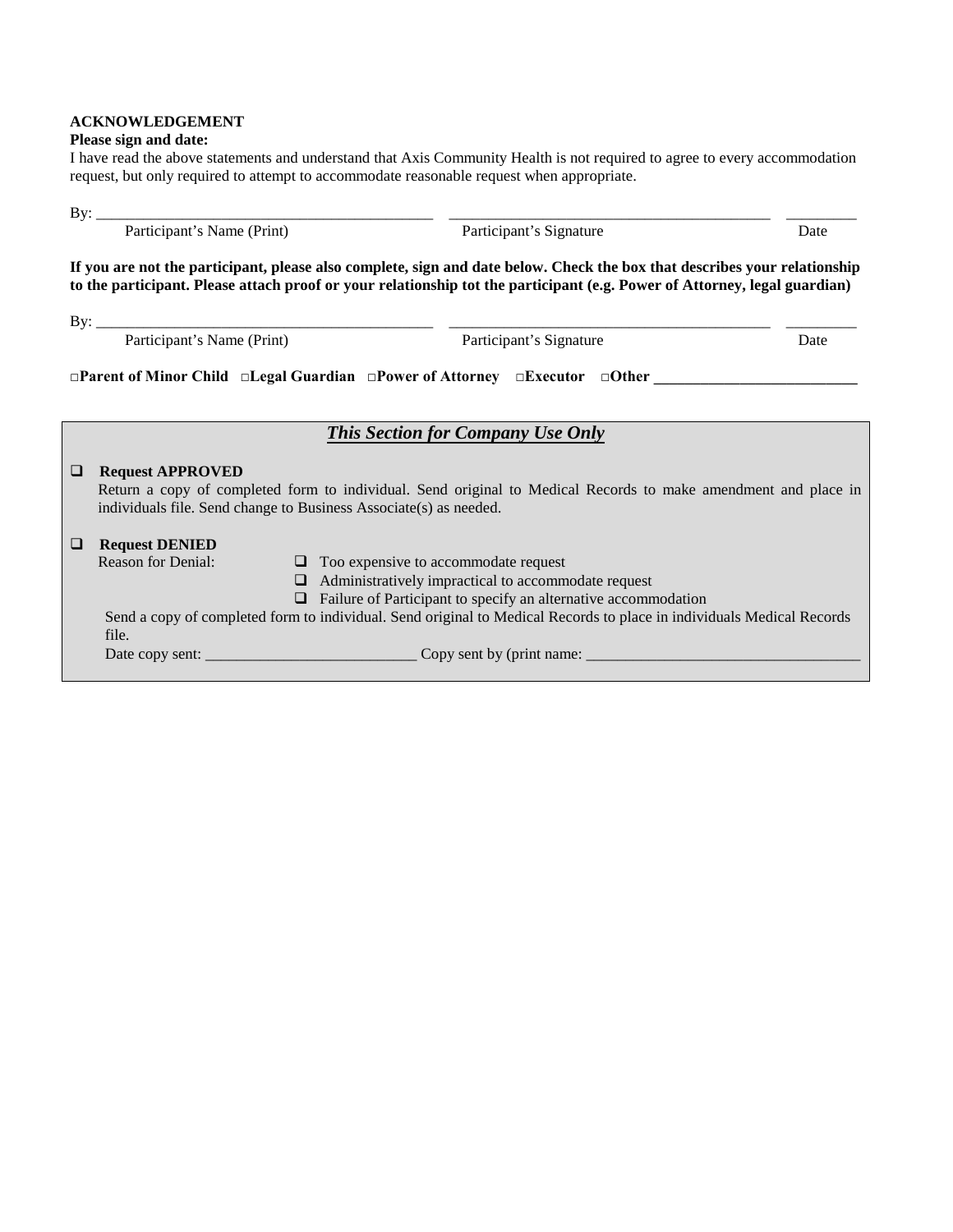**ACKNOWLEDGEMENT**

**Please sign and date:**

I have read the above statements and understand that Axis Community Health is not required to agree to every accommodation request, but only required to attempt to accommodate reasonable request when appropriate.

By: ___________________________________________ ___________________________________________ _________

Participant's Name (Print) Participant's Signature Date

**If you are not the participant, please also complete, sign and date below. Check the box that describes your relationship to the participant. Please attach proof or your relationship tot the participant (e.g. Power of Attorney, legal guardian)**

By: ___________________________________________ ___________________________________________ _________

Participant's Name (Print) Participant's Signature Date

**□Parent of Minor Child □Legal Guardian □Power of Attorney □Executor □Other ___________________________**

***This Section for Company Use Only***

- ❑ **Request APPROVED**

  Return a copy of completed form to individual. Send original to Medical Records to make amendment and place in individuals file. Send change to Business Associate(s) as needed.

- ❑ **Request DENIED**

  Reason for Denial:
  - ❑ Too expensive to accommodate request
  - ❑ Administratively impractical to accommodate request
  - ❑ Failure of Participant to specify an alternative accommodation

  Send a copy of completed form to individual. Send original to Medical Records to place in individuals Medical Records file.

  Date copy sent: ___________________________ Copy sent by (print name: ___________________________________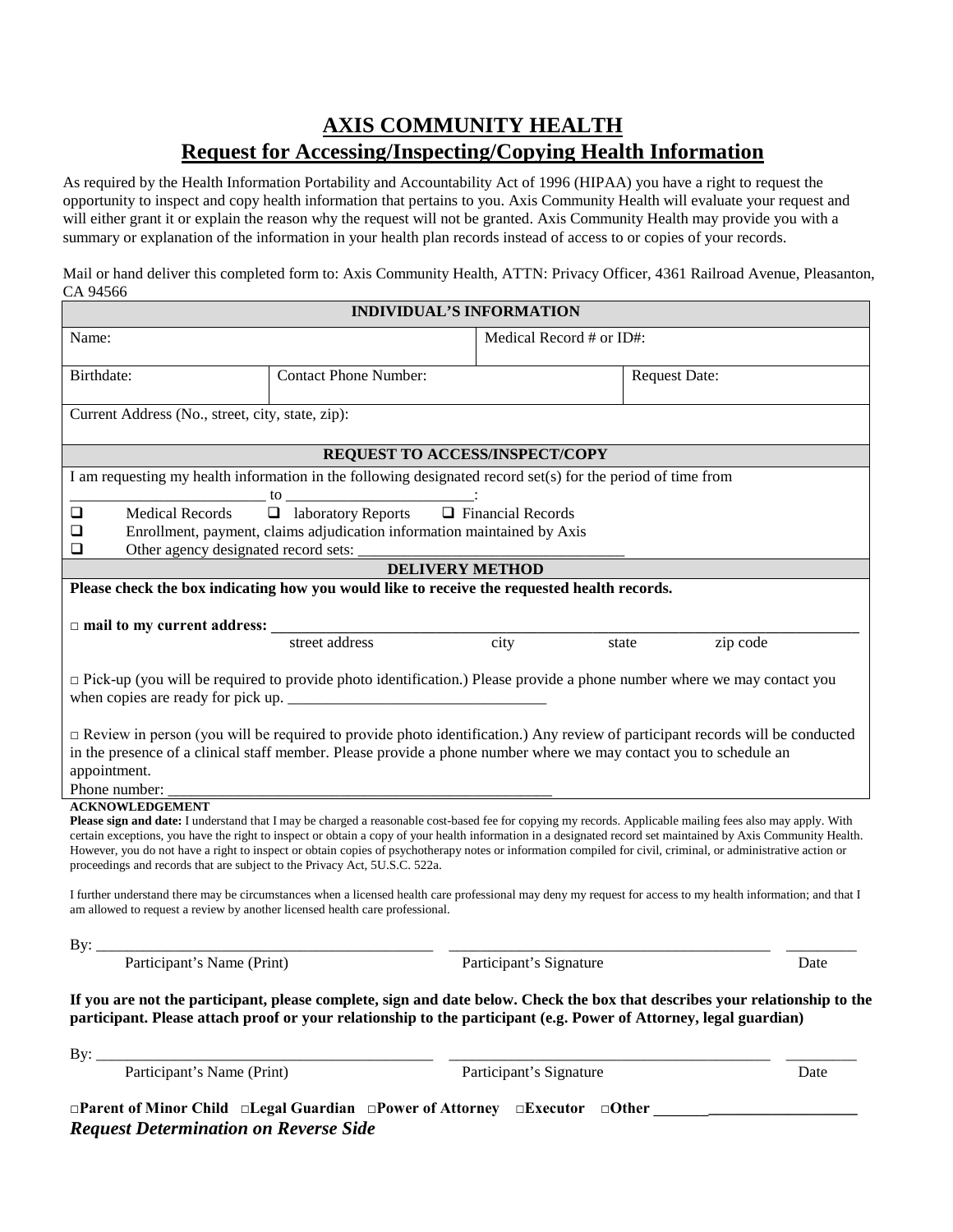# AXIS COMMUNITY HEALTH

## Request for Accessing/Inspecting/Copying Health Information

As required by the Health Information Portability and Accountability Act of 1996 (HIPAA) you have a right to request the opportunity to inspect and copy health information that pertains to you. Axis Community Health will evaluate your request and will either grant it or explain the reason why the request will not be granted. Axis Community Health may provide you with a summary or explanation of the information in your health plan records instead of access to or copies of your records.

Mail or hand deliver this completed form to: Axis Community Health, ATTN: Privacy Officer, 4361 Railroad Avenue, Pleasanton, CA 94566

| **INDIVIDUAL'S INFORMATION** | | | |
|---|---|---|---|
| Name: | | Medical Record # or ID#: | |
| Birthdate: | Contact Phone Number: | | Request Date: |
| Current Address (No., street, city, state, zip): | | | |

**REQUEST TO ACCESS/INSPECT/COPY**

I am requesting my health information in the following designated record set(s) for the period of time from \_\_\_\_\_\_\_\_\_\_\_\_\_\_\_\_\_\_\_\_\_\_\_\_ to \_\_\_\_\_\_\_\_\_\_\_\_\_\_\_\_\_\_\_\_\_\_\_\_:

- ❑ Medical Records ❑ laboratory Reports ❑ Financial Records
- ❑ Enrollment, payment, claims adjudication information maintained by Axis
- ❑ Other agency designated record sets: \_\_\_\_\_\_\_\_\_\_\_\_\_\_\_\_\_\_\_\_\_\_\_\_\_\_\_\_\_\_\_\_\_\_

**DELIVERY METHOD**

**Please check the box indicating how you would like to receive the requested health records.**

□ **mail to my current address:** \_\_\_\_\_\_\_\_\_\_\_\_\_\_\_\_\_\_\_\_\_\_\_\_\_\_\_\_\_\_\_\_\_\_\_\_\_\_\_\_\_\_\_\_\_\_\_\_\_\_\_\_\_\_\_\_\_\_\_\_\_\_\_\_\_\_\_\_\_\_
street address city state zip code

□ Pick-up (you will be required to provide photo identification.) Please provide a phone number where we may contact you when copies are ready for pick up. \_\_\_\_\_\_\_\_\_\_\_\_\_\_\_\_\_\_\_\_\_\_\_\_\_\_\_\_\_\_\_\_\_

□ Review in person (you will be required to provide photo identification.) Any review of participant records will be conducted in the presence of a clinical staff member. Please provide a phone number where we may contact you to schedule an appointment.
Phone number: \_\_\_\_\_\_\_\_\_\_\_\_\_\_\_\_\_\_\_\_\_\_\_\_\_\_\_\_\_\_\_\_\_\_\_\_\_\_\_\_\_\_\_\_\_\_\_\_\_

**ACKNOWLEDGEMENT**

**Please sign and date:** I understand that I may be charged a reasonable cost-based fee for copying my records. Applicable mailing fees also may apply. With certain exceptions, you have the right to inspect or obtain a copy of your health information in a designated record set maintained by Axis Community Health. However, you do not have a right to inspect or obtain copies of psychotherapy notes or information compiled for civil, criminal, or administrative action or proceedings and records that are subject to the Privacy Act, 5U.S.C. 522a.

I further understand there may be circumstances when a licensed health care professional may deny my request for access to my health information; and that I am allowed to request a review by another licensed health care professional.

By: \_\_\_\_\_\_\_\_\_\_\_\_\_\_\_\_\_\_\_\_\_\_\_\_\_\_\_\_\_\_\_\_\_\_\_\_\_\_\_\_\_\_ \_\_\_\_\_\_\_\_\_\_\_\_\_\_\_\_\_\_\_\_\_\_\_\_\_\_\_\_\_\_\_\_\_\_\_\_\_\_\_\_ \_\_\_\_\_\_\_\_\_
Participant's Name (Print) Participant's Signature Date

**If you are not the participant, please complete, sign and date below. Check the box that describes your relationship to the participant. Please attach proof or your relationship to the participant (e.g. Power of Attorney, legal guardian)**

By: \_\_\_\_\_\_\_\_\_\_\_\_\_\_\_\_\_\_\_\_\_\_\_\_\_\_\_\_\_\_\_\_\_\_\_\_\_\_\_\_\_\_ \_\_\_\_\_\_\_\_\_\_\_\_\_\_\_\_\_\_\_\_\_\_\_\_\_\_\_\_\_\_\_\_\_\_\_\_\_\_\_\_ \_\_\_\_\_\_\_\_\_
Participant's Name (Print) Participant's Signature Date

**□Parent of Minor Child □Legal Guardian □Power of Attorney □Executor □Other \_\_\_\_\_\_\_\_\_\_\_\_\_\_\_\_\_\_\_\_\_\_\_\_\_\_**

***Request Determination on Reverse Side***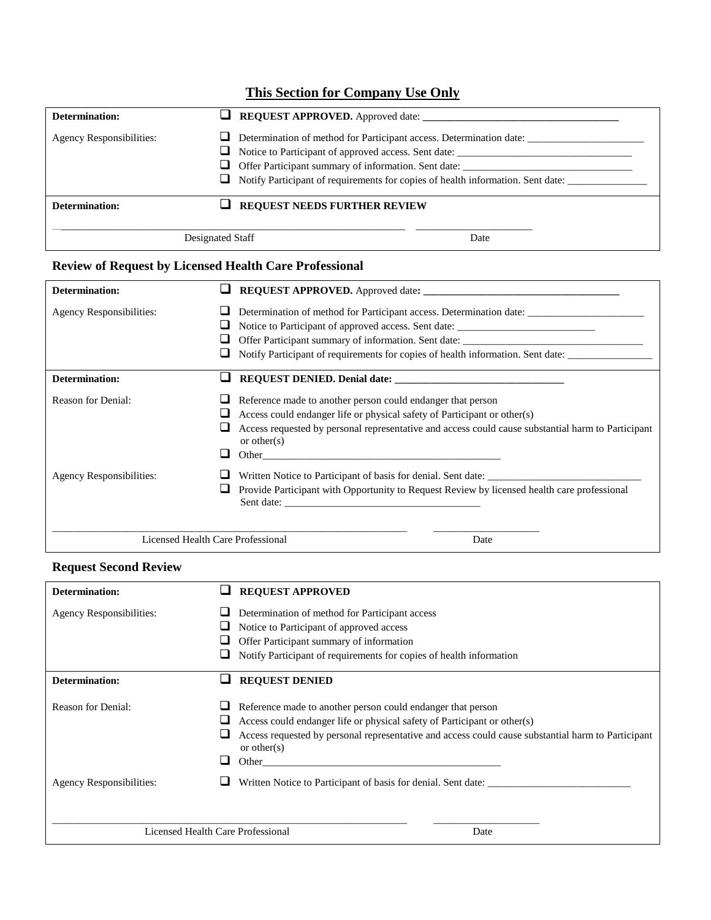## This Section for Company Use Only

| | |
|---|---|
| **Determination:** | ☐ **REQUEST APPROVED.** Approved date: ____________________ |
| Agency Responsibilities: | ☐ Determination of method for Participant access. Determination date: ____________________<br>☐ Notice to Participant of approved access. Sent date: ____________________<br>☐ Offer Participant summary of information. Sent date: ____________________<br>☐ Notify Participant of requirements for copies of health information. Sent date: ____________________ |
| **Determination:** | ☐ **REQUEST NEEDS FURTHER REVIEW** |
| ____________________<br>Designated Staff | ____________________<br>Date |

### Review of Request by Licensed Health Care Professional

| | |
|---|---|
| **Determination:** | ☐ **REQUEST APPROVED.** Approved date: ____________________ |
| Agency Responsibilities: | ☐ Determination of method for Participant access. Determination date: ____________________<br>☐ Notice to Participant of approved access. Sent date: ____________________<br>☐ Offer Participant summary of information. Sent date: ____________________<br>☐ Notify Participant of requirements for copies of health information. Sent date: ____________________ |
| **Determination:** | ☐ **REQUEST DENIED. Denial date: ____________________** |
| Reason for Denial: | ☐ Reference made to another person could endanger that person<br>☐ Access could endanger life or physical safety of Participant or other(s)<br>☐ Access requested by personal representative and access could cause substantial harm to Participant or other(s)<br>☐ Other____________________ |
| Agency Responsibilities: | ☐ Written Notice to Participant of basis for denial. Sent date: ____________________<br>☐ Provide Participant with Opportunity to Request Review by licensed health care professional Sent date: ____________________ |
| ____________________<br>Licensed Health Care Professional | ____________________<br>Date |

### Request Second Review

| | |
|---|---|
| **Determination:** | ☐ **REQUEST APPROVED** |
| Agency Responsibilities: | ☐ Determination of method for Participant access<br>☐ Notice to Participant of approved access<br>☐ Offer Participant summary of information<br>☐ Notify Participant of requirements for copies of health information |
| **Determination:** | ☐ **REQUEST DENIED** |
| Reason for Denial: | ☐ Reference made to another person could endanger that person<br>☐ Access could endanger life or physical safety of Participant or other(s)<br>☐ Access requested by personal representative and access could cause substantial harm to Participant or other(s)<br>☐ Other____________________ |
| Agency Responsibilities: | ☐ Written Notice to Participant of basis for denial. Sent date: ____________________ |
| ____________________<br>Licensed Health Care Professional | ____________________<br>Date |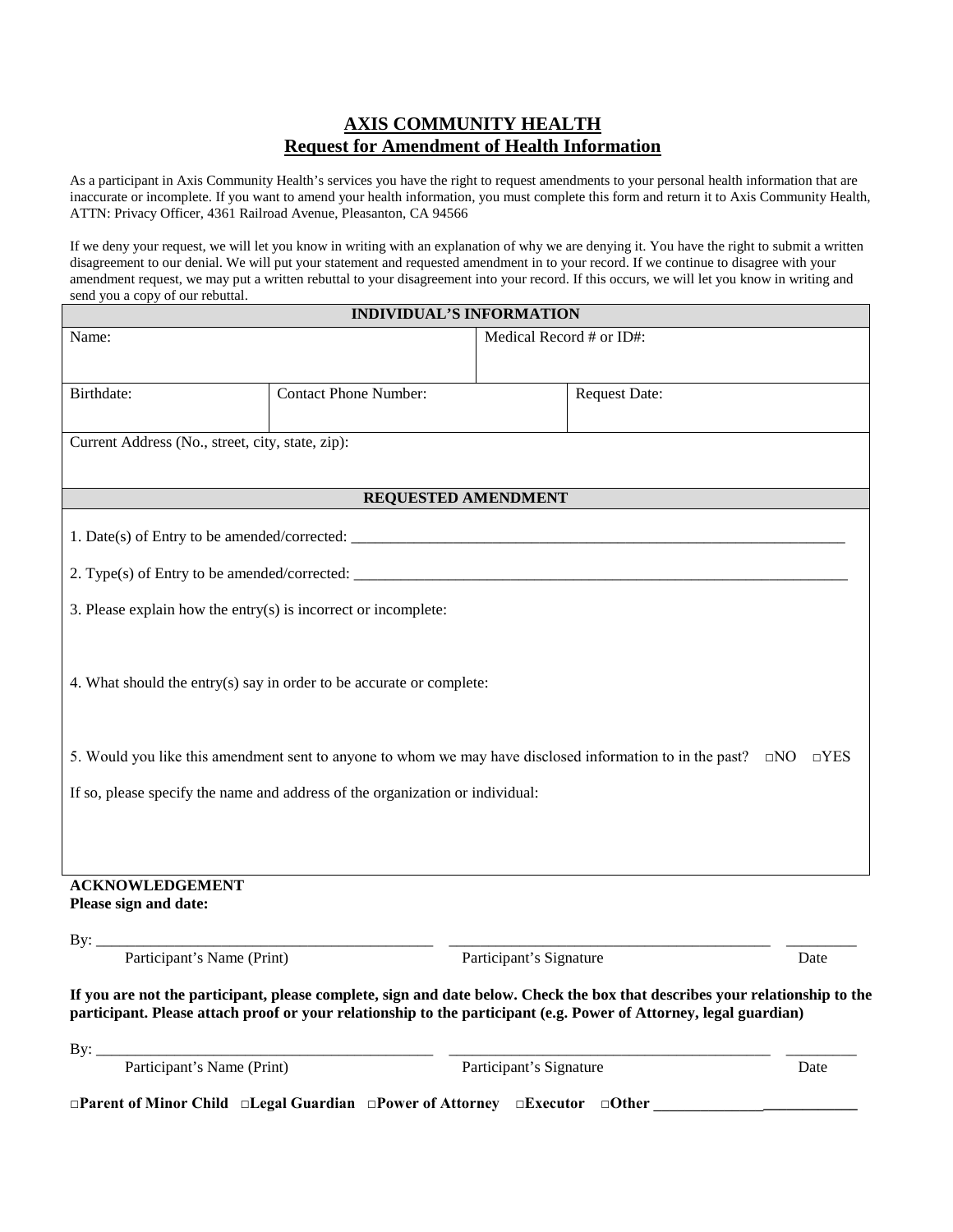# AXIS COMMUNITY HEALTH

## Request for Amendment of Health Information

As a participant in Axis Community Health's services you have the right to request amendments to your personal health information that are inaccurate or incomplete. If you want to amend your health information, you must complete this form and return it to Axis Community Health, ATTN: Privacy Officer, 4361 Railroad Avenue, Pleasanton, CA 94566

If we deny your request, we will let you know in writing with an explanation of why we are denying it. You have the right to submit a written disagreement to our denial. We will put your statement and requested amendment in to your record. If we continue to disagree with your amendment request, we may put a written rebuttal to your disagreement into your record. If this occurs, we will let you know in writing and send you a copy of our rebuttal.

| **INDIVIDUAL'S INFORMATION** | | |
|---|---|---|
| Name: | | Medical Record # or ID#: |
| Birthdate: | Contact Phone Number: | Request Date: |
| Current Address (No., street, city, state, zip): | | |

**REQUESTED AMENDMENT**

1. Date(s) of Entry to be amended/corrected: ___________________________________________________________________

2. Type(s) of Entry to be amended/corrected: ___________________________________________________________________

3. Please explain how the entry(s) is incorrect or incomplete:

4. What should the entry(s) say in order to be accurate or complete:

5. Would you like this amendment sent to anyone to whom we may have disclosed information to in the past? □NO □YES

If so, please specify the name and address of the organization or individual:

**ACKNOWLEDGEMENT**
**Please sign and date:**

By: ____________________________________________ ____________________________________________ _________
Participant's Name (Print) Participant's Signature Date

**If you are not the participant, please complete, sign and date below. Check the box that describes your relationship to the participant. Please attach proof or your relationship to the participant (e.g. Power of Attorney, legal guardian)**

By: ____________________________________________ ____________________________________________ _________
Participant's Name (Print) Participant's Signature Date

**□Parent of Minor Child □Legal Guardian □Power of Attorney □Executor □Other ___________________________**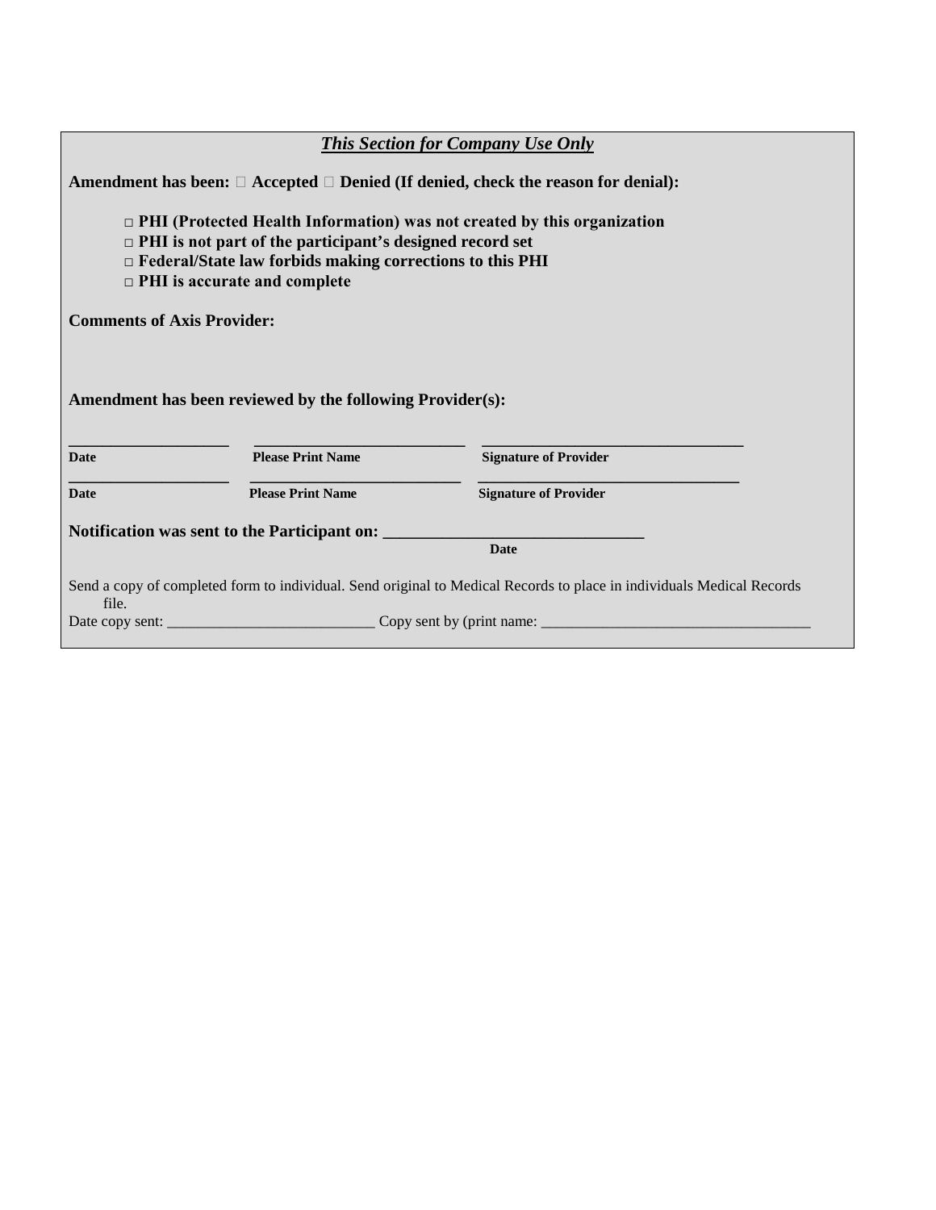***This Section for Company Use Only***

**Amendment has been: □ Accepted □ Denied (If denied, check the reason for denial):**

- **□ PHI (Protected Health Information) was not created by this organization**
- **□ PHI is not part of the participant's designed record set**
- **□ Federal/State law forbids making corrections to this PHI**
- **□ PHI is accurate and complete**

**Comments of Axis Provider:**

**Amendment has been reviewed by the following Provider(s):**

| Date | Please Print Name | Signature of Provider |
|---|---|---|
| ____________________ | __________________________ | ________________________________ |
| ____________________ | __________________________ | ________________________________ |

**Notification was sent to the Participant on: ______________________________**
**Date**

Send a copy of completed form to individual. Send original to Medical Records to place in individuals Medical Records file.

Date copy sent: ___________________________ Copy sent by (print name: ___________________________________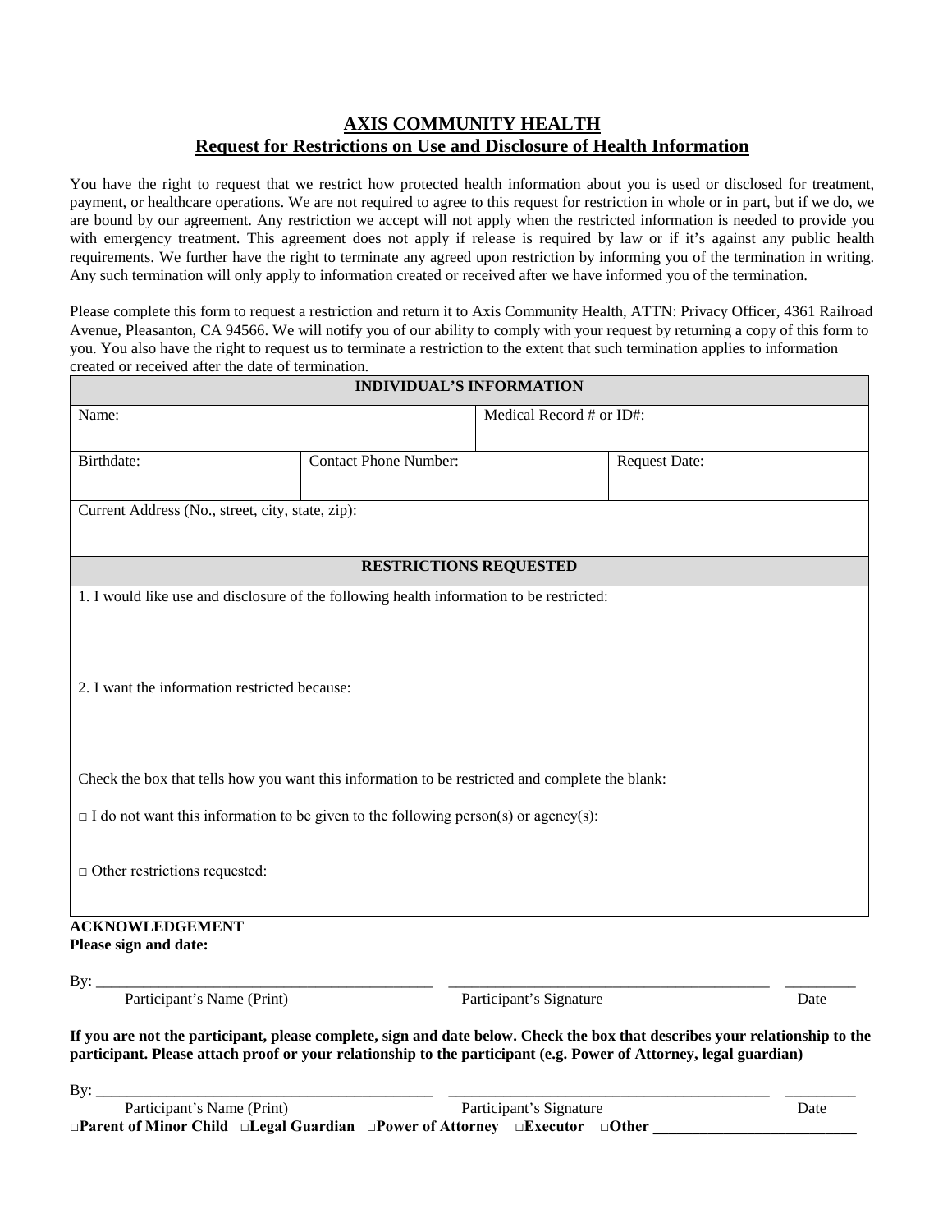# AXIS COMMUNITY HEALTH

## Request for Restrictions on Use and Disclosure of Health Information

You have the right to request that we restrict how protected health information about you is used or disclosed for treatment, payment, or healthcare operations. We are not required to agree to this request for restriction in whole or in part, but if we do, we are bound by our agreement. Any restriction we accept will not apply when the restricted information is needed to provide you with emergency treatment. This agreement does not apply if release is required by law or if it's against any public health requirements. We further have the right to terminate any agreed upon restriction by informing you of the termination in writing. Any such termination will only apply to information created or received after we have informed you of the termination.

Please complete this form to request a restriction and return it to Axis Community Health, ATTN: Privacy Officer, 4361 Railroad Avenue, Pleasanton, CA 94566. We will notify you of our ability to comply with your request by returning a copy of this form to you. You also have the right to request us to terminate a restriction to the extent that such termination applies to information created or received after the date of termination.

| **INDIVIDUAL'S INFORMATION** | | |
|---|---|---|
| Name: | Medical Record # or ID#: | |
| Birthdate: | Contact Phone Number: | Request Date: |
| Current Address (No., street, city, state, zip): | | |

| **RESTRICTIONS REQUESTED** |
|---|
| 1. I would like use and disclosure of the following health information to be restricted: |
| 2. I want the information restricted because: |
| Check the box that tells how you want this information to be restricted and complete the blank: |
| □ I do not want this information to be given to the following person(s) or agency(s): |
| □ Other restrictions requested: |

**ACKNOWLEDGEMENT**
**Please sign and date:**

By: _____________________________________________ _________________________________________ _________
Participant's Name (Print) Participant's Signature Date

**If you are not the participant, please complete, sign and date below. Check the box that describes your relationship to the participant. Please attach proof or your relationship to the participant (e.g. Power of Attorney, legal guardian)**

By: _____________________________________________ _________________________________________ _________
Participant's Name (Print) Participant's Signature Date

**□Parent of Minor Child □Legal Guardian □Power of Attorney □Executor □Other ___________________________**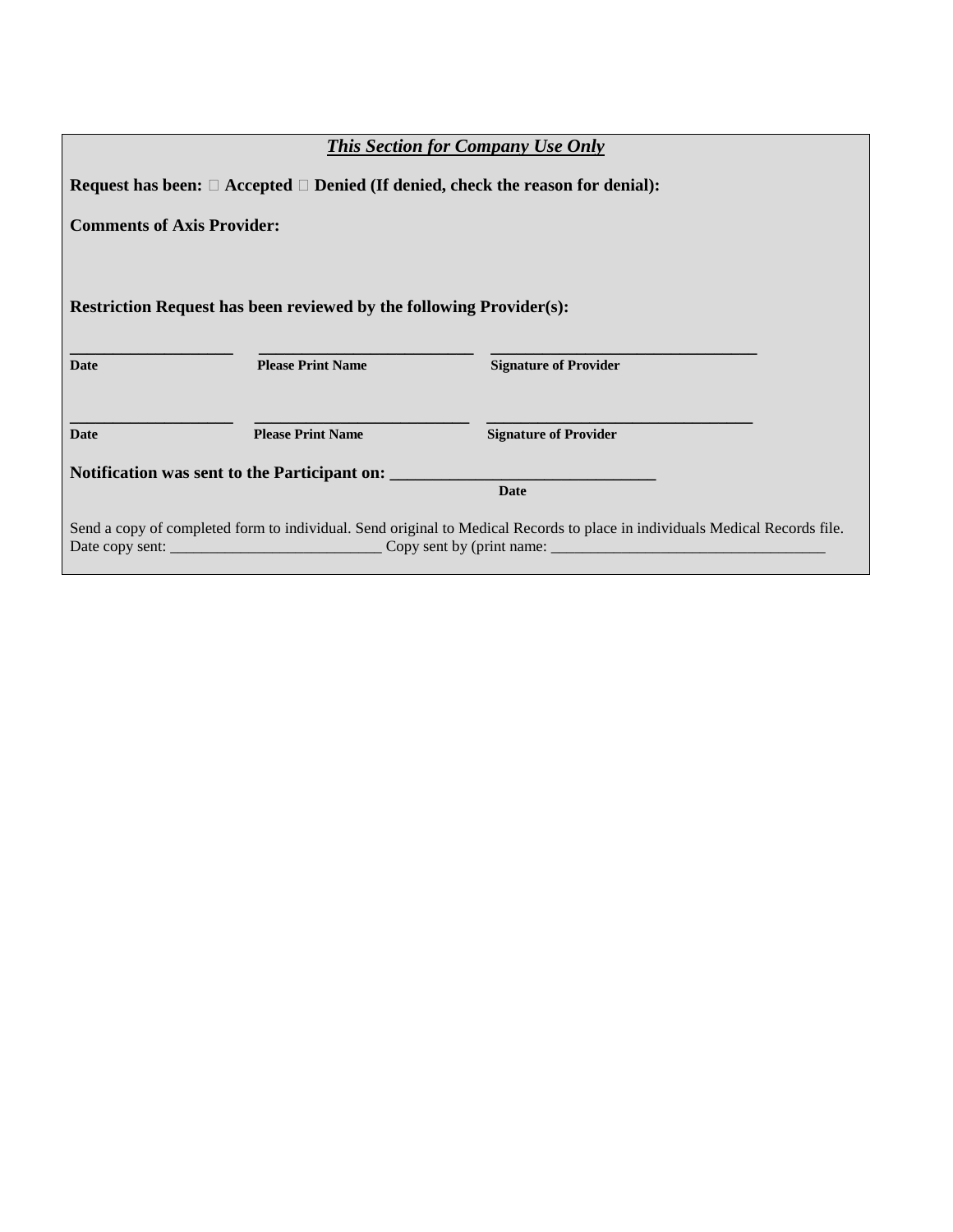***This Section for Company Use Only***

**Request has been: ☐ Accepted ☐ Denied (If denied, check the reason for denial):**

**Comments of Axis Provider:**

**Restriction Request has been reviewed by the following Provider(s):**

| **Date** | **Please Print Name** | **Signature of Provider** |
|---|---|---|
| ____________________ | __________________________ | ________________________________ |
| ____________________ | __________________________ | ________________________________ |

**Notification was sent to the Participant on: ______________________________**
**Date**

Send a copy of completed form to individual. Send original to Medical Records to place in individuals Medical Records file.
Date copy sent: ___________________________ Copy sent by (print name: ___________________________________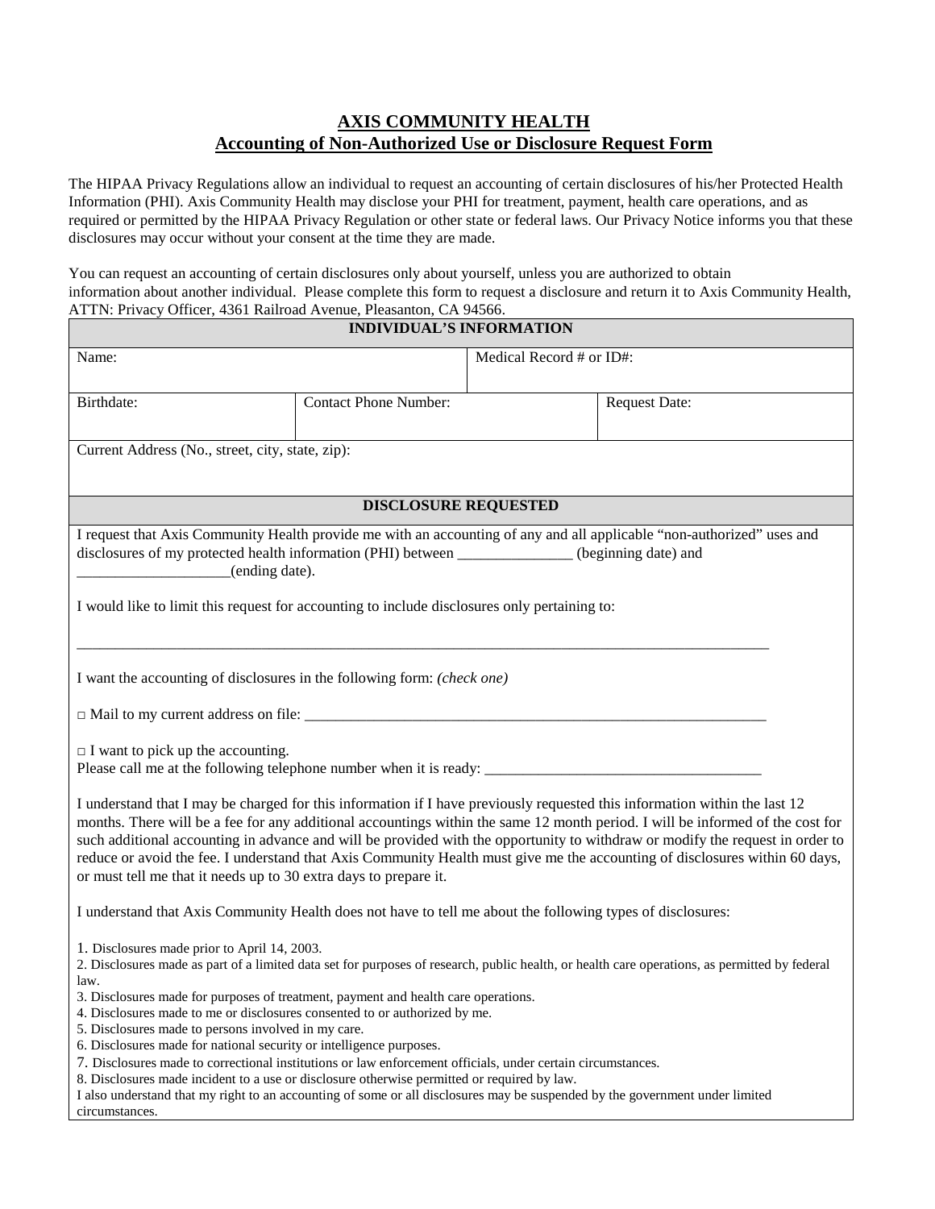# AXIS COMMUNITY HEALTH

## Accounting of Non-Authorized Use or Disclosure Request Form

The HIPAA Privacy Regulations allow an individual to request an accounting of certain disclosures of his/her Protected Health Information (PHI). Axis Community Health may disclose your PHI for treatment, payment, health care operations, and as required or permitted by the HIPAA Privacy Regulation or other state or federal laws. Our Privacy Notice informs you that these disclosures may occur without your consent at the time they are made.

You can request an accounting of certain disclosures only about yourself, unless you are authorized to obtain information about another individual. Please complete this form to request a disclosure and return it to Axis Community Health, ATTN: Privacy Officer, 4361 Railroad Avenue, Pleasanton, CA 94566.

| INDIVIDUAL'S INFORMATION | | |
|---|---|---|
| Name: | | Medical Record # or ID#: |
| Birthdate: | Contact Phone Number: | Request Date: |
| Current Address (No., street, city, state, zip): | | |

**DISCLOSURE REQUESTED**

I request that Axis Community Health provide me with an accounting of any and all applicable "non-authorized" uses and disclosures of my protected health information (PHI) between _______________ (beginning date) and ____________________(ending date).

I would like to limit this request for accounting to include disclosures only pertaining to:

_______________________________________________________________________________________________

I want the accounting of disclosures in the following form: *(check one)*

□ Mail to my current address on file: _________________________________________________________________

□ I want to pick up the accounting.
Please call me at the following telephone number when it is ready: ____________________________________

I understand that I may be charged for this information if I have previously requested this information within the last 12 months. There will be a fee for any additional accountings within the same 12 month period. I will be informed of the cost for such additional accounting in advance and will be provided with the opportunity to withdraw or modify the request in order to reduce or avoid the fee. I understand that Axis Community Health must give me the accounting of disclosures within 60 days, or must tell me that it needs up to 30 extra days to prepare it.

I understand that Axis Community Health does not have to tell me about the following types of disclosures:

1. Disclosures made prior to April 14, 2003.
2. Disclosures made as part of a limited data set for purposes of research, public health, or health care operations, as permitted by federal law.
3. Disclosures made for purposes of treatment, payment and health care operations.
4. Disclosures made to me or disclosures consented to or authorized by me.
5. Disclosures made to persons involved in my care.
6. Disclosures made for national security or intelligence purposes.
7. Disclosures made to correctional institutions or law enforcement officials, under certain circumstances.
8. Disclosures made incident to a use or disclosure otherwise permitted or required by law.

I also understand that my right to an accounting of some or all disclosures may be suspended by the government under limited circumstances.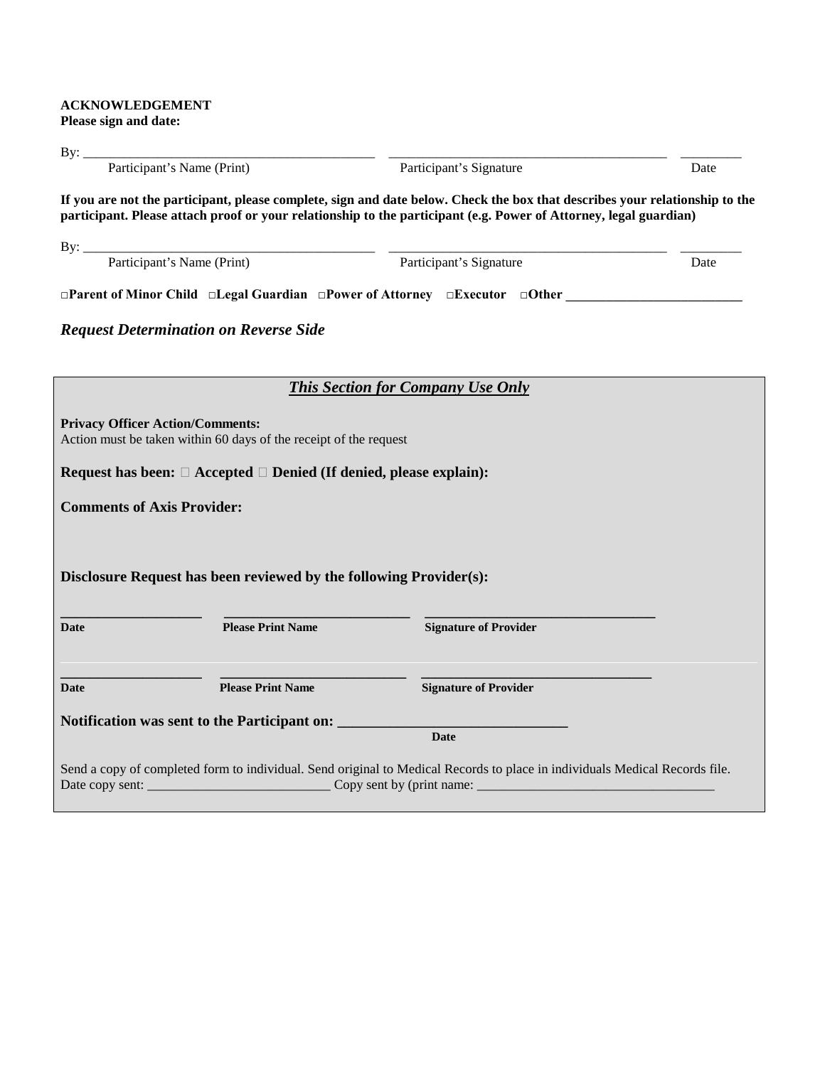**ACKNOWLEDGEMENT**
**Please sign and date:**

By: ____________________________________________ ________________________________________ _________
Participant's Name (Print) Participant's Signature Date

**If you are not the participant, please complete, sign and date below. Check the box that describes your relationship to the participant. Please attach proof or your relationship to the participant (e.g. Power of Attorney, legal guardian)**

By: ____________________________________________ ________________________________________ _________
Participant's Name (Print) Participant's Signature Date

**□Parent of Minor Child □Legal Guardian □Power of Attorney □Executor □Other __________________________**

***Request Determination on Reverse Side***

***This Section for Company Use Only***

**Privacy Officer Action/Comments:**
Action must be taken within 60 days of the receipt of the request

**Request has been: □ Accepted □ Denied (If denied, please explain):**

**Comments of Axis Provider:**

**Disclosure Request has been reviewed by the following Provider(s):**

____________________ ___________________________ __________________________________
**Date** **Please Print Name** **Signature of Provider**

____________________ ___________________________ __________________________________
**Date** **Please Print Name** **Signature of Provider**

**Notification was sent to the Participant on: _______________________________**
**Date**

Send a copy of completed form to individual. Send original to Medical Records to place in individuals Medical Records file.
Date copy sent: ___________________________ Copy sent by (print name: ___________________________________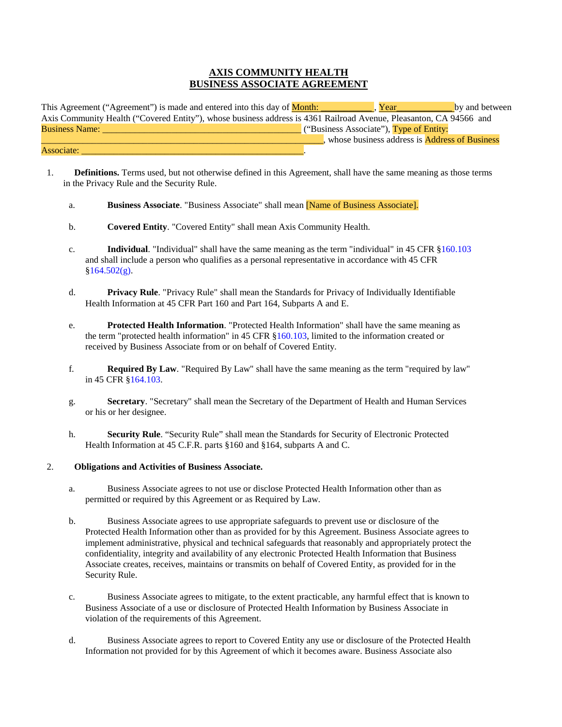# AXIS COMMUNITY HEALTH
# BUSINESS ASSOCIATE AGREEMENT

This Agreement ("Agreement") is made and entered into this day of Month: ___________, Year___________ by and between Axis Community Health ("Covered Entity"), whose business address is 4361 Railroad Avenue, Pleasanton, CA 94566 and Business Name: __________________________________________ ("Business Associate"), Type of Entity: ____________________________________________________________, whose business address is Address of Business Associate: ________________________________________________.

1. **Definitions.** Terms used, but not otherwise defined in this Agreement, shall have the same meaning as those terms in the Privacy Rule and the Security Rule.

   a. **Business Associate**. "Business Associate" shall mean [Name of Business Associate].

   b. **Covered Entity**. "Covered Entity" shall mean Axis Community Health.

   c. **Individual**. "Individual" shall have the same meaning as the term "individual" in 45 CFR §160.103 and shall include a person who qualifies as a personal representative in accordance with 45 CFR §164.502(g).

   d. **Privacy Rule**. "Privacy Rule" shall mean the Standards for Privacy of Individually Identifiable Health Information at 45 CFR Part 160 and Part 164, Subparts A and E.

   e. **Protected Health Information**. "Protected Health Information" shall have the same meaning as the term "protected health information" in 45 CFR §160.103, limited to the information created or received by Business Associate from or on behalf of Covered Entity.

   f. **Required By Law**. "Required By Law" shall have the same meaning as the term "required by law" in 45 CFR §164.103.

   g. **Secretary**. "Secretary" shall mean the Secretary of the Department of Health and Human Services or his or her designee.

   h. **Security Rule**. "Security Rule" shall mean the Standards for Security of Electronic Protected Health Information at 45 C.F.R. parts §160 and §164, subparts A and C.

2. **Obligations and Activities of Business Associate.**

   a. Business Associate agrees to not use or disclose Protected Health Information other than as permitted or required by this Agreement or as Required by Law.

   b. Business Associate agrees to use appropriate safeguards to prevent use or disclosure of the Protected Health Information other than as provided for by this Agreement. Business Associate agrees to implement administrative, physical and technical safeguards that reasonably and appropriately protect the confidentiality, integrity and availability of any electronic Protected Health Information that Business Associate creates, receives, maintains or transmits on behalf of Covered Entity, as provided for in the Security Rule.

   c. Business Associate agrees to mitigate, to the extent practicable, any harmful effect that is known to Business Associate of a use or disclosure of Protected Health Information by Business Associate in violation of the requirements of this Agreement.

   d. Business Associate agrees to report to Covered Entity any use or disclosure of the Protected Health Information not provided for by this Agreement of which it becomes aware. Business Associate also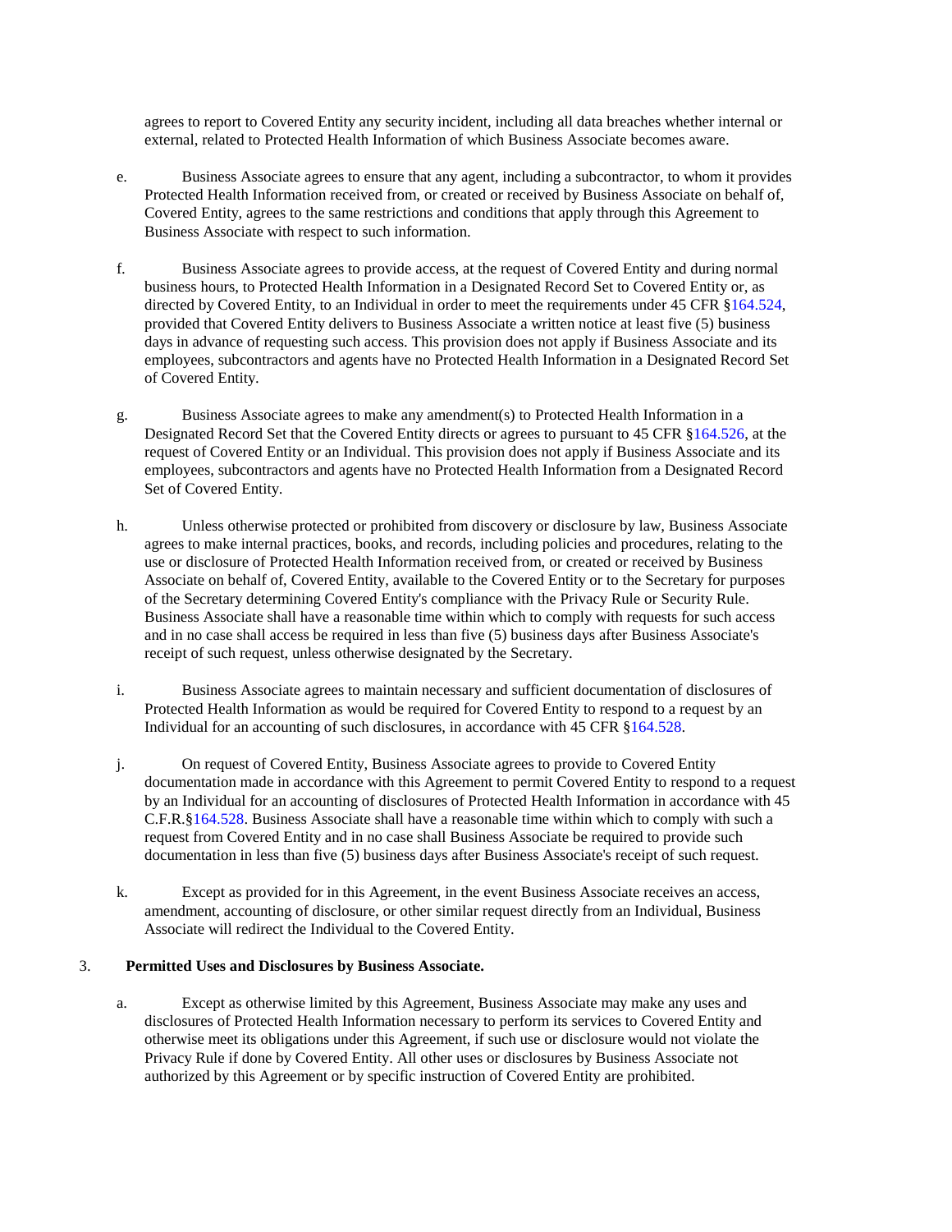agrees to report to Covered Entity any security incident, including all data breaches whether internal or external, related to Protected Health Information of which Business Associate becomes aware.

e. Business Associate agrees to ensure that any agent, including a subcontractor, to whom it provides Protected Health Information received from, or created or received by Business Associate on behalf of, Covered Entity, agrees to the same restrictions and conditions that apply through this Agreement to Business Associate with respect to such information.

f. Business Associate agrees to provide access, at the request of Covered Entity and during normal business hours, to Protected Health Information in a Designated Record Set to Covered Entity or, as directed by Covered Entity, to an Individual in order to meet the requirements under 45 CFR §164.524, provided that Covered Entity delivers to Business Associate a written notice at least five (5) business days in advance of requesting such access. This provision does not apply if Business Associate and its employees, subcontractors and agents have no Protected Health Information in a Designated Record Set of Covered Entity.

g. Business Associate agrees to make any amendment(s) to Protected Health Information in a Designated Record Set that the Covered Entity directs or agrees to pursuant to 45 CFR §164.526, at the request of Covered Entity or an Individual. This provision does not apply if Business Associate and its employees, subcontractors and agents have no Protected Health Information from a Designated Record Set of Covered Entity.

h. Unless otherwise protected or prohibited from discovery or disclosure by law, Business Associate agrees to make internal practices, books, and records, including policies and procedures, relating to the use or disclosure of Protected Health Information received from, or created or received by Business Associate on behalf of, Covered Entity, available to the Covered Entity or to the Secretary for purposes of the Secretary determining Covered Entity's compliance with the Privacy Rule or Security Rule. Business Associate shall have a reasonable time within which to comply with requests for such access and in no case shall access be required in less than five (5) business days after Business Associate's receipt of such request, unless otherwise designated by the Secretary.

i. Business Associate agrees to maintain necessary and sufficient documentation of disclosures of Protected Health Information as would be required for Covered Entity to respond to a request by an Individual for an accounting of such disclosures, in accordance with 45 CFR §164.528.

j. On request of Covered Entity, Business Associate agrees to provide to Covered Entity documentation made in accordance with this Agreement to permit Covered Entity to respond to a request by an Individual for an accounting of disclosures of Protected Health Information in accordance with 45 C.F.R.§164.528. Business Associate shall have a reasonable time within which to comply with such a request from Covered Entity and in no case shall Business Associate be required to provide such documentation in less than five (5) business days after Business Associate's receipt of such request.

k. Except as provided for in this Agreement, in the event Business Associate receives an access, amendment, accounting of disclosure, or other similar request directly from an Individual, Business Associate will redirect the Individual to the Covered Entity.

3. **Permitted Uses and Disclosures by Business Associate.**

a. Except as otherwise limited by this Agreement, Business Associate may make any uses and disclosures of Protected Health Information necessary to perform its services to Covered Entity and otherwise meet its obligations under this Agreement, if such use or disclosure would not violate the Privacy Rule if done by Covered Entity. All other uses or disclosures by Business Associate not authorized by this Agreement or by specific instruction of Covered Entity are prohibited.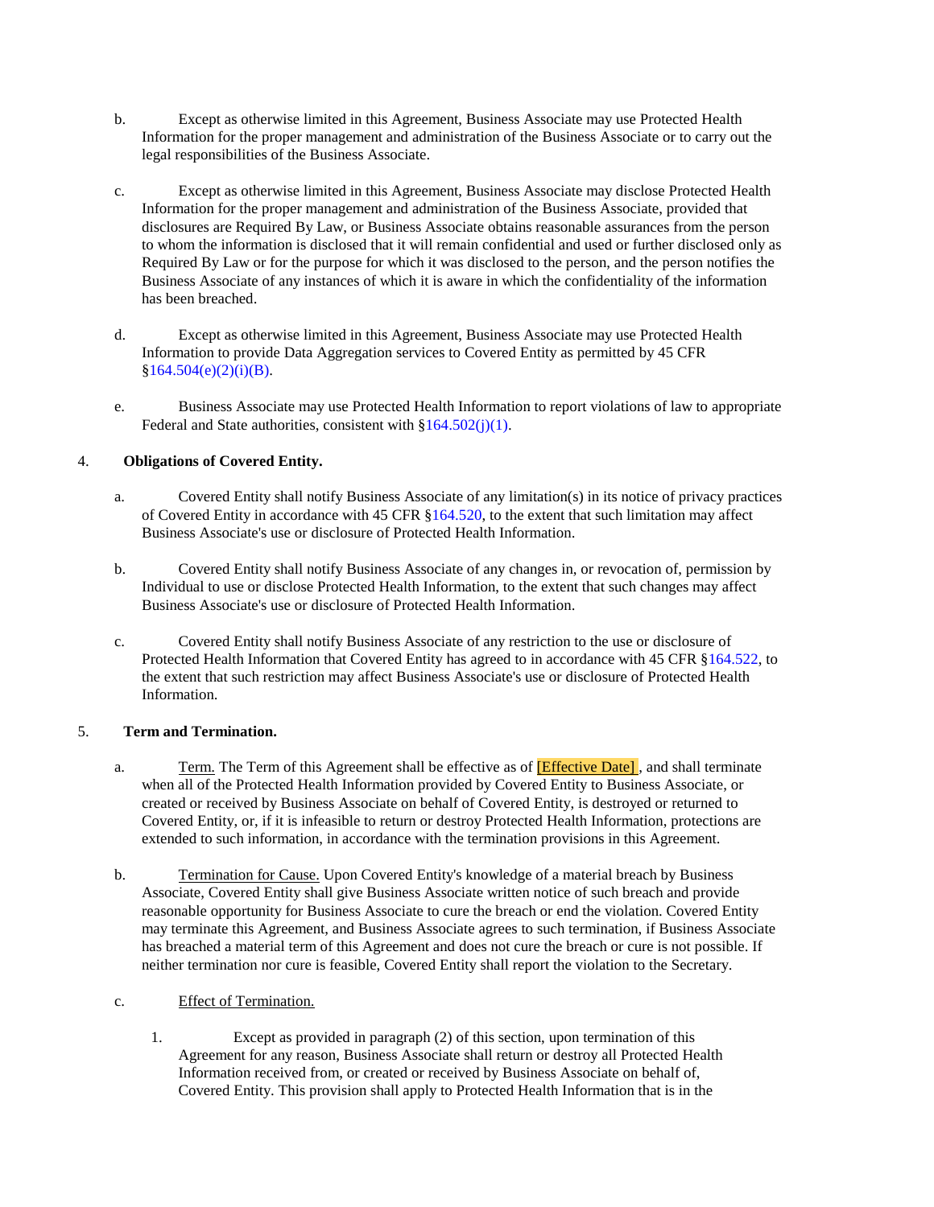b. Except as otherwise limited in this Agreement, Business Associate may use Protected Health Information for the proper management and administration of the Business Associate or to carry out the legal responsibilities of the Business Associate.

c. Except as otherwise limited in this Agreement, Business Associate may disclose Protected Health Information for the proper management and administration of the Business Associate, provided that disclosures are Required By Law, or Business Associate obtains reasonable assurances from the person to whom the information is disclosed that it will remain confidential and used or further disclosed only as Required By Law or for the purpose for which it was disclosed to the person, and the person notifies the Business Associate of any instances of which it is aware in which the confidentiality of the information has been breached.

d. Except as otherwise limited in this Agreement, Business Associate may use Protected Health Information to provide Data Aggregation services to Covered Entity as permitted by 45 CFR §164.504(e)(2)(i)(B).

e. Business Associate may use Protected Health Information to report violations of law to appropriate Federal and State authorities, consistent with §164.502(j)(1).

4. **Obligations of Covered Entity.**

a. Covered Entity shall notify Business Associate of any limitation(s) in its notice of privacy practices of Covered Entity in accordance with 45 CFR §164.520, to the extent that such limitation may affect Business Associate's use or disclosure of Protected Health Information.

b. Covered Entity shall notify Business Associate of any changes in, or revocation of, permission by Individual to use or disclose Protected Health Information, to the extent that such changes may affect Business Associate's use or disclosure of Protected Health Information.

c. Covered Entity shall notify Business Associate of any restriction to the use or disclosure of Protected Health Information that Covered Entity has agreed to in accordance with 45 CFR §164.522, to the extent that such restriction may affect Business Associate's use or disclosure of Protected Health Information.

5. **Term and Termination.**

a. Term. The Term of this Agreement shall be effective as of [Effective Date] , and shall terminate when all of the Protected Health Information provided by Covered Entity to Business Associate, or created or received by Business Associate on behalf of Covered Entity, is destroyed or returned to Covered Entity, or, if it is infeasible to return or destroy Protected Health Information, protections are extended to such information, in accordance with the termination provisions in this Agreement.

b. Termination for Cause. Upon Covered Entity's knowledge of a material breach by Business Associate, Covered Entity shall give Business Associate written notice of such breach and provide reasonable opportunity for Business Associate to cure the breach or end the violation. Covered Entity may terminate this Agreement, and Business Associate agrees to such termination, if Business Associate has breached a material term of this Agreement and does not cure the breach or cure is not possible. If neither termination nor cure is feasible, Covered Entity shall report the violation to the Secretary.

c. Effect of Termination.

1. Except as provided in paragraph (2) of this section, upon termination of this Agreement for any reason, Business Associate shall return or destroy all Protected Health Information received from, or created or received by Business Associate on behalf of, Covered Entity. This provision shall apply to Protected Health Information that is in the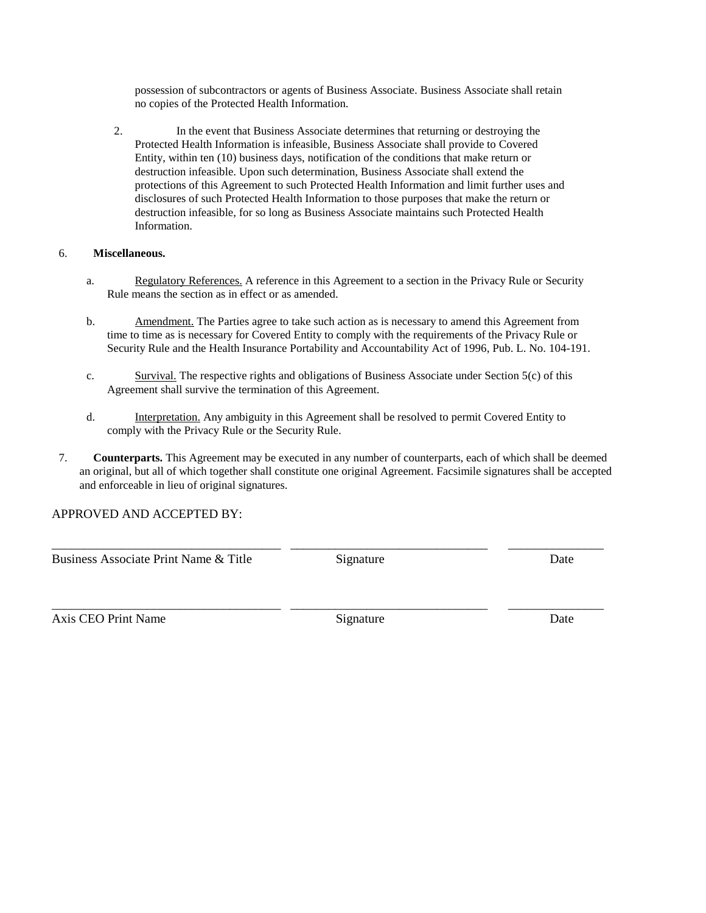possession of subcontractors or agents of Business Associate. Business Associate shall retain no copies of the Protected Health Information.

2. In the event that Business Associate determines that returning or destroying the Protected Health Information is infeasible, Business Associate shall provide to Covered Entity, within ten (10) business days, notification of the conditions that make return or destruction infeasible. Upon such determination, Business Associate shall extend the protections of this Agreement to such Protected Health Information and limit further uses and disclosures of such Protected Health Information to those purposes that make the return or destruction infeasible, for so long as Business Associate maintains such Protected Health Information.

6. **Miscellaneous.**

   a. Regulatory References. A reference in this Agreement to a section in the Privacy Rule or Security Rule means the section as in effect or as amended.

   b. Amendment. The Parties agree to take such action as is necessary to amend this Agreement from time to time as is necessary for Covered Entity to comply with the requirements of the Privacy Rule or Security Rule and the Health Insurance Portability and Accountability Act of 1996, Pub. L. No. 104-191.

   c. Survival. The respective rights and obligations of Business Associate under Section 5(c) of this Agreement shall survive the termination of this Agreement.

   d. Interpretation. Any ambiguity in this Agreement shall be resolved to permit Covered Entity to comply with the Privacy Rule or the Security Rule.

7. **Counterparts.** This Agreement may be executed in any number of counterparts, each of which shall be deemed an original, but all of which together shall constitute one original Agreement. Facsimile signatures shall be accepted and enforceable in lieu of original signatures.

APPROVED AND ACCEPTED BY:

| ____________________________________ | ________________________________ | _______________ |
|---|---|---|
| Business Associate Print Name & Title | Signature | Date |
| ____________________________________ | ________________________________ | _______________ |
| Axis CEO Print Name | Signature | Date |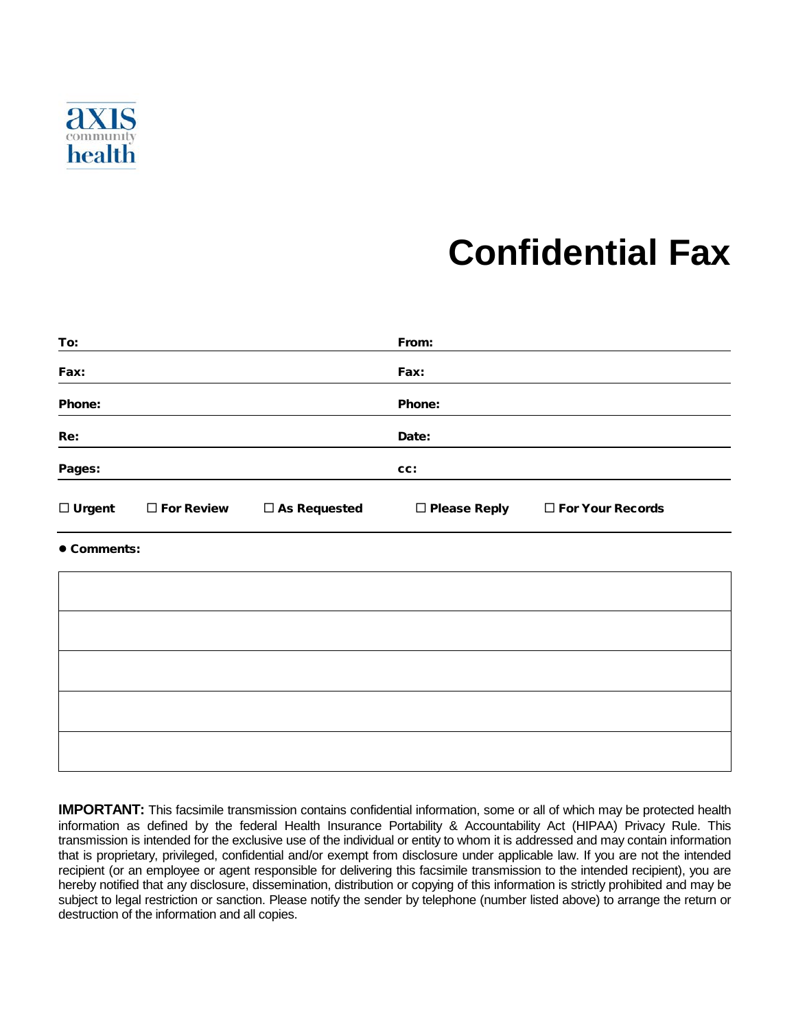axis community health

# Confidential Fax

| | |
|---|---|
| **To:** | **From:** |
| **Fax:** | **Fax:** |
| **Phone:** | **Phone:** |
| **Re:** | **Date:** |
| **Pages:** | **cc:** |

☐ **Urgent** ☐ **For Review** ☐ **As Requested** ☐ **Please Reply** ☐ **For Your Records**

● **Comments:**

| |
|---|
| |
| |
| |
| |
| |

**IMPORTANT:** This facsimile transmission contains confidential information, some or all of which may be protected health information as defined by the federal Health Insurance Portability & Accountability Act (HIPAA) Privacy Rule. This transmission is intended for the exclusive use of the individual or entity to whom it is addressed and may contain information that is proprietary, privileged, confidential and/or exempt from disclosure under applicable law. If you are not the intended recipient (or an employee or agent responsible for delivering this facsimile transmission to the intended recipient), you are hereby notified that any disclosure, dissemination, distribution or copying of this information is strictly prohibited and may be subject to legal restriction or sanction. Please notify the sender by telephone (number listed above) to arrange the return or destruction of the information and all copies.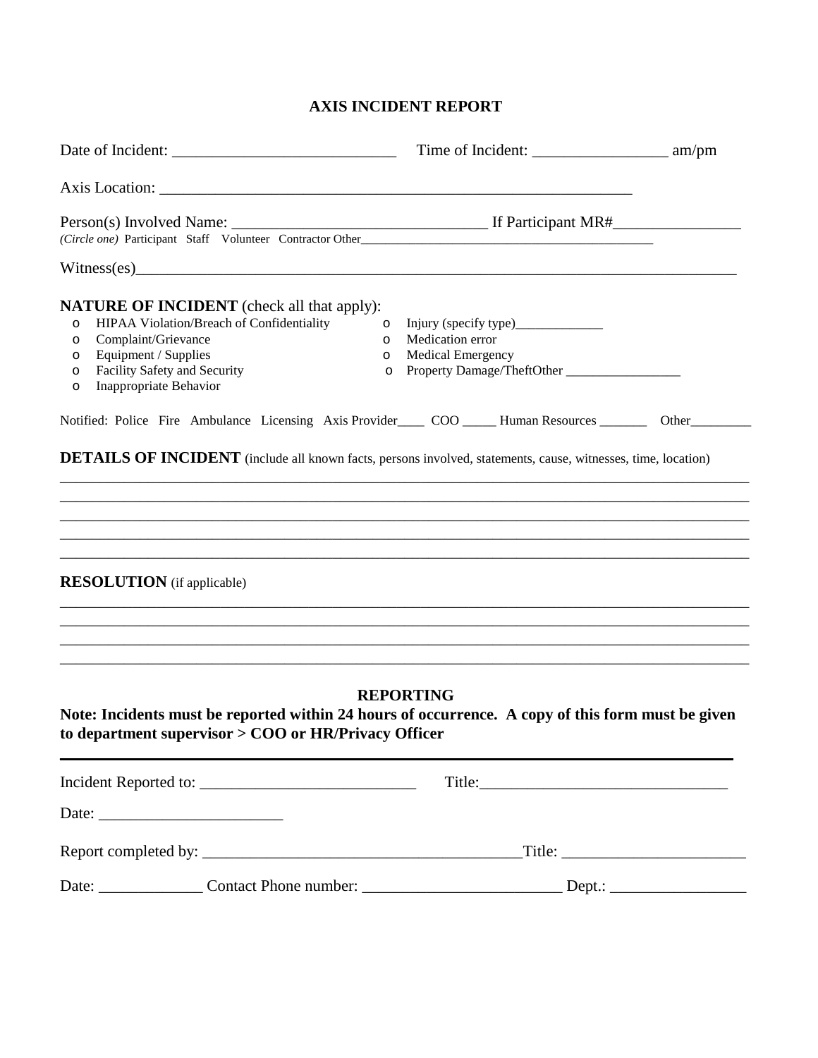# AXIS INCIDENT REPORT

Date of Incident: ___________________________ Time of Incident: ________________ am/pm

Axis Location: ___________________________________________________________

Person(s) Involved Name: _______________________________ If Participant MR#________________

*(Circle one)* Participant Staff Volunteer Contractor Other_______________________________________________

Witness(es)___________________________________________________________________________

**NATURE OF INCIDENT** (check all that apply):

- o HIPAA Violation/Breach of Confidentiality
- o Complaint/Grievance
- o Equipment / Supplies
- o Facility Safety and Security
- o Inappropriate Behavior
- o Injury (specify type)_____________
- o Medication error
- o Medical Emergency
- o Property Damage/TheftOther _________________

Notified: Police Fire Ambulance Licensing Axis Provider____ COO _____ Human Resources _______ Other_________

**DETAILS OF INCIDENT** (include all known facts, persons involved, statements, cause, witnesses, time, location)

_____________________________________________________________________________________________

_____________________________________________________________________________________________

_____________________________________________________________________________________________

_____________________________________________________________________________________________

_____________________________________________________________________________________________

**RESOLUTION** (if applicable)

_____________________________________________________________________________________________

_____________________________________________________________________________________________

_____________________________________________________________________________________________

_____________________________________________________________________________________________

## REPORTING

**Note: Incidents must be reported within 24 hours of occurrence. A copy of this form must be given to department supervisor > COO or HR/Privacy Officer**

---

Incident Reported to: ___________________________ Title:_______________________________

Date: ______________________

Report completed by: ________________________________________Title: ______________________

Date: _____________ Contact Phone number: ________________________ Dept.: _________________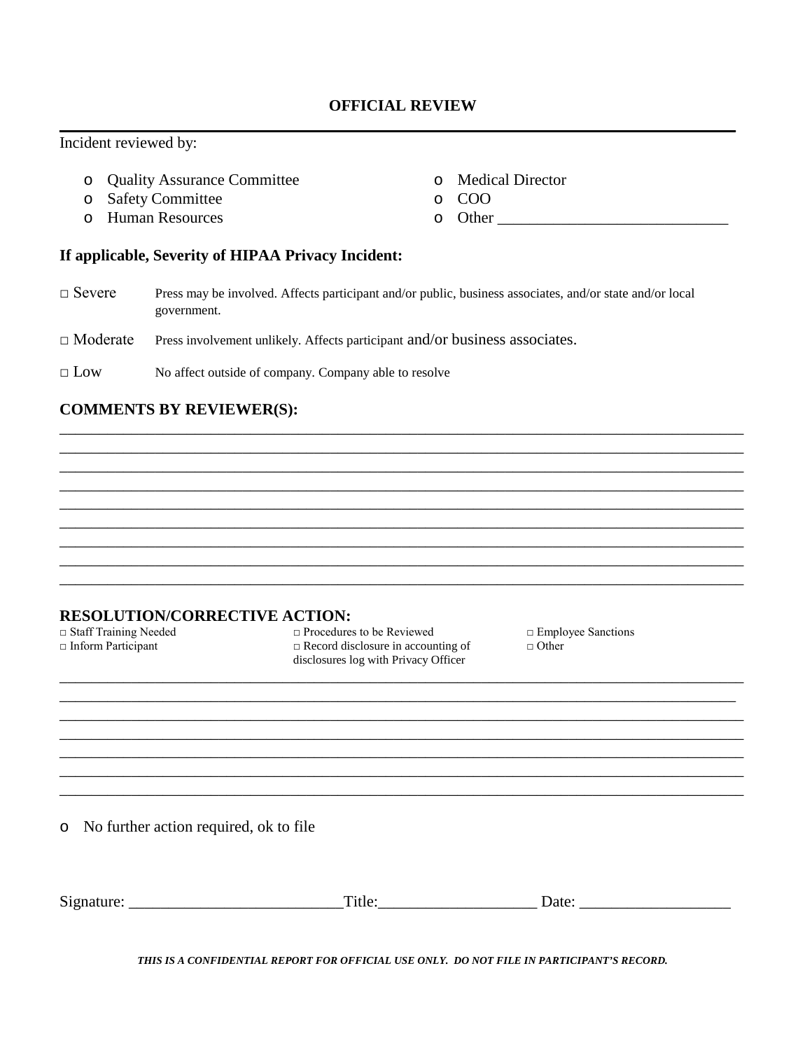**OFFICIAL REVIEW**

---

Incident reviewed by:

- o Quality Assurance Committee
- o Safety Committee
- o Human Resources
- o Medical Director
- o COO
- o Other ____________________________

### If applicable, Severity of HIPAA Privacy Incident:

□ Severe — Press may be involved. Affects participant and/or public, business associates, and/or state and/or local government.

□ Moderate — Press involvement unlikely. Affects participant and/or business associates.

□ Low — No affect outside of company. Company able to resolve

### COMMENTS BY REVIEWER(S):

_____________________________________________________________________________________
_____________________________________________________________________________________
_____________________________________________________________________________________
_____________________________________________________________________________________
_____________________________________________________________________________________
_____________________________________________________________________________________
_____________________________________________________________________________________
_____________________________________________________________________________________
_____________________________________________________________________________________

### RESOLUTION/CORRECTIVE ACTION:

□ Staff Training Needed
□ Inform Participant
□ Procedures to be Reviewed
□ Record disclosure in accounting of disclosures log with Privacy Officer
□ Employee Sanctions
□ Other

_____________________________________________________________________________________
_____________________________________________________________________________________
_____________________________________________________________________________________
_____________________________________________________________________________________
_____________________________________________________________________________________
_____________________________________________________________________________________
_____________________________________________________________________________________

o No further action required, ok to file

Signature: __________________________Title:___________________ Date: __________________

***THIS IS A CONFIDENTIAL REPORT FOR OFFICIAL USE ONLY. DO NOT FILE IN PARTICIPANT'S RECORD.***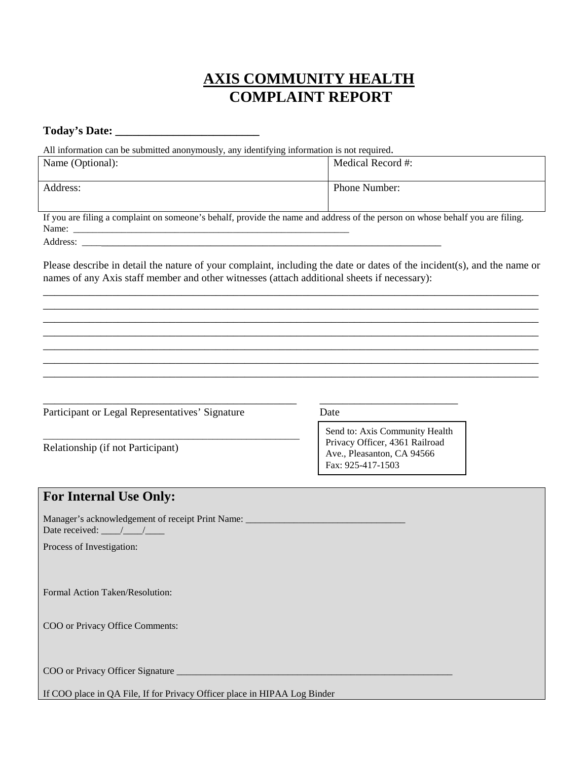# AXIS COMMUNITY HEALTH
# COMPLAINT REPORT

**Today's Date: _________________________**

All information can be submitted anonymously, any identifying information is not required.

| Name (Optional): | Medical Record #: |
|---|---|
| Address: | Phone Number: |

If you are filing a complaint on someone's behalf, provide the name and address of the person on whose behalf you are filing.

Name: ____________________________________________________________

Address: ________________________________________________________________________

Please describe in detail the nature of your complaint, including the date or dates of the incident(s), and the name or names of any Axis staff member and other witnesses (attach additional sheets if necessary):

___________________________________________________________________________________________

___________________________________________________________________________________________

___________________________________________________________________________________________

___________________________________________________________________________________________

___________________________________________________________________________________________

___________________________________________________________________________________________

___________________________________________________________________________________________

__________________________________________________ __________________________

Participant or Legal Representatives' Signature Date

__________________________________________________

Relationship (if not Participant)

Send to: Axis Community Health Privacy Officer, 4361 Railroad Ave., Pleasanton, CA 94566
Fax: 925-417-1503

## For Internal Use Only:

Manager's acknowledgement of receipt Print Name: ________________________________

Date received: ____/____/____

Process of Investigation:

Formal Action Taken/Resolution:

COO or Privacy Office Comments:

COO or Privacy Officer Signature ____________________________________________________________

If COO place in QA File, If for Privacy Officer place in HIPAA Log Binder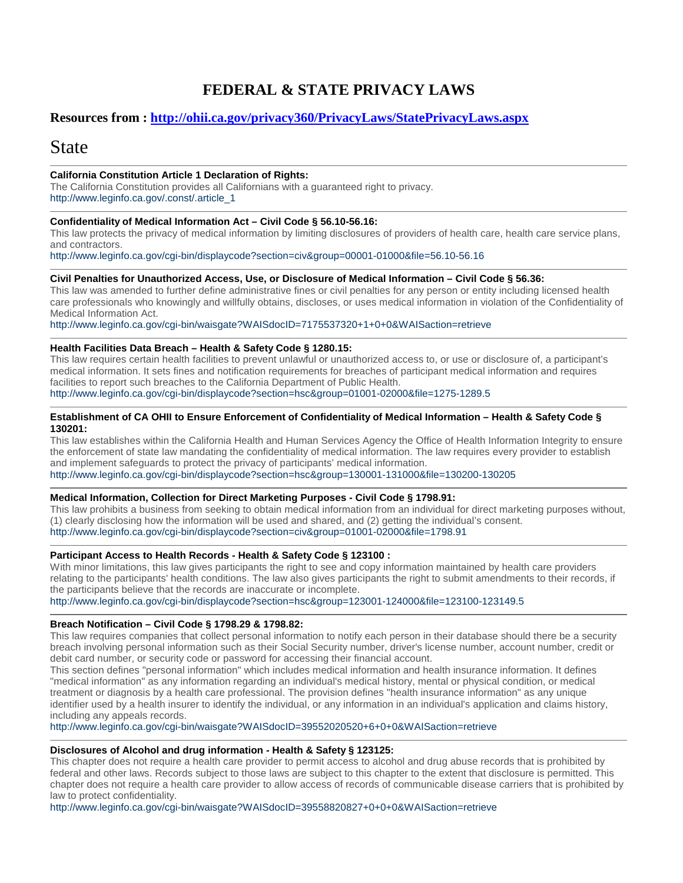# FEDERAL & STATE PRIVACY LAWS

### Resources from : [http://ohii.ca.gov/privacy360/PrivacyLaws/StatePrivacyLaws.aspx](http://ohii.ca.gov/privacy360/PrivacyLaws/StatePrivacyLaws.aspx)

## State

---

**California Constitution Article 1 Declaration of Rights:**
The California Constitution provides all Californians with a guaranteed right to privacy.
http://www.leginfo.ca.gov/.const/.article_1

---

**Confidentiality of Medical Information Act – Civil Code § 56.10-56.16:**
This law protects the privacy of medical information by limiting disclosures of providers of health care, health care service plans, and contractors.
http://www.leginfo.ca.gov/cgi-bin/displaycode?section=civ&group=00001-01000&file=56.10-56.16

---

**Civil Penalties for Unauthorized Access, Use, or Disclosure of Medical Information – Civil Code § 56.36:**
This law was amended to further define administrative fines or civil penalties for any person or entity including licensed health care professionals who knowingly and willfully obtains, discloses, or uses medical information in violation of the Confidentiality of Medical Information Act.
http://www.leginfo.ca.gov/cgi-bin/waisgate?WAISdocID=7175537320+1+0+0&WAISaction=retrieve

---

**Health Facilities Data Breach – Health & Safety Code § 1280.15:**
This law requires certain health facilities to prevent unlawful or unauthorized access to, or use or disclosure of, a participant's medical information. It sets fines and notification requirements for breaches of participant medical information and requires facilities to report such breaches to the California Department of Public Health.
http://www.leginfo.ca.gov/cgi-bin/displaycode?section=hsc&group=01001-02000&file=1275-1289.5

---

**Establishment of CA OHII to Ensure Enforcement of Confidentiality of Medical Information – Health & Safety Code § 130201:**
This law establishes within the California Health and Human Services Agency the Office of Health Information Integrity to ensure the enforcement of state law mandating the confidentiality of medical information. The law requires every provider to establish and implement safeguards to protect the privacy of participants' medical information.
http://www.leginfo.ca.gov/cgi-bin/displaycode?section=hsc&group=130001-131000&file=130200-130205

---

**Medical Information, Collection for Direct Marketing Purposes - Civil Code § 1798.91:**
This law prohibits a business from seeking to obtain medical information from an individual for direct marketing purposes without, (1) clearly disclosing how the information will be used and shared, and (2) getting the individual's consent.
http://www.leginfo.ca.gov/cgi-bin/displaycode?section=civ&group=01001-02000&file=1798.91

---

**Participant Access to Health Records - Health & Safety Code § 123100 :**
With minor limitations, this law gives participants the right to see and copy information maintained by health care providers relating to the participants' health conditions. The law also gives participants the right to submit amendments to their records, if the participants believe that the records are inaccurate or incomplete.
http://www.leginfo.ca.gov/cgi-bin/displaycode?section=hsc&group=123001-124000&file=123100-123149.5

---

**Breach Notification – Civil Code § 1798.29 & 1798.82:**
This law requires companies that collect personal information to notify each person in their database should there be a security breach involving personal information such as their Social Security number, driver's license number, account number, credit or debit card number, or security code or password for accessing their financial account.
This section defines "personal information" which includes medical information and health insurance information. It defines "medical information" as any information regarding an individual's medical history, mental or physical condition, or medical treatment or diagnosis by a health care professional. The provision defines "health insurance information" as any unique identifier used by a health insurer to identify the individual, or any information in an individual's application and claims history, including any appeals records.
http://www.leginfo.ca.gov/cgi-bin/waisgate?WAISdocID=39552020520+6+0+0&WAISaction=retrieve

---

**Disclosures of Alcohol and drug information - Health & Safety § 123125:**
This chapter does not require a health care provider to permit access to alcohol and drug abuse records that is prohibited by federal and other laws. Records subject to those laws are subject to this chapter to the extent that disclosure is permitted. This chapter does not require a health care provider to allow access of records of communicable disease carriers that is prohibited by law to protect confidentiality.
http://www.leginfo.ca.gov/cgi-bin/waisgate?WAISdocID=39558820827+0+0+0&WAISaction=retrieve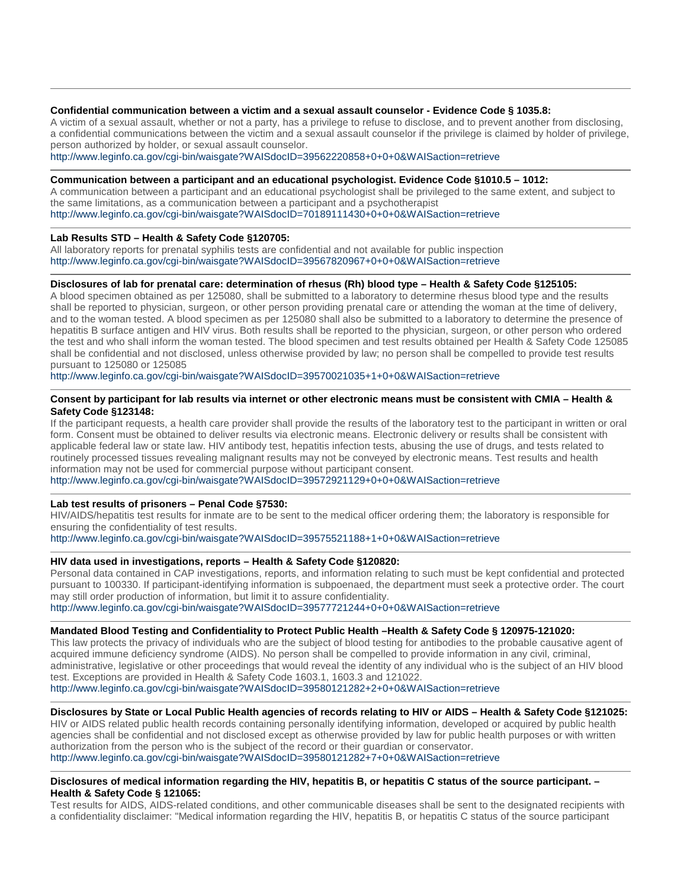**Confidential communication between a victim and a sexual assault counselor - Evidence Code § 1035.8:**

A victim of a sexual assault, whether or not a party, has a privilege to refuse to disclose, and to prevent another from disclosing, a confidential communications between the victim and a sexual assault counselor if the privilege is claimed by holder of privilege, person authorized by holder, or sexual assault counselor.

http://www.leginfo.ca.gov/cgi-bin/waisgate?WAISdocID=39562220858+0+0+0&WAISaction=retrieve

---

**Communication between a participant and an educational psychologist. Evidence Code §1010.5 – 1012:**

A communication between a participant and an educational psychologist shall be privileged to the same extent, and subject to the same limitations, as a communication between a participant and a psychotherapist

http://www.leginfo.ca.gov/cgi-bin/waisgate?WAISdocID=70189111430+0+0+0&WAISaction=retrieve

---

**Lab Results STD – Health & Safety Code §120705:**

All laboratory reports for prenatal syphilis tests are confidential and not available for public inspection

http://www.leginfo.ca.gov/cgi-bin/waisgate?WAISdocID=39567820967+0+0+0&WAISaction=retrieve

---

**Disclosures of lab for prenatal care: determination of rhesus (Rh) blood type – Health & Safety Code §125105:**

A blood specimen obtained as per 125080, shall be submitted to a laboratory to determine rhesus blood type and the results shall be reported to physician, surgeon, or other person providing prenatal care or attending the woman at the time of delivery, and to the woman tested. A blood specimen as per 125080 shall also be submitted to a laboratory to determine the presence of hepatitis B surface antigen and HIV virus. Both results shall be reported to the physician, surgeon, or other person who ordered the test and who shall inform the woman tested. The blood specimen and test results obtained per Health & Safety Code 125085 shall be confidential and not disclosed, unless otherwise provided by law; no person shall be compelled to provide test results pursuant to 125080 or 125085

http://www.leginfo.ca.gov/cgi-bin/waisgate?WAISdocID=39570021035+1+0+0&WAISaction=retrieve

---

**Consent by participant for lab results via internet or other electronic means must be consistent with CMIA – Health & Safety Code §123148:**

If the participant requests, a health care provider shall provide the results of the laboratory test to the participant in written or oral form. Consent must be obtained to deliver results via electronic means. Electronic delivery or results shall be consistent with applicable federal law or state law. HIV antibody test, hepatitis infection tests, abusing the use of drugs, and tests related to routinely processed tissues revealing malignant results may not be conveyed by electronic means. Test results and health information may not be used for commercial purpose without participant consent.

http://www.leginfo.ca.gov/cgi-bin/waisgate?WAISdocID=39572921129+0+0+0&WAISaction=retrieve

---

**Lab test results of prisoners – Penal Code §7530:**

HIV/AIDS/hepatitis test results for inmate are to be sent to the medical officer ordering them; the laboratory is responsible for ensuring the confidentiality of test results.

http://www.leginfo.ca.gov/cgi-bin/waisgate?WAISdocID=39575521188+1+0+0&WAISaction=retrieve

---

**HIV data used in investigations, reports – Health & Safety Code §120820:**

Personal data contained in CAP investigations, reports, and information relating to such must be kept confidential and protected pursuant to 100330. If participant-identifying information is subpoenaed, the department must seek a protective order. The court may still order production of information, but limit it to assure confidentiality.

http://www.leginfo.ca.gov/cgi-bin/waisgate?WAISdocID=39577721244+0+0+0&WAISaction=retrieve

---

**Mandated Blood Testing and Confidentiality to Protect Public Health –Health & Safety Code § 120975-121020:**

This law protects the privacy of individuals who are the subject of blood testing for antibodies to the probable causative agent of acquired immune deficiency syndrome (AIDS). No person shall be compelled to provide information in any civil, criminal, administrative, legislative or other proceedings that would reveal the identity of any individual who is the subject of an HIV blood test. Exceptions are provided in Health & Safety Code 1603.1, 1603.3 and 121022.

http://www.leginfo.ca.gov/cgi-bin/waisgate?WAISdocID=39580121282+2+0+0&WAISaction=retrieve

---

**Disclosures by State or Local Public Health agencies of records relating to HIV or AIDS – Health & Safety Code §121025:**

HIV or AIDS related public health records containing personally identifying information, developed or acquired by public health agencies shall be confidential and not disclosed except as otherwise provided by law for public health purposes or with written authorization from the person who is the subject of the record or their guardian or conservator.

http://www.leginfo.ca.gov/cgi-bin/waisgate?WAISdocID=39580121282+7+0+0&WAISaction=retrieve

---

**Disclosures of medical information regarding the HIV, hepatitis B, or hepatitis C status of the source participant. – Health & Safety Code § 121065:**

Test results for AIDS, AIDS-related conditions, and other communicable diseases shall be sent to the designated recipients with a confidentiality disclaimer: "Medical information regarding the HIV, hepatitis B, or hepatitis C status of the source participant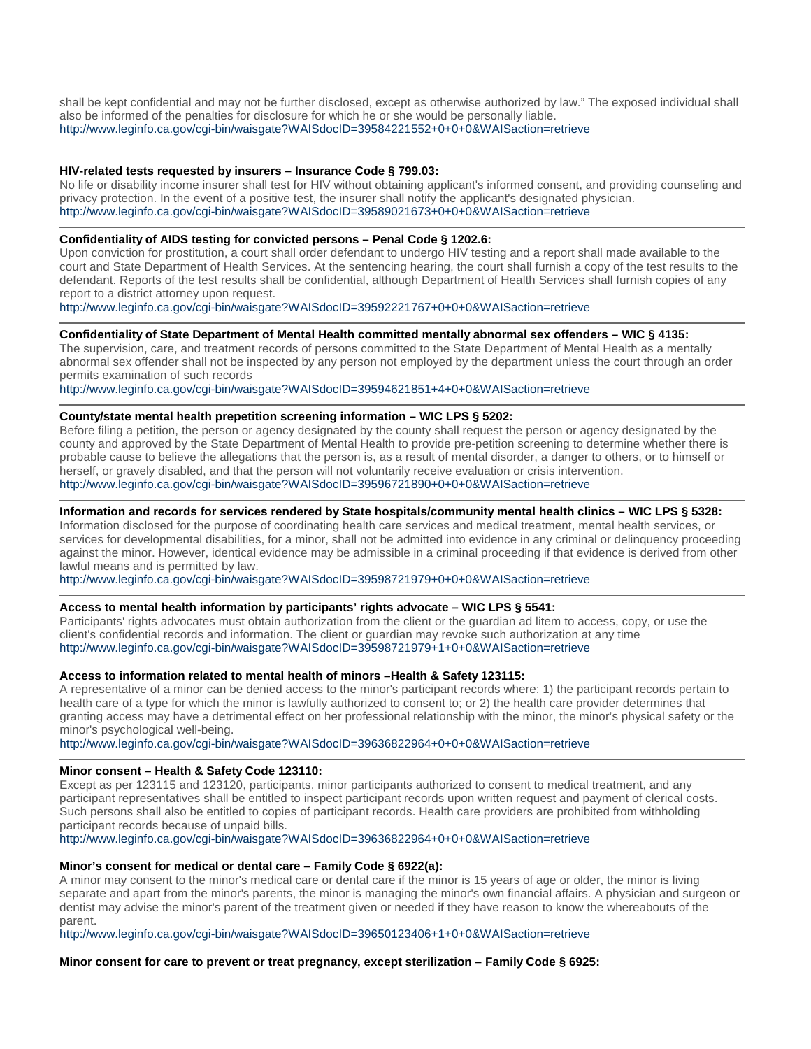shall be kept confidential and may not be further disclosed, except as otherwise authorized by law." The exposed individual shall also be informed of the penalties for disclosure for which he or she would be personally liable.
http://www.leginfo.ca.gov/cgi-bin/waisgate?WAISdocID=39584221552+0+0+0&WAISaction=retrieve

---

**HIV-related tests requested by insurers – Insurance Code § 799.03:**
No life or disability income insurer shall test for HIV without obtaining applicant's informed consent, and providing counseling and privacy protection. In the event of a positive test, the insurer shall notify the applicant's designated physician.
http://www.leginfo.ca.gov/cgi-bin/waisgate?WAISdocID=39589021673+0+0+0&WAISaction=retrieve

---

**Confidentiality of AIDS testing for convicted persons – Penal Code § 1202.6:**
Upon conviction for prostitution, a court shall order defendant to undergo HIV testing and a report shall made available to the court and State Department of Health Services. At the sentencing hearing, the court shall furnish a copy of the test results to the defendant. Reports of the test results shall be confidential, although Department of Health Services shall furnish copies of any report to a district attorney upon request.
http://www.leginfo.ca.gov/cgi-bin/waisgate?WAISdocID=39592221767+0+0+0&WAISaction=retrieve

---

**Confidentiality of State Department of Mental Health committed mentally abnormal sex offenders – WIC § 4135:**
The supervision, care, and treatment records of persons committed to the State Department of Mental Health as a mentally abnormal sex offender shall not be inspected by any person not employed by the department unless the court through an order permits examination of such records
http://www.leginfo.ca.gov/cgi-bin/waisgate?WAISdocID=39594621851+4+0+0&WAISaction=retrieve

---

**County/state mental health prepetition screening information – WIC LPS § 5202:**
Before filing a petition, the person or agency designated by the county shall request the person or agency designated by the county and approved by the State Department of Mental Health to provide pre-petition screening to determine whether there is probable cause to believe the allegations that the person is, as a result of mental disorder, a danger to others, or to himself or herself, or gravely disabled, and that the person will not voluntarily receive evaluation or crisis intervention.
http://www.leginfo.ca.gov/cgi-bin/waisgate?WAISdocID=39596721890+0+0+0&WAISaction=retrieve

---

**Information and records for services rendered by State hospitals/community mental health clinics – WIC LPS § 5328:**
Information disclosed for the purpose of coordinating health care services and medical treatment, mental health services, or services for developmental disabilities, for a minor, shall not be admitted into evidence in any criminal or delinquency proceeding against the minor. However, identical evidence may be admissible in a criminal proceeding if that evidence is derived from other lawful means and is permitted by law.
http://www.leginfo.ca.gov/cgi-bin/waisgate?WAISdocID=39598721979+0+0+0&WAISaction=retrieve

---

**Access to mental health information by participants' rights advocate – WIC LPS § 5541:**
Participants' rights advocates must obtain authorization from the client or the guardian ad litem to access, copy, or use the client's confidential records and information. The client or guardian may revoke such authorization at any time
http://www.leginfo.ca.gov/cgi-bin/waisgate?WAISdocID=39598721979+1+0+0&WAISaction=retrieve

---

**Access to information related to mental health of minors –Health & Safety 123115:**
A representative of a minor can be denied access to the minor's participant records where: 1) the participant records pertain to health care of a type for which the minor is lawfully authorized to consent to; or 2) the health care provider determines that granting access may have a detrimental effect on her professional relationship with the minor, the minor's physical safety or the minor's psychological well-being.
http://www.leginfo.ca.gov/cgi-bin/waisgate?WAISdocID=39636822964+0+0+0&WAISaction=retrieve

---

**Minor consent – Health & Safety Code 123110:**
Except as per 123115 and 123120, participants, minor participants authorized to consent to medical treatment, and any participant representatives shall be entitled to inspect participant records upon written request and payment of clerical costs. Such persons shall also be entitled to copies of participant records. Health care providers are prohibited from withholding participant records because of unpaid bills.
http://www.leginfo.ca.gov/cgi-bin/waisgate?WAISdocID=39636822964+0+0+0&WAISaction=retrieve

---

**Minor's consent for medical or dental care – Family Code § 6922(a):**
A minor may consent to the minor's medical care or dental care if the minor is 15 years of age or older, the minor is living separate and apart from the minor's parents, the minor is managing the minor's own financial affairs. A physician and surgeon or dentist may advise the minor's parent of the treatment given or needed if they have reason to know the whereabouts of the parent.
http://www.leginfo.ca.gov/cgi-bin/waisgate?WAISdocID=39650123406+1+0+0&WAISaction=retrieve

---

**Minor consent for care to prevent or treat pregnancy, except sterilization – Family Code § 6925:**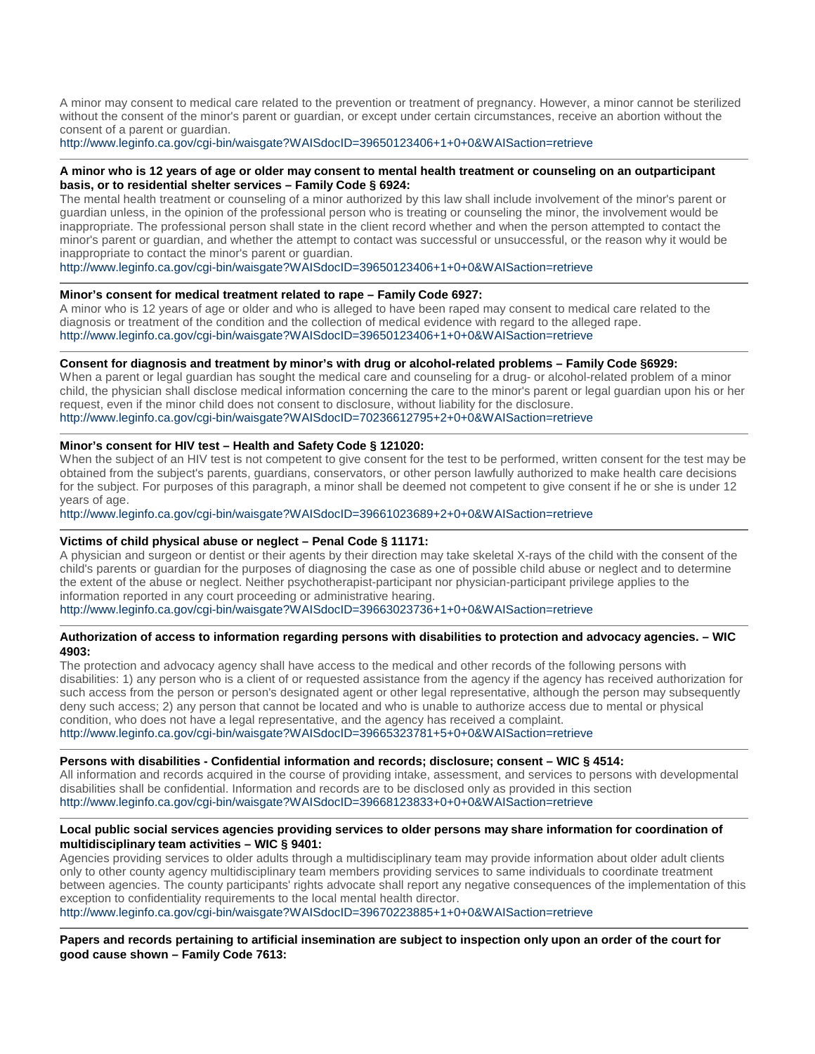A minor may consent to medical care related to the prevention or treatment of pregnancy. However, a minor cannot be sterilized without the consent of the minor's parent or guardian, or except under certain circumstances, receive an abortion without the consent of a parent or guardian.
http://www.leginfo.ca.gov/cgi-bin/waisgate?WAISdocID=39650123406+1+0+0&WAISaction=retrieve

---

**A minor who is 12 years of age or older may consent to mental health treatment or counseling on an outparticipant basis, or to residential shelter services – Family Code § 6924:**

The mental health treatment or counseling of a minor authorized by this law shall include involvement of the minor's parent or guardian unless, in the opinion of the professional person who is treating or counseling the minor, the involvement would be inappropriate. The professional person shall state in the client record whether and when the person attempted to contact the minor's parent or guardian, and whether the attempt to contact was successful or unsuccessful, or the reason why it would be inappropriate to contact the minor's parent or guardian.
http://www.leginfo.ca.gov/cgi-bin/waisgate?WAISdocID=39650123406+1+0+0&WAISaction=retrieve

---

**Minor's consent for medical treatment related to rape – Family Code 6927:**

A minor who is 12 years of age or older and who is alleged to have been raped may consent to medical care related to the diagnosis or treatment of the condition and the collection of medical evidence with regard to the alleged rape.
http://www.leginfo.ca.gov/cgi-bin/waisgate?WAISdocID=39650123406+1+0+0&WAISaction=retrieve

---

**Consent for diagnosis and treatment by minor's with drug or alcohol-related problems – Family Code §6929:**

When a parent or legal guardian has sought the medical care and counseling for a drug- or alcohol-related problem of a minor child, the physician shall disclose medical information concerning the care to the minor's parent or legal guardian upon his or her request, even if the minor child does not consent to disclosure, without liability for the disclosure.
http://www.leginfo.ca.gov/cgi-bin/waisgate?WAISdocID=70236612795+2+0+0&WAISaction=retrieve

---

**Minor's consent for HIV test – Health and Safety Code § 121020:**

When the subject of an HIV test is not competent to give consent for the test to be performed, written consent for the test may be obtained from the subject's parents, guardians, conservators, or other person lawfully authorized to make health care decisions for the subject. For purposes of this paragraph, a minor shall be deemed not competent to give consent if he or she is under 12 years of age.
http://www.leginfo.ca.gov/cgi-bin/waisgate?WAISdocID=39661023689+2+0+0&WAISaction=retrieve

---

**Victims of child physical abuse or neglect – Penal Code § 11171:**

A physician and surgeon or dentist or their agents by their direction may take skeletal X-rays of the child with the consent of the child's parents or guardian for the purposes of diagnosing the case as one of possible child abuse or neglect and to determine the extent of the abuse or neglect. Neither psychotherapist-participant nor physician-participant privilege applies to the information reported in any court proceeding or administrative hearing.
http://www.leginfo.ca.gov/cgi-bin/waisgate?WAISdocID=39663023736+1+0+0&WAISaction=retrieve

---

**Authorization of access to information regarding persons with disabilities to protection and advocacy agencies. – WIC 4903:**

The protection and advocacy agency shall have access to the medical and other records of the following persons with disabilities: 1) any person who is a client of or requested assistance from the agency if the agency has received authorization for such access from the person or person's designated agent or other legal representative, although the person may subsequently deny such access; 2) any person that cannot be located and who is unable to authorize access due to mental or physical condition, who does not have a legal representative, and the agency has received a complaint.
http://www.leginfo.ca.gov/cgi-bin/waisgate?WAISdocID=39665323781+5+0+0&WAISaction=retrieve

---

**Persons with disabilities - Confidential information and records; disclosure; consent – WIC § 4514:**

All information and records acquired in the course of providing intake, assessment, and services to persons with developmental disabilities shall be confidential. Information and records are to be disclosed only as provided in this section
http://www.leginfo.ca.gov/cgi-bin/waisgate?WAISdocID=39668123833+0+0+0&WAISaction=retrieve

---

**Local public social services agencies providing services to older persons may share information for coordination of multidisciplinary team activities – WIC § 9401:**

Agencies providing services to older adults through a multidisciplinary team may provide information about older adult clients only to other county agency multidisciplinary team members providing services to same individuals to coordinate treatment between agencies. The county participants' rights advocate shall report any negative consequences of the implementation of this exception to confidentiality requirements to the local mental health director.
http://www.leginfo.ca.gov/cgi-bin/waisgate?WAISdocID=39670223885+1+0+0&WAISaction=retrieve

---

**Papers and records pertaining to artificial insemination are subject to inspection only upon an order of the court for good cause shown – Family Code 7613:**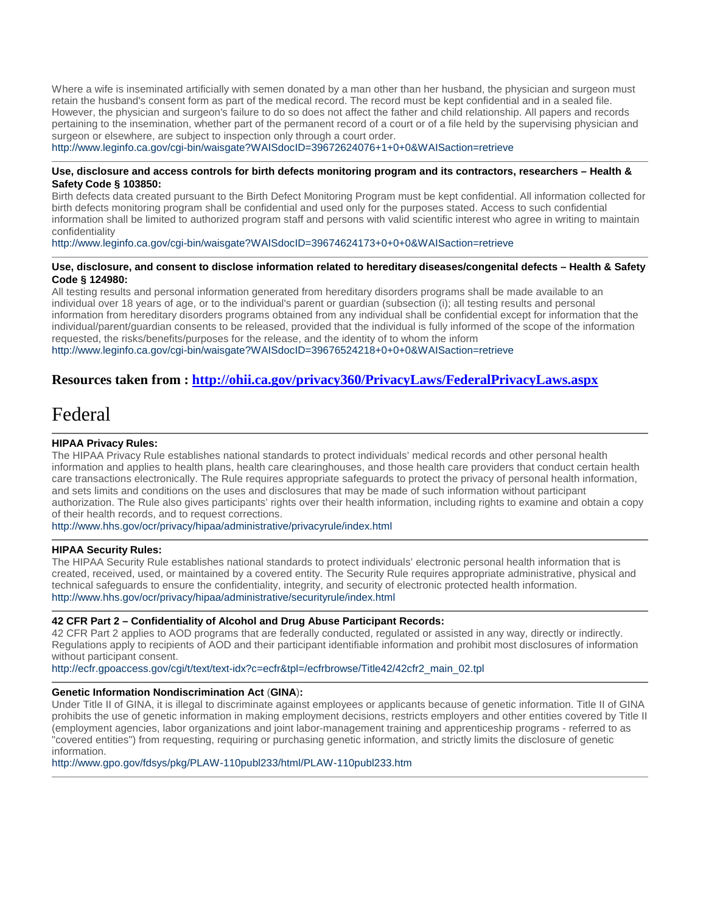Where a wife is inseminated artificially with semen donated by a man other than her husband, the physician and surgeon must retain the husband's consent form as part of the medical record. The record must be kept confidential and in a sealed file. However, the physician and surgeon's failure to do so does not affect the father and child relationship. All papers and records pertaining to the insemination, whether part of the permanent record of a court or of a file held by the supervising physician and surgeon or elsewhere, are subject to inspection only through a court order.
http://www.leginfo.ca.gov/cgi-bin/waisgate?WAISdocID=39672624076+1+0+0&WAISaction=retrieve

---

**Use, disclosure and access controls for birth defects monitoring program and its contractors, researchers – Health & Safety Code § 103850:**
Birth defects data created pursuant to the Birth Defect Monitoring Program must be kept confidential. All information collected for birth defects monitoring program shall be confidential and used only for the purposes stated. Access to such confidential information shall be limited to authorized program staff and persons with valid scientific interest who agree in writing to maintain confidentiality
http://www.leginfo.ca.gov/cgi-bin/waisgate?WAISdocID=39674624173+0+0+0&WAISaction=retrieve

---

**Use, disclosure, and consent to disclose information related to hereditary diseases/congenital defects – Health & Safety Code § 124980:**
All testing results and personal information generated from hereditary disorders programs shall be made available to an individual over 18 years of age, or to the individual's parent or guardian (subsection (i); all testing results and personal information from hereditary disorders programs obtained from any individual shall be confidential except for information that the individual/parent/guardian consents to be released, provided that the individual is fully informed of the scope of the information requested, the risks/benefits/purposes for the release, and the identity of to whom the inform
http://www.leginfo.ca.gov/cgi-bin/waisgate?WAISdocID=39676524218+0+0+0&WAISaction=retrieve

## Resources taken from : http://ohii.ca.gov/privacy360/PrivacyLaws/FederalPrivacyLaws.aspx

# Federal

---

**HIPAA Privacy Rules:**
The HIPAA Privacy Rule establishes national standards to protect individuals' medical records and other personal health information and applies to health plans, health care clearinghouses, and those health care providers that conduct certain health care transactions electronically. The Rule requires appropriate safeguards to protect the privacy of personal health information, and sets limits and conditions on the uses and disclosures that may be made of such information without participant authorization. The Rule also gives participants' rights over their health information, including rights to examine and obtain a copy of their health records, and to request corrections.
http://www.hhs.gov/ocr/privacy/hipaa/administrative/privacyrule/index.html

---

**HIPAA Security Rules:**
The HIPAA Security Rule establishes national standards to protect individuals' electronic personal health information that is created, received, used, or maintained by a covered entity. The Security Rule requires appropriate administrative, physical and technical safeguards to ensure the confidentiality, integrity, and security of electronic protected health information.
http://www.hhs.gov/ocr/privacy/hipaa/administrative/securityrule/index.html

---

**42 CFR Part 2 – Confidentiality of Alcohol and Drug Abuse Participant Records:**
42 CFR Part 2 applies to AOD programs that are federally conducted, regulated or assisted in any way, directly or indirectly. Regulations apply to recipients of AOD and their participant identifiable information and prohibit most disclosures of information without participant consent.
http://ecfr.gpoaccess.gov/cgi/t/text/text-idx?c=ecfr&tpl=/ecfrbrowse/Title42/42cfr2_main_02.tpl

---

**Genetic Information Nondiscrimination Act** (**GINA**)**:**
Under Title II of GINA, it is illegal to discriminate against employees or applicants because of genetic information. Title II of GINA prohibits the use of genetic information in making employment decisions, restricts employers and other entities covered by Title II (employment agencies, labor organizations and joint labor-management training and apprenticeship programs - referred to as "covered entities") from requesting, requiring or purchasing genetic information, and strictly limits the disclosure of genetic information.
http://www.gpo.gov/fdsys/pkg/PLAW-110publ233/html/PLAW-110publ233.htm

---